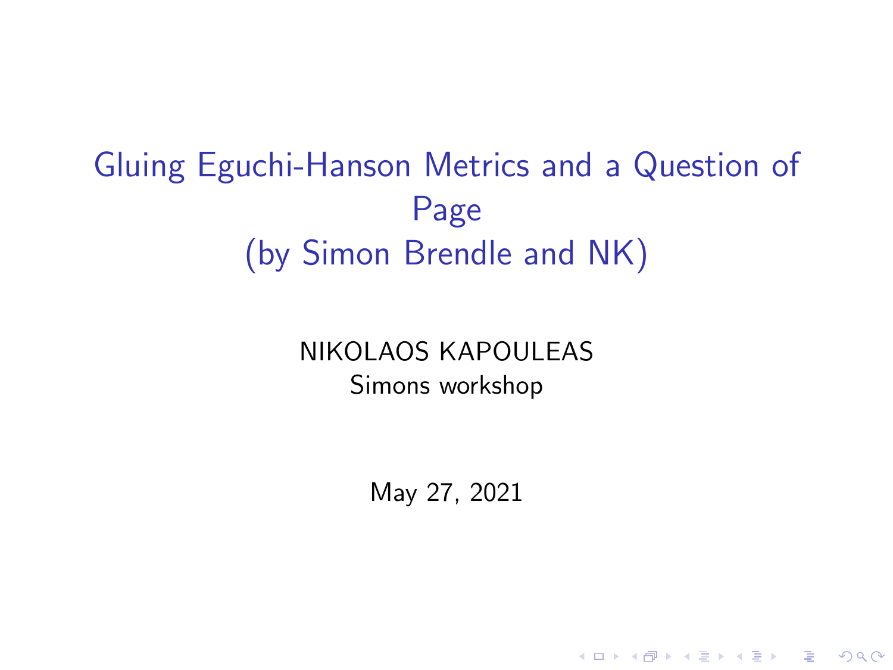# Gluing Eguchi-Hanson Metrics and a Question of Page (by Simon Brendle and NK)

NIKOLAOS KAPOULEAS

Simons workshop

May 27, 2021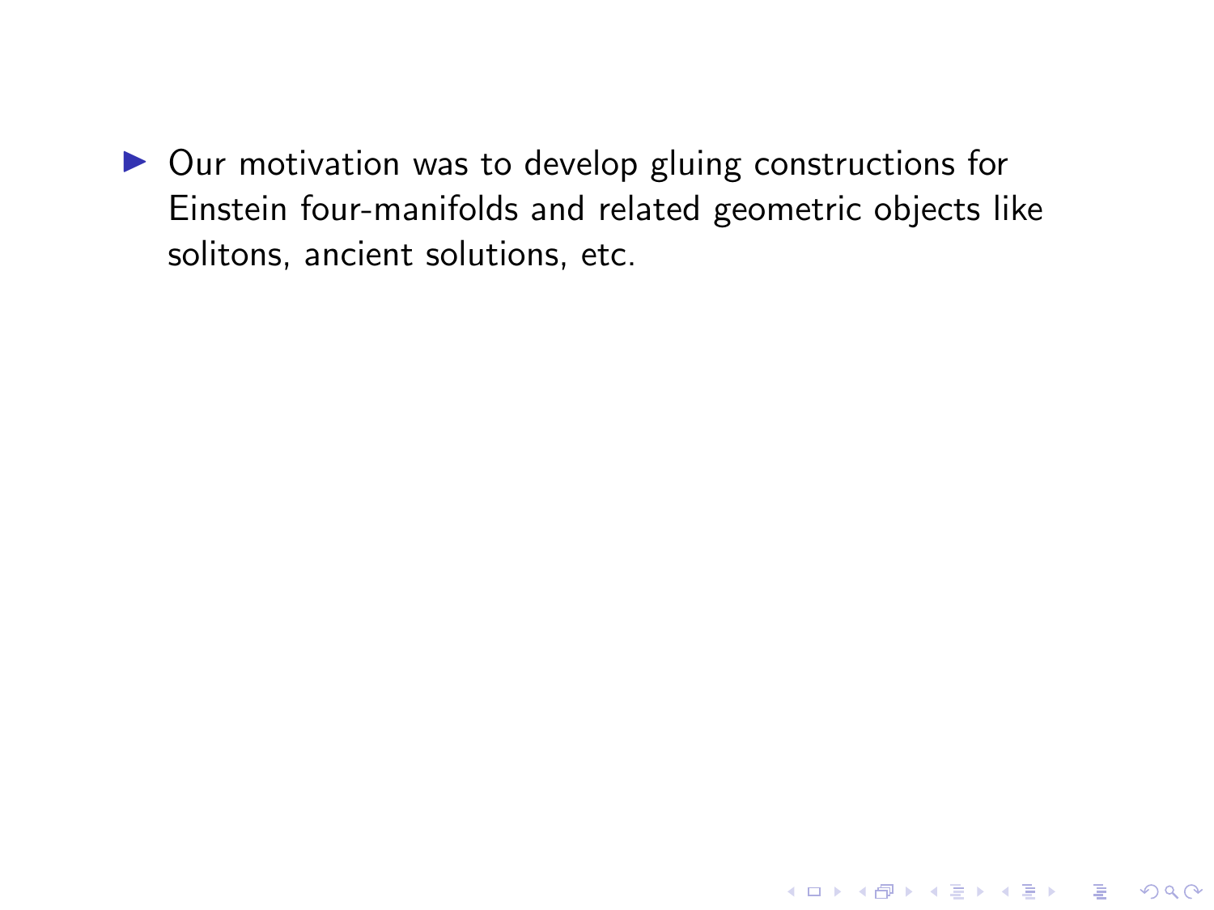- Our motivation was to develop gluing constructions for Einstein four-manifolds and related geometric objects like solitons, ancient solutions, etc.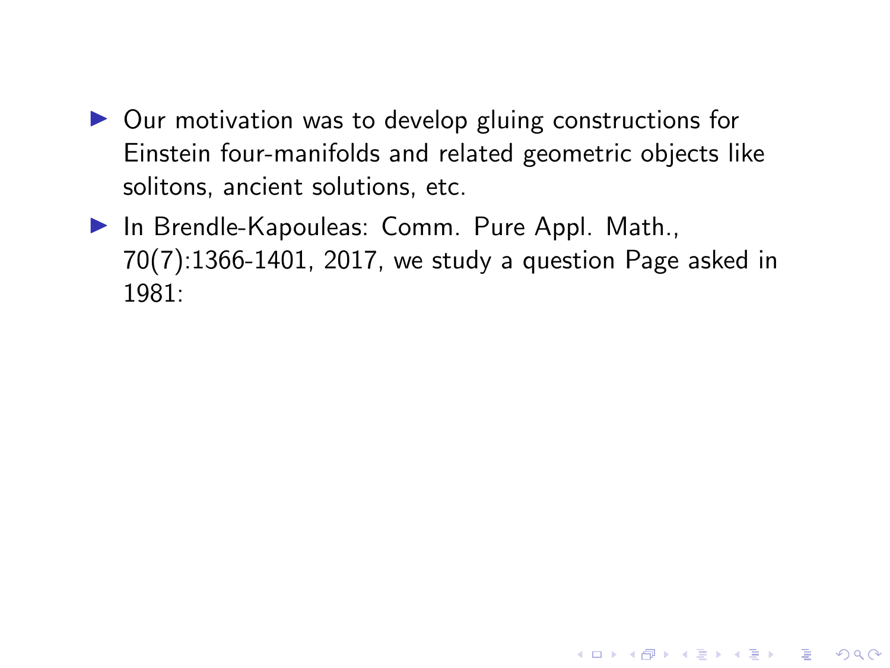- Our motivation was to develop gluing constructions for Einstein four-manifolds and related geometric objects like solitons, ancient solutions, etc.
- In Brendle-Kapouleas: Comm. Pure Appl. Math., 70(7):1366-1401, 2017, we study a question Page asked in 1981: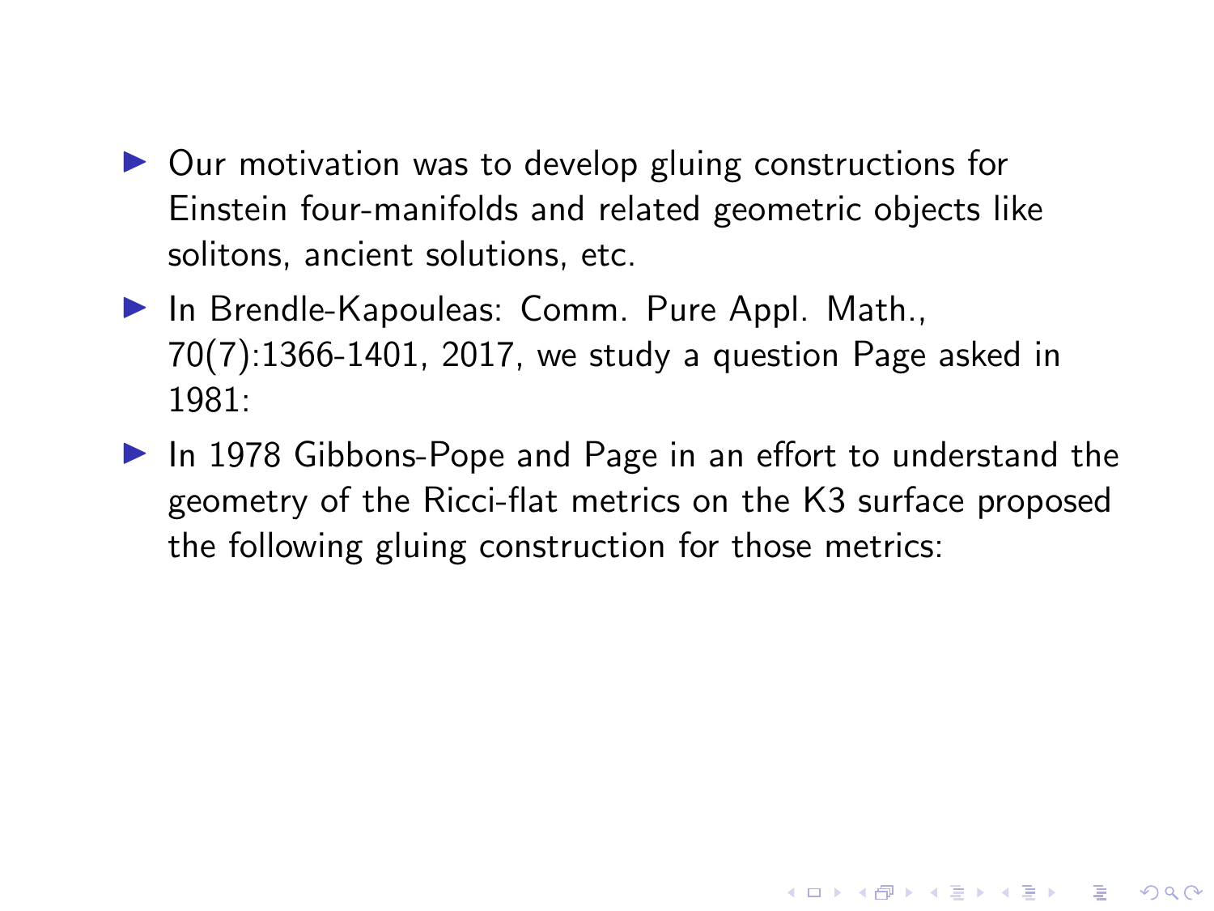- Our motivation was to develop gluing constructions for Einstein four-manifolds and related geometric objects like solitons, ancient solutions, etc.
- In Brendle-Kapouleas: Comm. Pure Appl. Math., 70(7):1366-1401, 2017, we study a question Page asked in 1981:
- In 1978 Gibbons-Pope and Page in an effort to understand the geometry of the Ricci-flat metrics on the K3 surface proposed the following gluing construction for those metrics: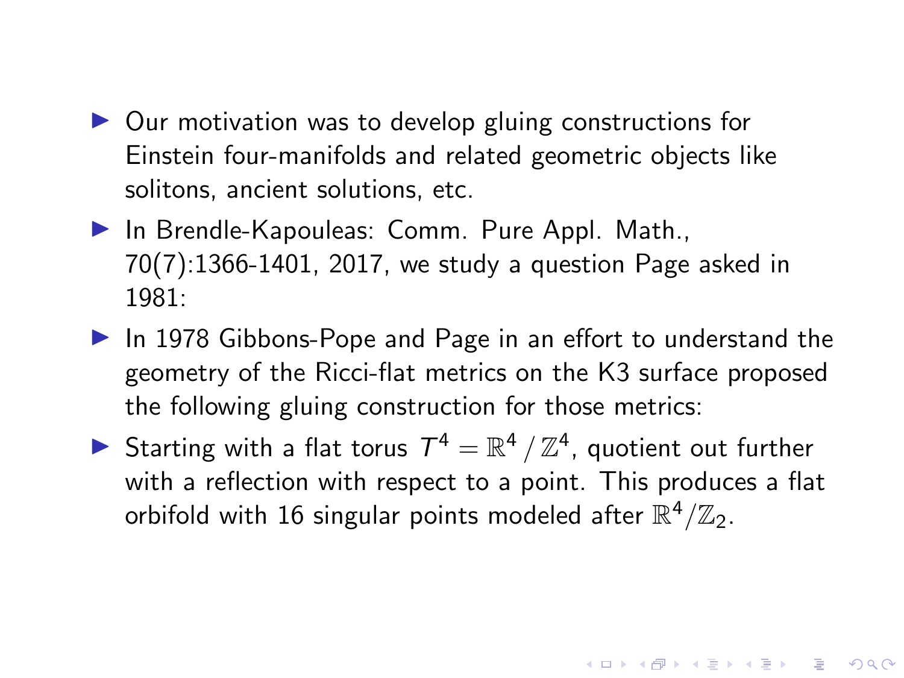- Our motivation was to develop gluing constructions for Einstein four-manifolds and related geometric objects like solitons, ancient solutions, etc.
- In Brendle-Kapouleas: Comm. Pure Appl. Math., 70(7):1366-1401, 2017, we study a question Page asked in 1981:
- In 1978 Gibbons-Pope and Page in an effort to understand the geometry of the Ricci-flat metrics on the K3 surface proposed the following gluing construction for those metrics:
- Starting with a flat torus $T^4 = \mathbb{R}^4 \,/\, \mathbb{Z}^4$, quotient out further with a reflection with respect to a point. This produces a flat orbifold with 16 singular points modeled after $\mathbb{R}^4/\mathbb{Z}_2$.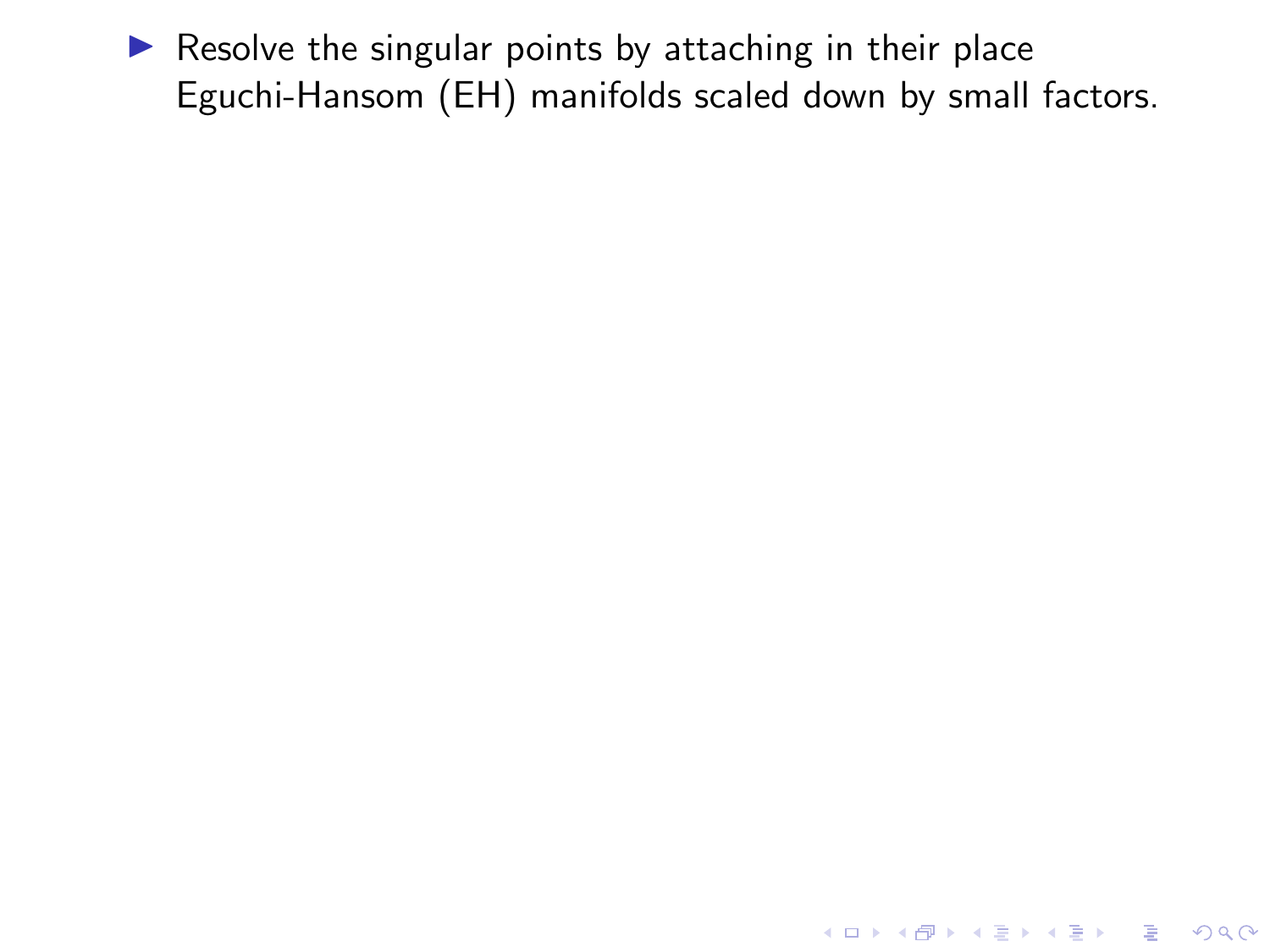- Resolve the singular points by attaching in their place Eguchi-Hansom (EH) manifolds scaled down by small factors.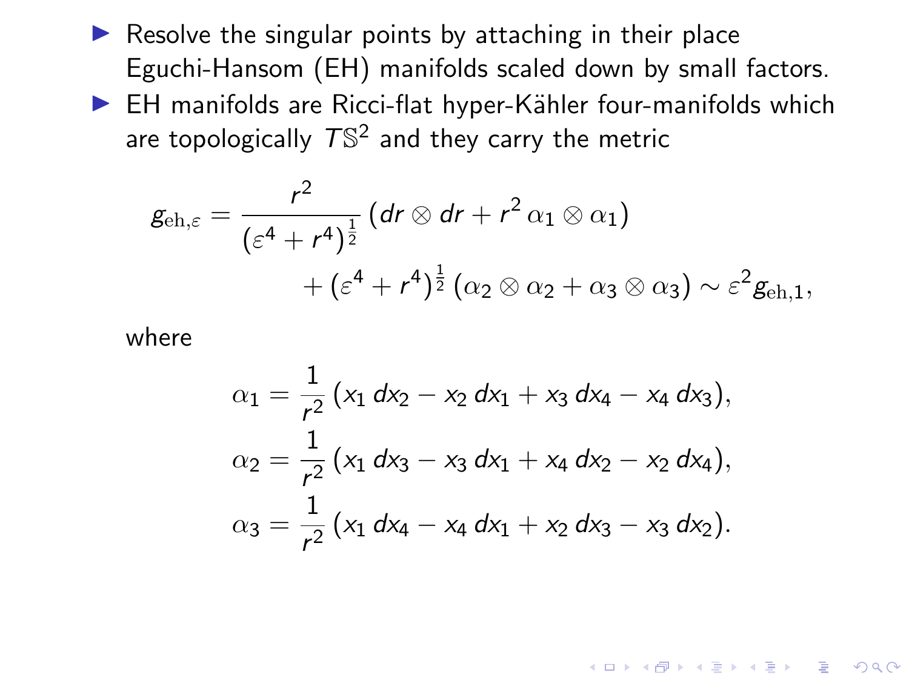- Resolve the singular points by attaching in their place Eguchi-Hansom (EH) manifolds scaled down by small factors.
- EH manifolds are Ricci-flat hyper-Kähler four-manifolds which are topologically $T\mathbb{S}^2$ and they carry the metric

$$
\begin{aligned}
g_{\mathrm{eh},\varepsilon} = \frac{r^2}{(\varepsilon^4 + r^4)^{\frac{1}{2}}} \left( dr \otimes dr + r^2 \, \alpha_1 \otimes \alpha_1 \right) \\
+ (\varepsilon^4 + r^4)^{\frac{1}{2}} \left( \alpha_2 \otimes \alpha_2 + \alpha_3 \otimes \alpha_3 \right) \sim \varepsilon^2 g_{\mathrm{eh},1},
\end{aligned}
$$

where

$$
\begin{aligned}
\alpha_1 &= \frac{1}{r^2} \left( x_1 \, dx_2 - x_2 \, dx_1 + x_3 \, dx_4 - x_4 \, dx_3 \right), \\
\alpha_2 &= \frac{1}{r^2} \left( x_1 \, dx_3 - x_3 \, dx_1 + x_4 \, dx_2 - x_2 \, dx_4 \right), \\
\alpha_3 &= \frac{1}{r^2} \left( x_1 \, dx_4 - x_4 \, dx_1 + x_2 \, dx_3 - x_3 \, dx_2 \right).
\end{aligned}
$$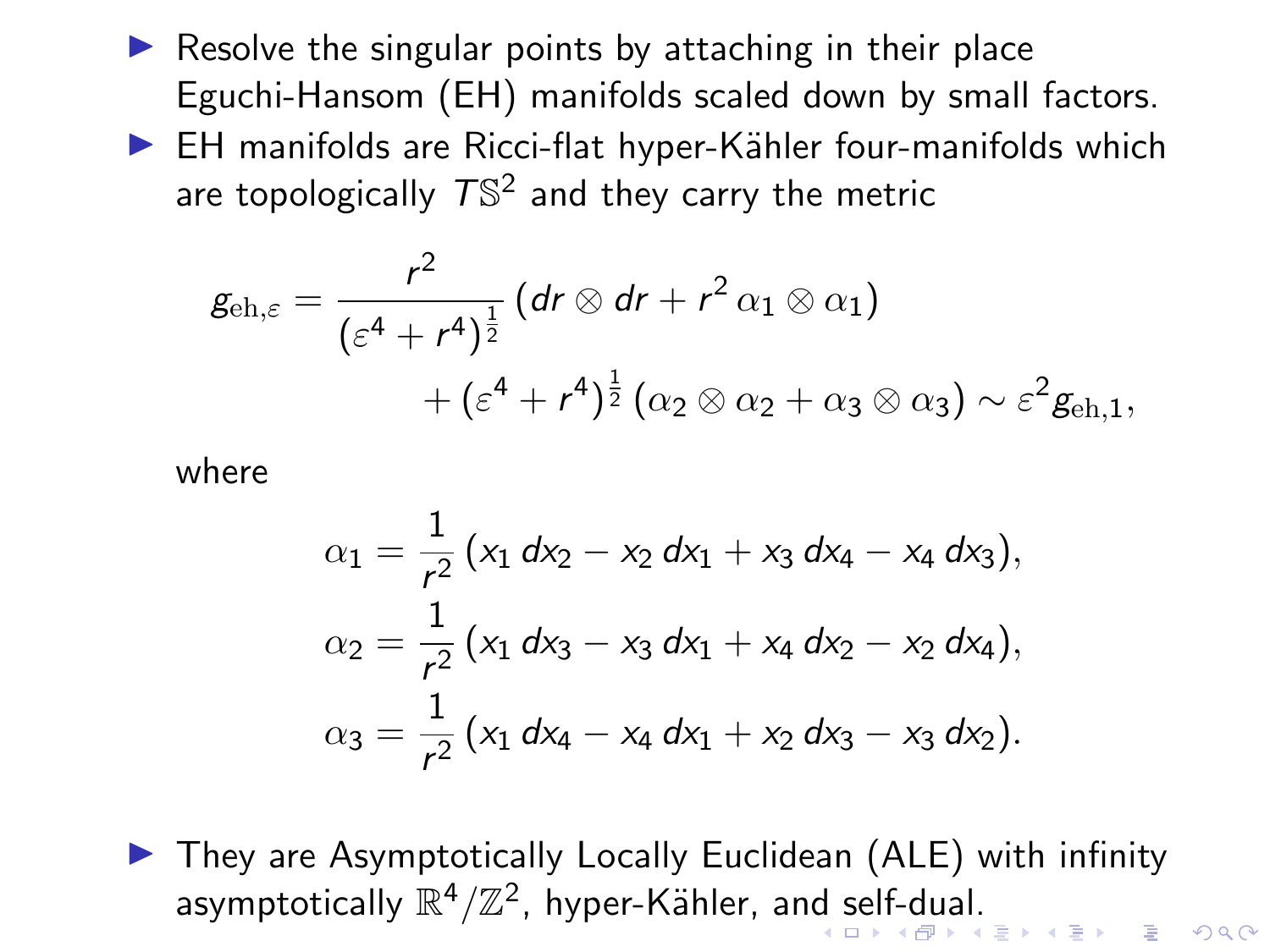- Resolve the singular points by attaching in their place Eguchi-Hansom (EH) manifolds scaled down by small factors.
- EH manifolds are Ricci-flat hyper-Kähler four-manifolds which are topologically $T\mathbb{S}^2$ and they carry the metric

$$
\begin{aligned}
g_{\mathrm{eh},\varepsilon} = {} & \frac{r^2}{(\varepsilon^4 + r^4)^{\frac{1}{2}}} \left( dr \otimes dr + r^2 \, \alpha_1 \otimes \alpha_1 \right) \\
& + (\varepsilon^4 + r^4)^{\frac{1}{2}} \left( \alpha_2 \otimes \alpha_2 + \alpha_3 \otimes \alpha_3 \right) \sim \varepsilon^2 g_{\mathrm{eh},1},
\end{aligned}
$$

  where

$$
\begin{aligned}
\alpha_1 &= \frac{1}{r^2} \left( x_1 \, dx_2 - x_2 \, dx_1 + x_3 \, dx_4 - x_4 \, dx_3 \right), \\
\alpha_2 &= \frac{1}{r^2} \left( x_1 \, dx_3 - x_3 \, dx_1 + x_4 \, dx_2 - x_2 \, dx_4 \right), \\
\alpha_3 &= \frac{1}{r^2} \left( x_1 \, dx_4 - x_4 \, dx_1 + x_2 \, dx_3 - x_3 \, dx_2 \right).
\end{aligned}
$$

- They are Asymptotically Locally Euclidean (ALE) with infinity asymptotically $\mathbb{R}^4/\mathbb{Z}^2$, hyper-Kähler, and self-dual.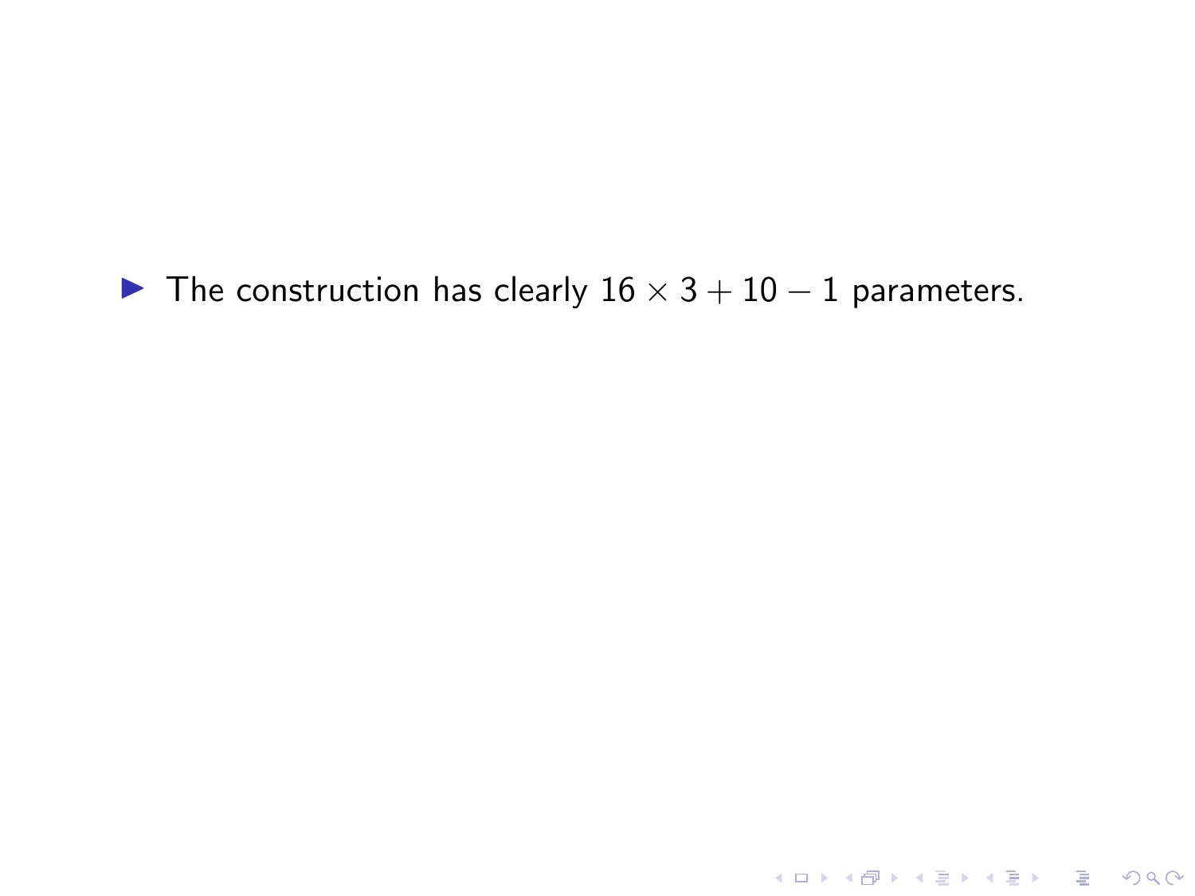- The construction has clearly $16 \times 3 + 10 - 1$ parameters.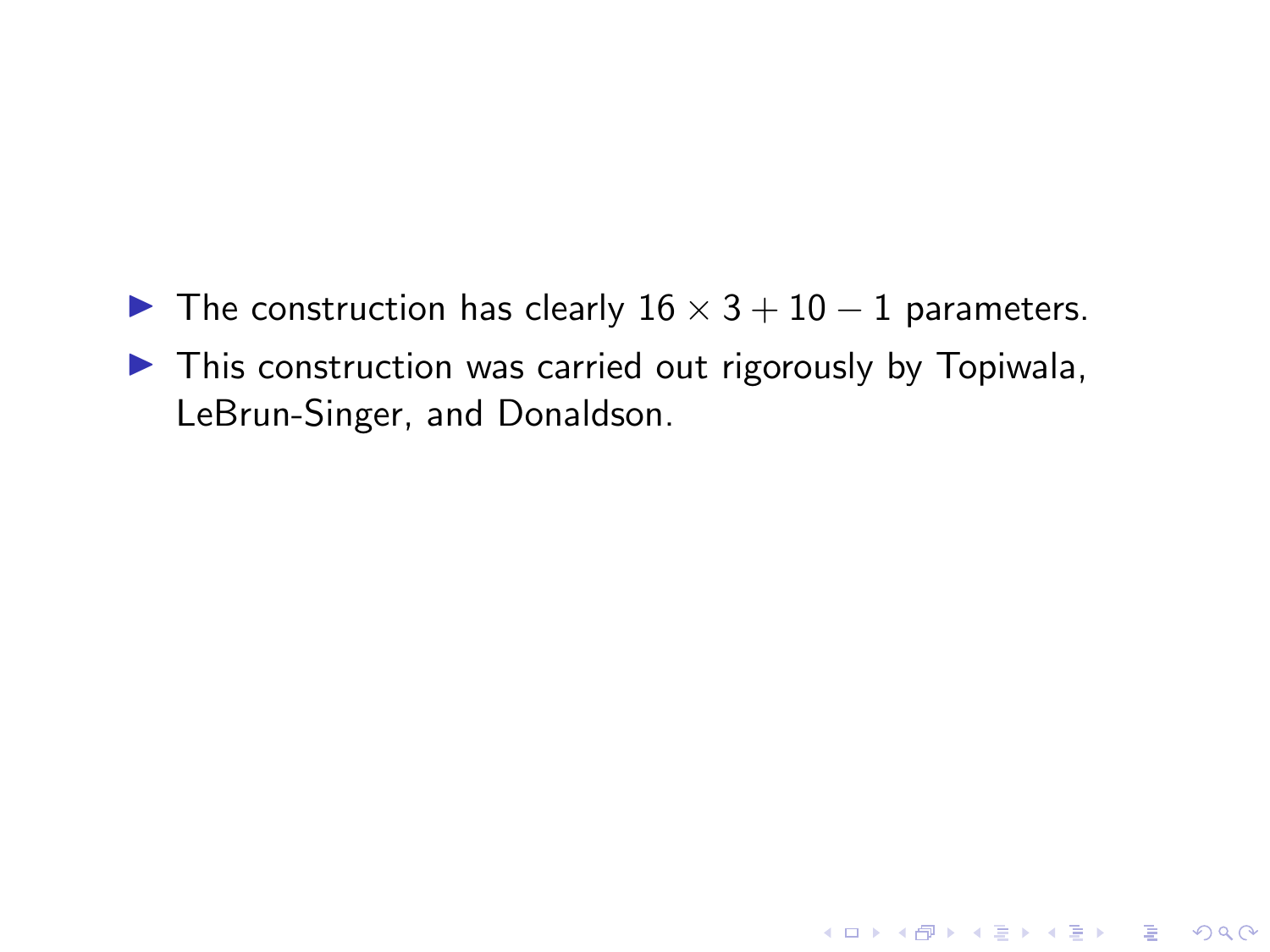- The construction has clearly $16 \times 3 + 10 - 1$ parameters.
- This construction was carried out rigorously by Topiwala, LeBrun-Singer, and Donaldson.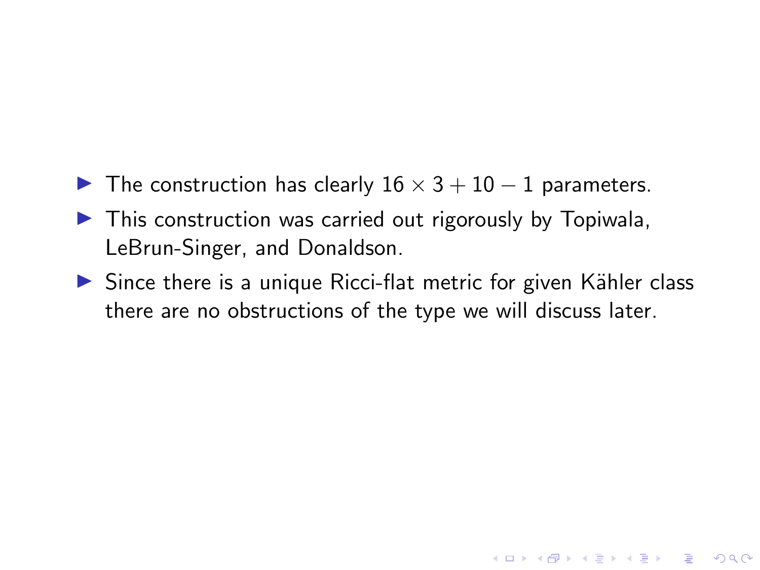- The construction has clearly $16 \times 3 + 10 - 1$ parameters.
- This construction was carried out rigorously by Topiwala, LeBrun-Singer, and Donaldson.
- Since there is a unique Ricci-flat metric for given Kähler class there are no obstructions of the type we will discuss later.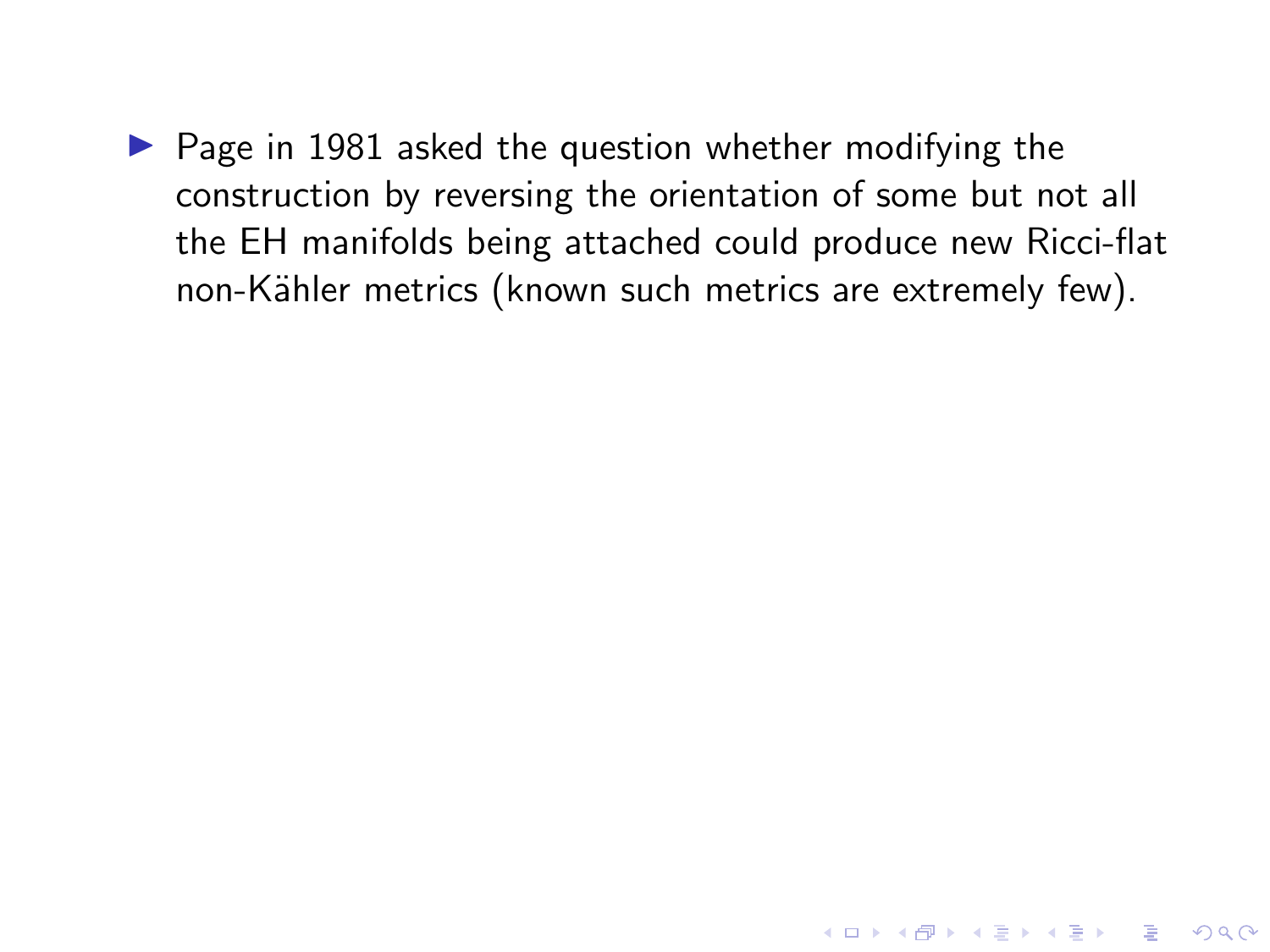- Page in 1981 asked the question whether modifying the construction by reversing the orientation of some but not all the EH manifolds being attached could produce new Ricci-flat non-Kähler metrics (known such metrics are extremely few).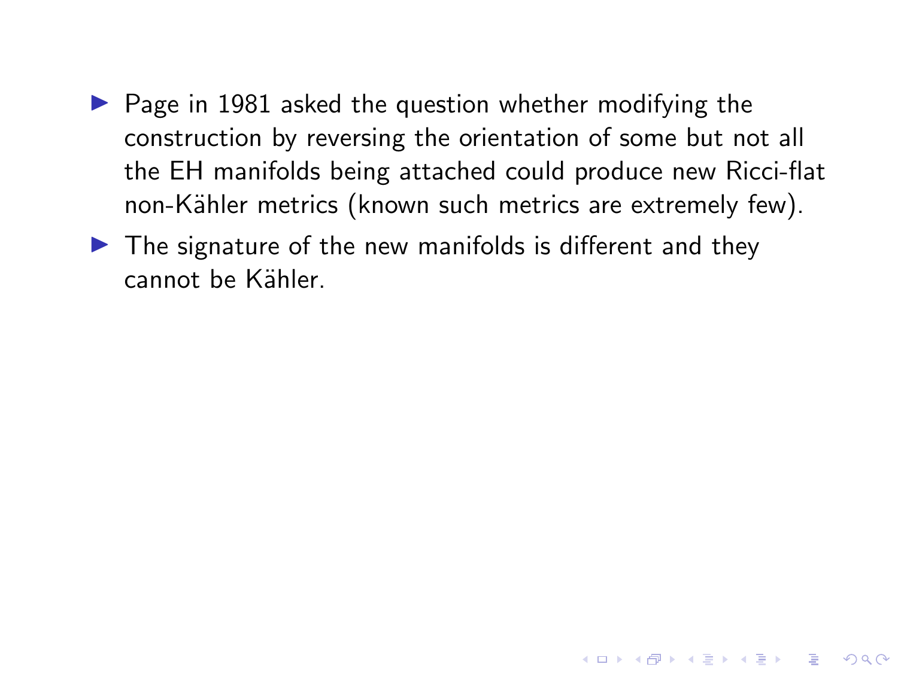- Page in 1981 asked the question whether modifying the construction by reversing the orientation of some but not all the EH manifolds being attached could produce new Ricci-flat non-Kähler metrics (known such metrics are extremely few).
- The signature of the new manifolds is different and they cannot be Kähler.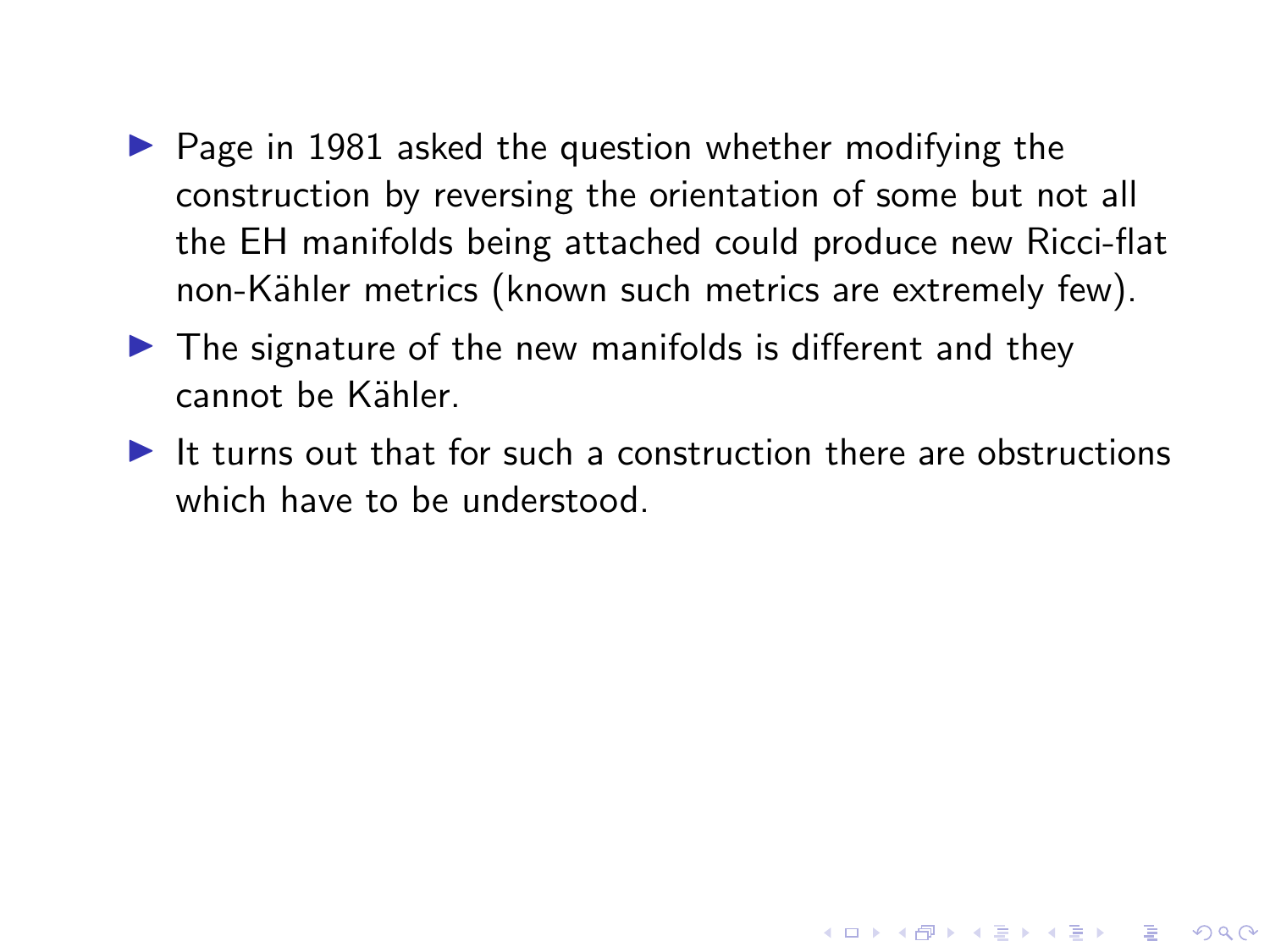- Page in 1981 asked the question whether modifying the construction by reversing the orientation of some but not all the EH manifolds being attached could produce new Ricci-flat non-Kähler metrics (known such metrics are extremely few).
- The signature of the new manifolds is different and they cannot be Kähler.
- It turns out that for such a construction there are obstructions which have to be understood.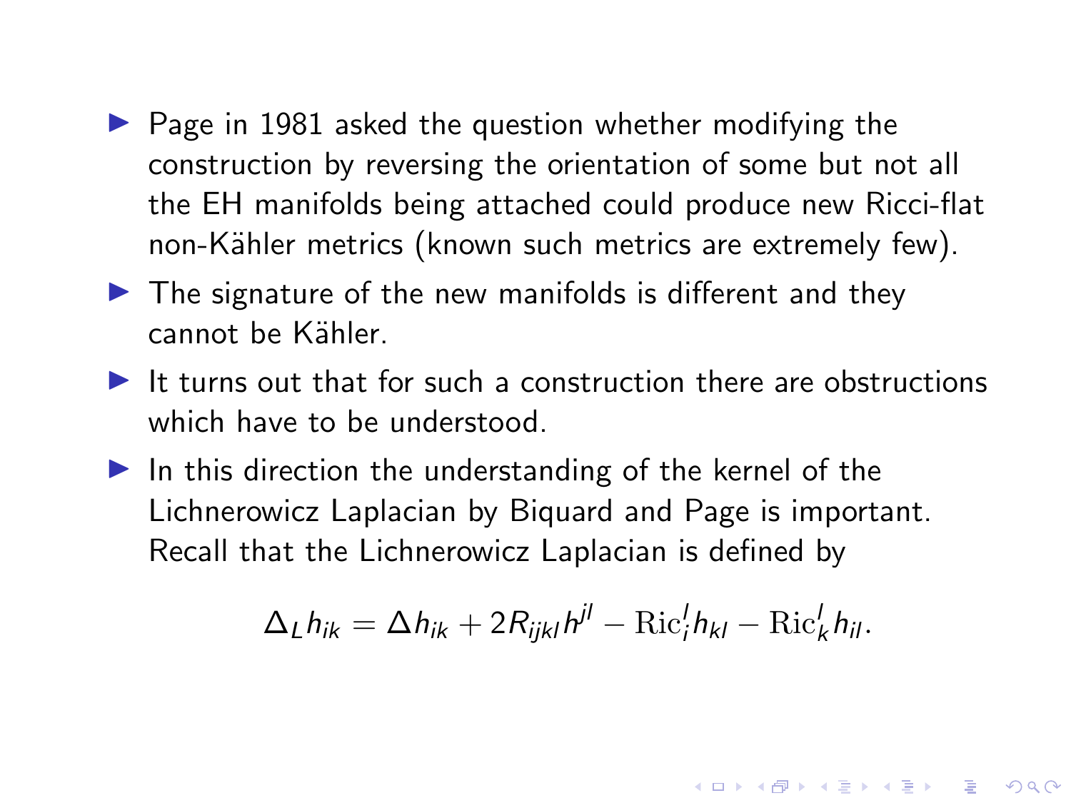- Page in 1981 asked the question whether modifying the construction by reversing the orientation of some but not all the EH manifolds being attached could produce new Ricci-flat non-Kähler metrics (known such metrics are extremely few).
- The signature of the new manifolds is different and they cannot be Kähler.
- It turns out that for such a construction there are obstructions which have to be understood.
- In this direction the understanding of the kernel of the Lichnerowicz Laplacian by Biquard and Page is important. Recall that the Lichnerowicz Laplacian is defined by

$$\Delta_L h_{ik} = \Delta h_{ik} + 2R_{ijkl}h^{jl} - \mathrm{Ric}_i^l h_{kl} - \mathrm{Ric}_k^l h_{il}.$$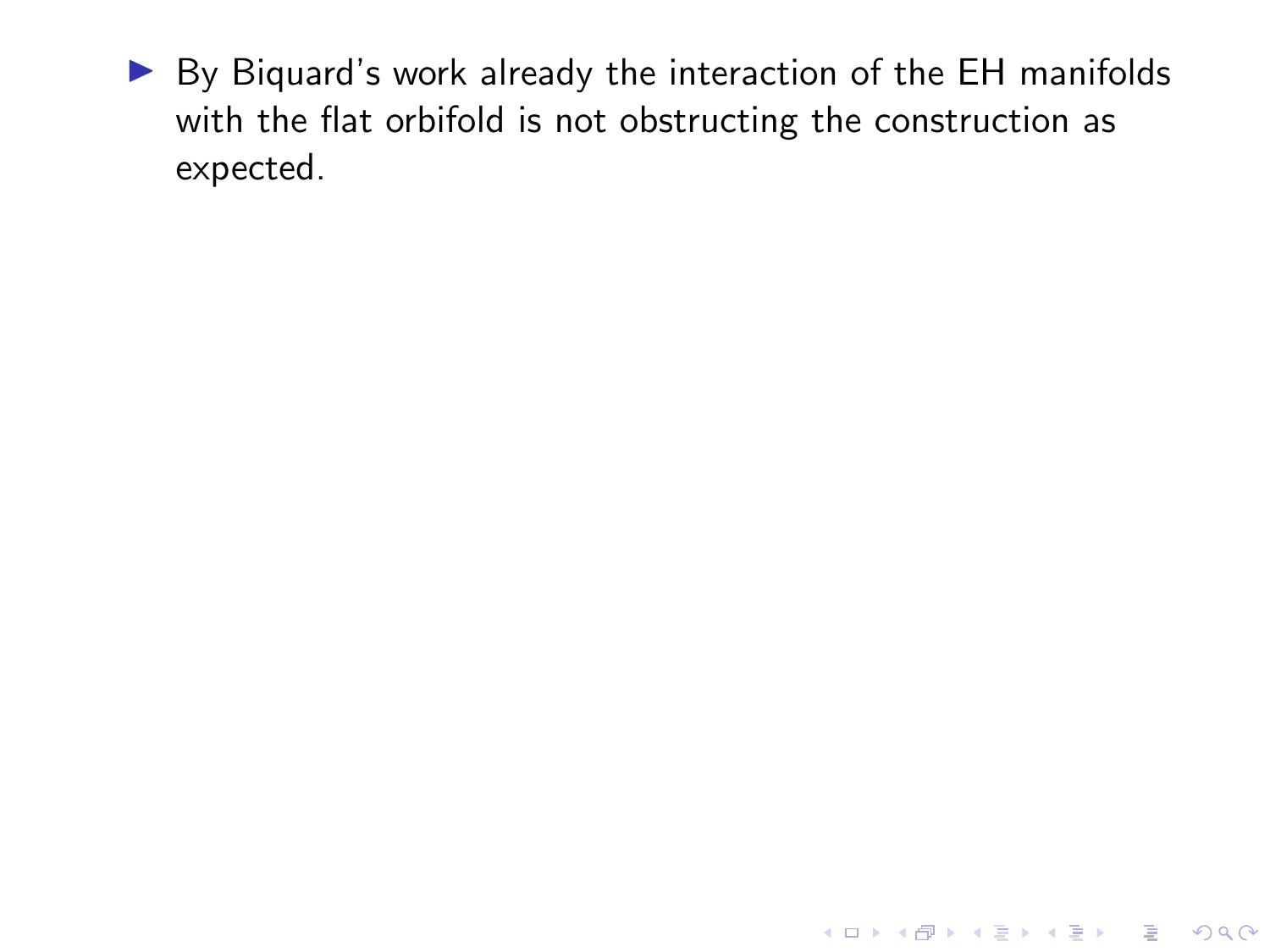- By Biquard's work already the interaction of the EH manifolds with the flat orbifold is not obstructing the construction as expected.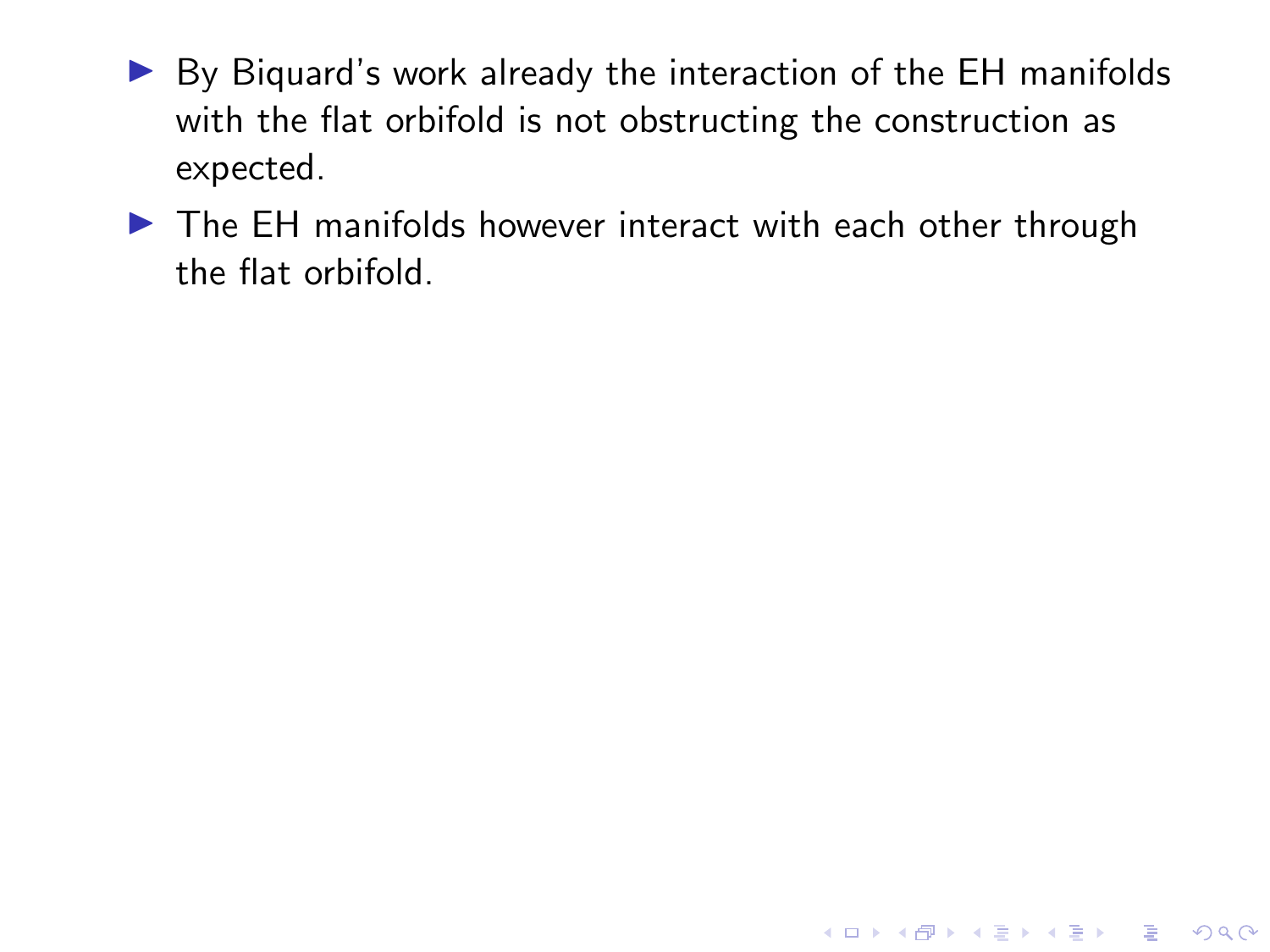- By Biquard's work already the interaction of the EH manifolds with the flat orbifold is not obstructing the construction as expected.
- The EH manifolds however interact with each other through the flat orbifold.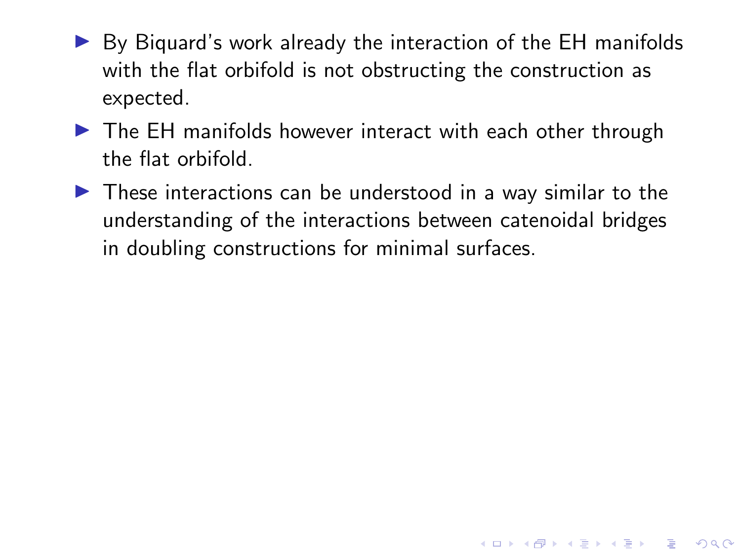- By Biquard's work already the interaction of the EH manifolds with the flat orbifold is not obstructing the construction as expected.
- The EH manifolds however interact with each other through the flat orbifold.
- These interactions can be understood in a way similar to the understanding of the interactions between catenoidal bridges in doubling constructions for minimal surfaces.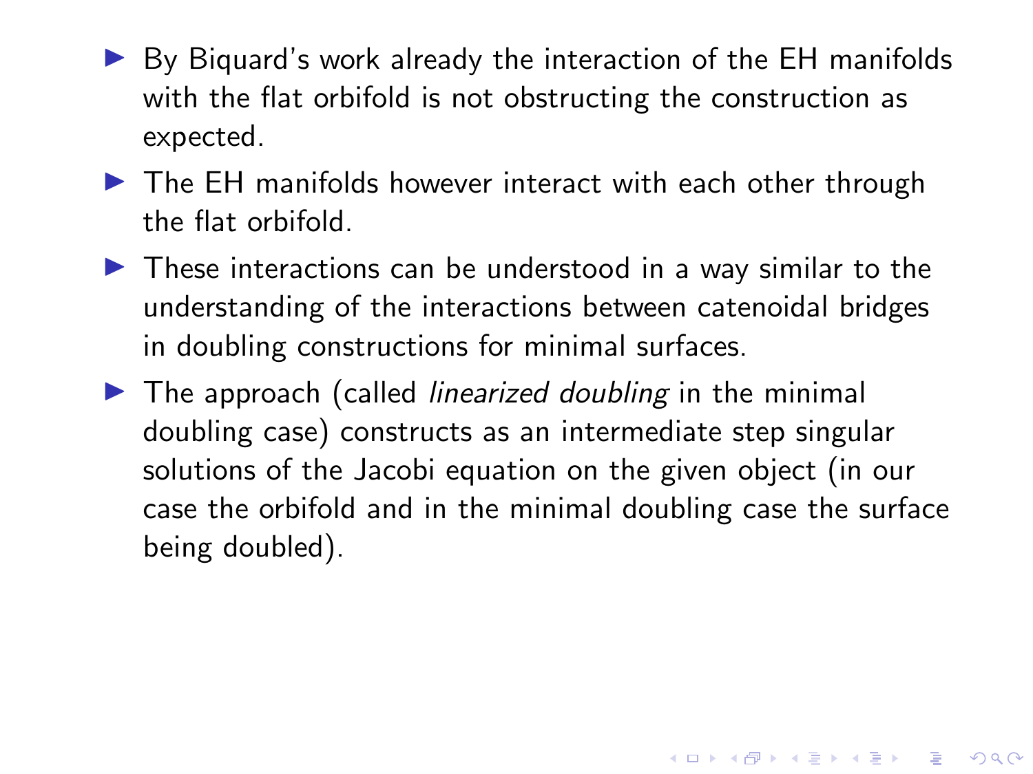- By Biquard's work already the interaction of the EH manifolds with the flat orbifold is not obstructing the construction as expected.
- The EH manifolds however interact with each other through the flat orbifold.
- These interactions can be understood in a way similar to the understanding of the interactions between catenoidal bridges in doubling constructions for minimal surfaces.
- The approach (called *linearized doubling* in the minimal doubling case) constructs as an intermediate step singular solutions of the Jacobi equation on the given object (in our case the orbifold and in the minimal doubling case the surface being doubled).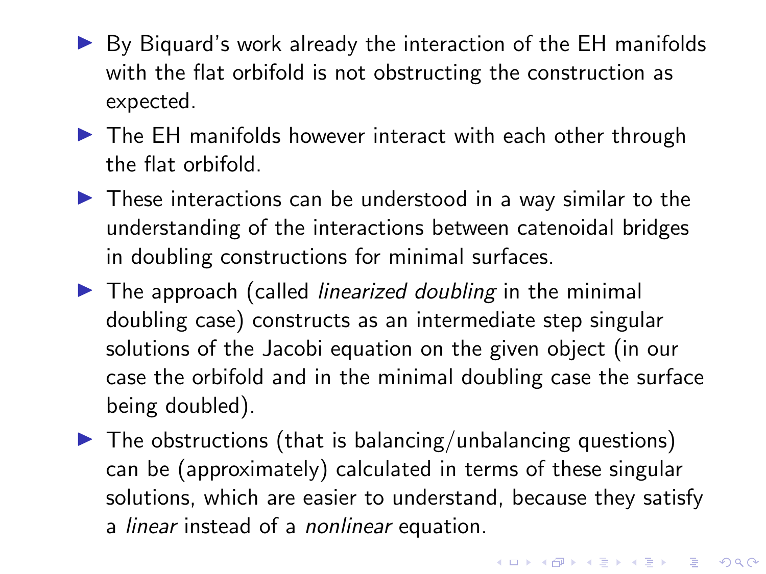- By Biquard's work already the interaction of the EH manifolds with the flat orbifold is not obstructing the construction as expected.
- The EH manifolds however interact with each other through the flat orbifold.
- These interactions can be understood in a way similar to the understanding of the interactions between catenoidal bridges in doubling constructions for minimal surfaces.
- The approach (called *linearized doubling* in the minimal doubling case) constructs as an intermediate step singular solutions of the Jacobi equation on the given object (in our case the orbifold and in the minimal doubling case the surface being doubled).
- The obstructions (that is balancing/unbalancing questions) can be (approximately) calculated in terms of these singular solutions, which are easier to understand, because they satisfy a *linear* instead of a *nonlinear* equation.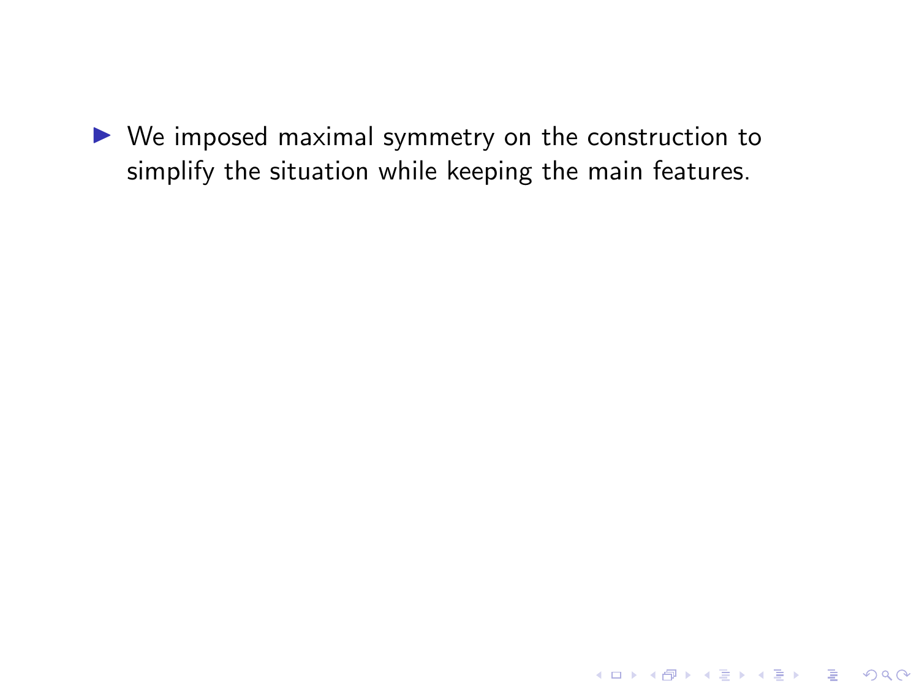- We imposed maximal symmetry on the construction to simplify the situation while keeping the main features.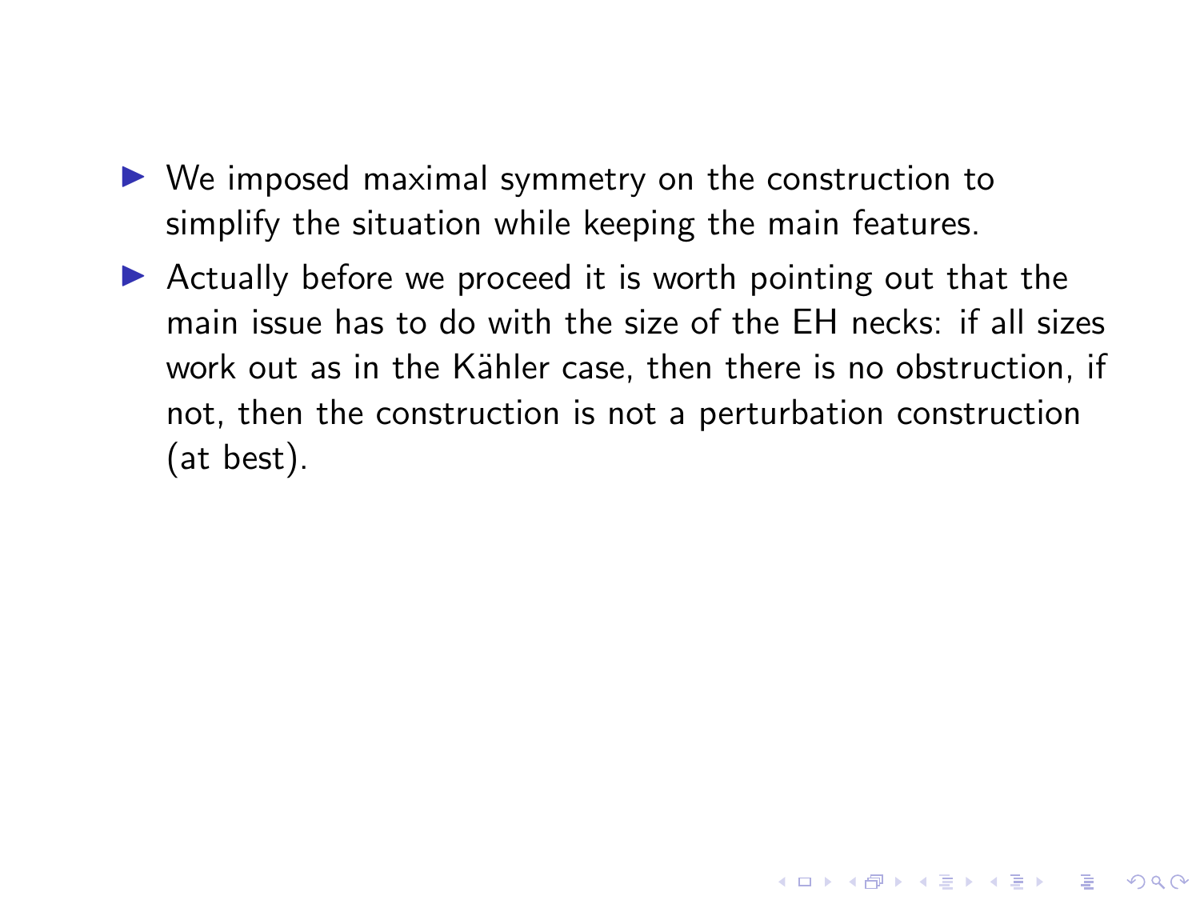- We imposed maximal symmetry on the construction to simplify the situation while keeping the main features.
- Actually before we proceed it is worth pointing out that the main issue has to do with the size of the EH necks: if all sizes work out as in the Kähler case, then there is no obstruction, if not, then the construction is not a perturbation construction (at best).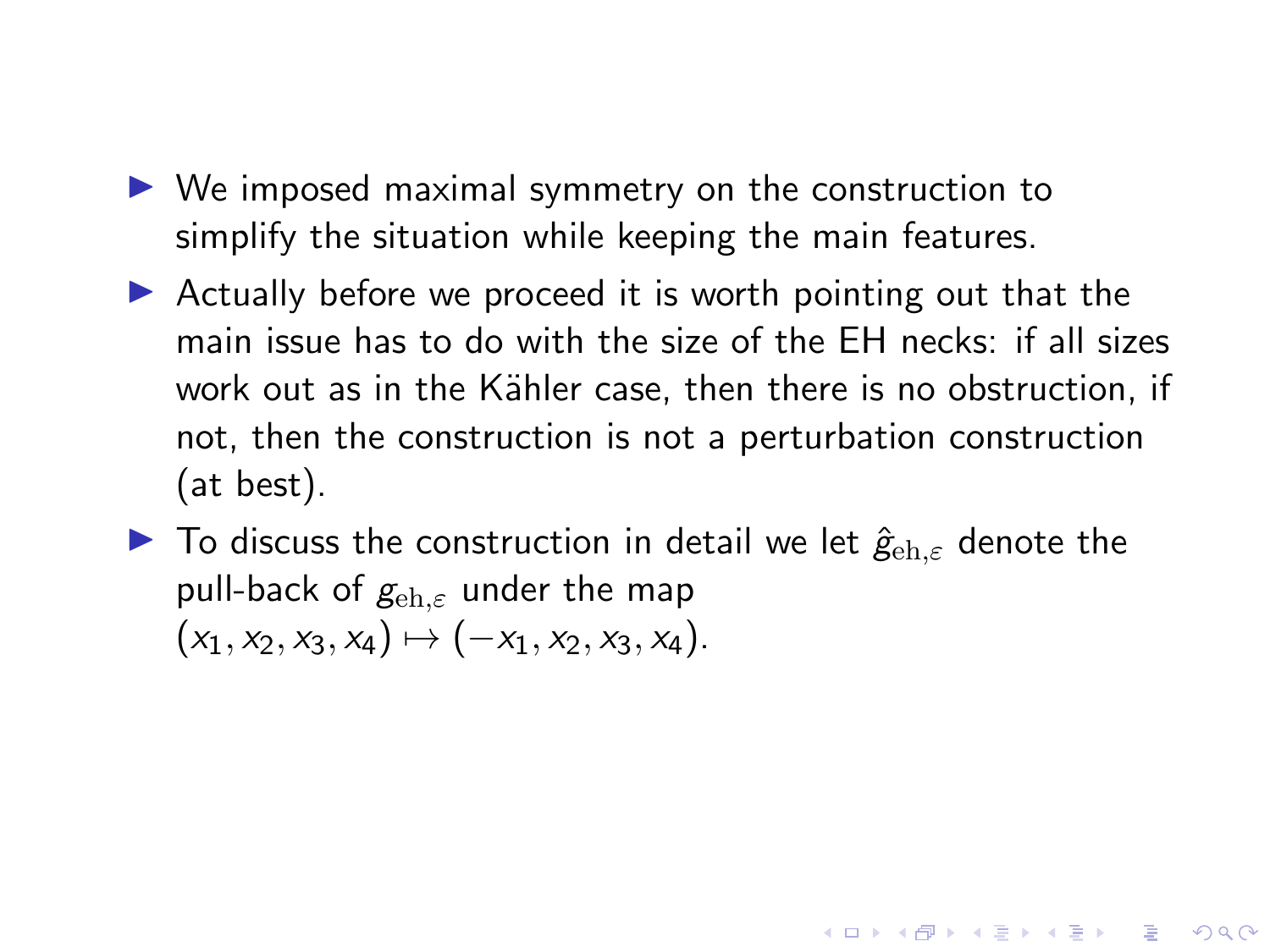- We imposed maximal symmetry on the construction to simplify the situation while keeping the main features.
- Actually before we proceed it is worth pointing out that the main issue has to do with the size of the EH necks: if all sizes work out as in the Kähler case, then there is no obstruction, if not, then the construction is not a perturbation construction (at best).
- To discuss the construction in detail we let $\hat{g}_{\mathrm{eh},\varepsilon}$ denote the pull-back of $g_{\mathrm{eh},\varepsilon}$ under the map $(x_1, x_2, x_3, x_4) \mapsto (-x_1, x_2, x_3, x_4)$.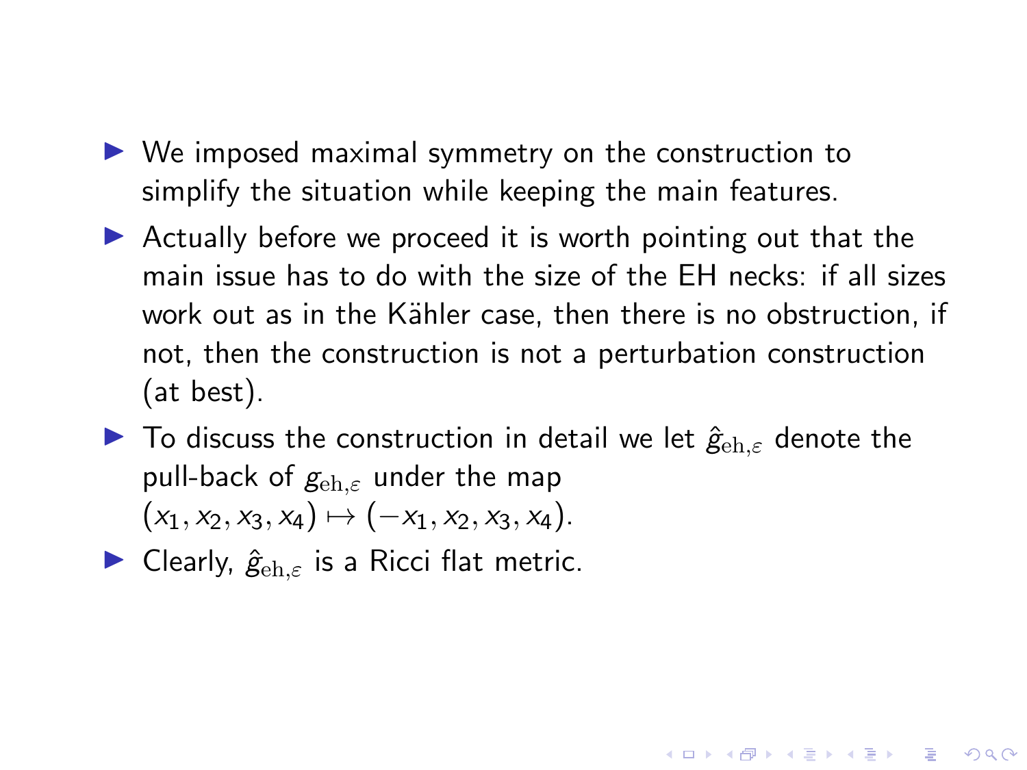- We imposed maximal symmetry on the construction to simplify the situation while keeping the main features.
- Actually before we proceed it is worth pointing out that the main issue has to do with the size of the EH necks: if all sizes work out as in the Kähler case, then there is no obstruction, if not, then the construction is not a perturbation construction (at best).
- To discuss the construction in detail we let $\hat{g}_{\mathrm{eh},\varepsilon}$ denote the pull-back of $g_{\mathrm{eh},\varepsilon}$ under the map $(x_1, x_2, x_3, x_4) \mapsto (-x_1, x_2, x_3, x_4)$.
- Clearly, $\hat{g}_{\mathrm{eh},\varepsilon}$ is a Ricci flat metric.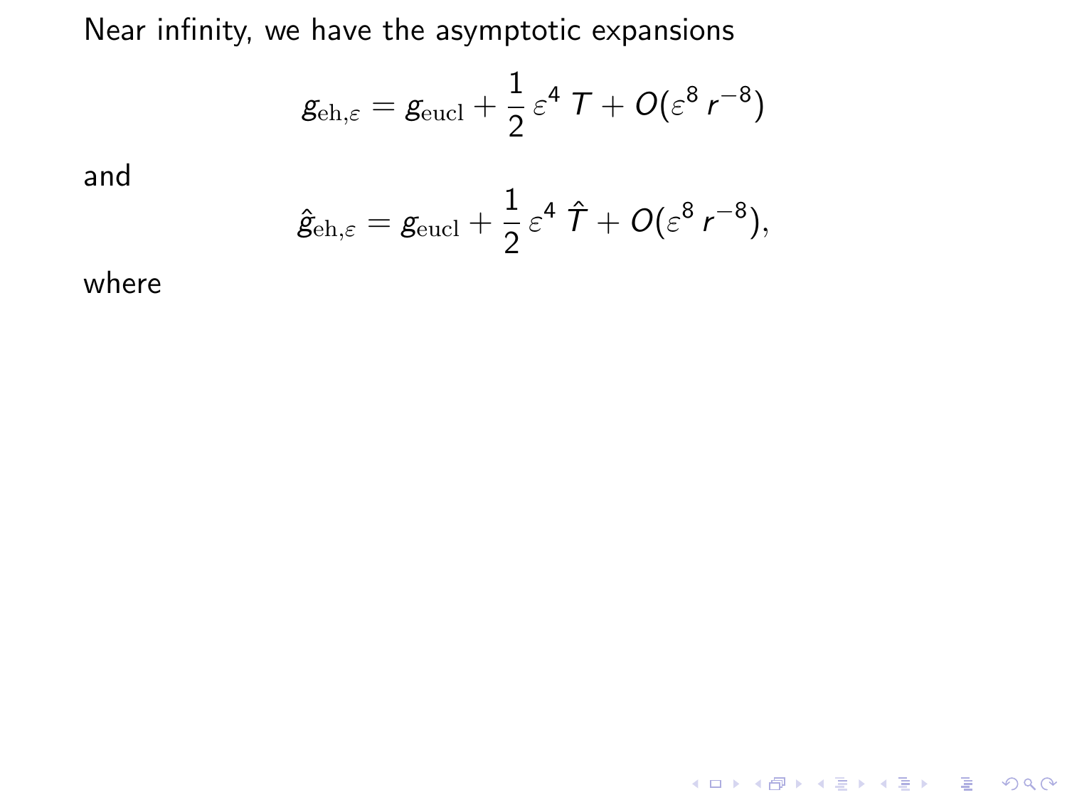Near infinity, we have the asymptotic expansions

$$g_{\mathrm{eh},\varepsilon} = g_{\mathrm{eucl}} + \frac{1}{2}\,\varepsilon^4\, T + O(\varepsilon^8\, r^{-8})$$

and

$$\hat{g}_{\mathrm{eh},\varepsilon} = g_{\mathrm{eucl}} + \frac{1}{2}\,\varepsilon^4\, \hat{T} + O(\varepsilon^8\, r^{-8}),$$

where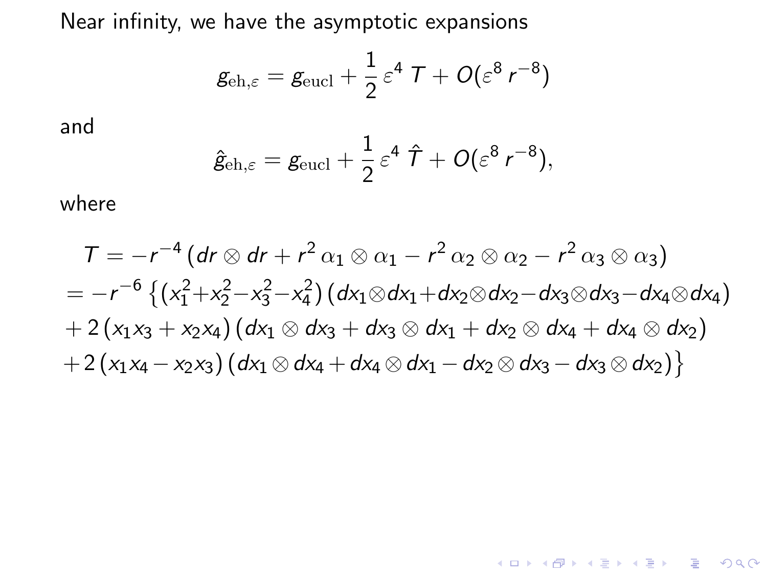Near infinity, we have the asymptotic expansions

$$g_{\mathrm{eh},\varepsilon} = g_{\mathrm{eucl}} + \frac{1}{2}\,\varepsilon^4\,T + O(\varepsilon^8\,r^{-8})$$

and

$$\hat{g}_{\mathrm{eh},\varepsilon} = g_{\mathrm{eucl}} + \frac{1}{2}\,\varepsilon^4\,\hat{T} + O(\varepsilon^8\,r^{-8}),$$

where

$$\begin{aligned}
&T = -r^{-4}\,(dr\otimes dr + r^2\,\alpha_1\otimes\alpha_1 - r^2\,\alpha_2\otimes\alpha_2 - r^2\,\alpha_3\otimes\alpha_3)\\
&= -r^{-6}\,\big\{(x_1^2+x_2^2-x_3^2-x_4^2)\,(dx_1\otimes dx_1 + dx_2\otimes dx_2 - dx_3\otimes dx_3 - dx_4\otimes dx_4)\\
&+2\,(x_1x_3+x_2x_4)\,(dx_1\otimes dx_3 + dx_3\otimes dx_1 + dx_2\otimes dx_4 + dx_4\otimes dx_2)\\
&+2\,(x_1x_4-x_2x_3)\,(dx_1\otimes dx_4 + dx_4\otimes dx_1 - dx_2\otimes dx_3 - dx_3\otimes dx_2)\big\}
\end{aligned}$$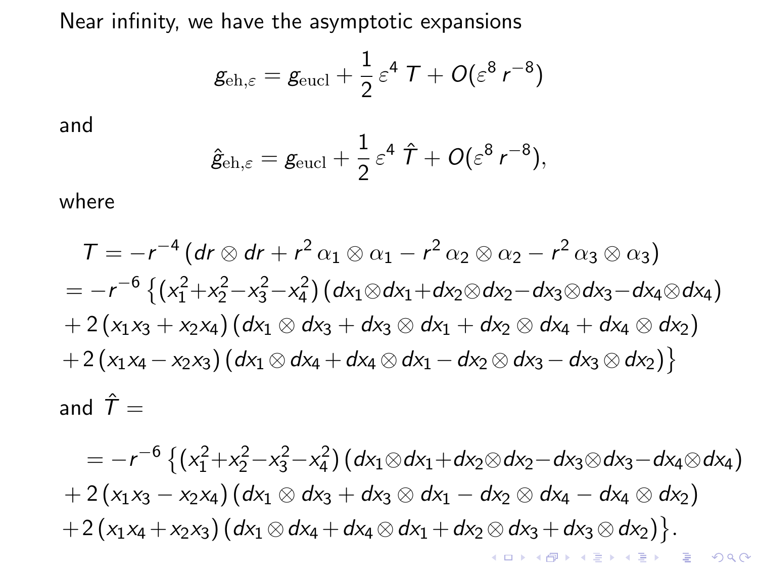Near infinity, we have the asymptotic expansions

$$g_{\mathrm{eh},\varepsilon} = g_{\mathrm{eucl}} + \frac{1}{2}\,\varepsilon^4\, T + O(\varepsilon^8\, r^{-8})$$

and

$$\hat{g}_{\mathrm{eh},\varepsilon} = g_{\mathrm{eucl}} + \frac{1}{2}\,\varepsilon^4\, \hat{T} + O(\varepsilon^8\, r^{-8}),$$

where

$$
\begin{aligned}
&T = -r^{-4}\,(dr \otimes dr + r^2\,\alpha_1 \otimes \alpha_1 - r^2\,\alpha_2 \otimes \alpha_2 - r^2\,\alpha_3 \otimes \alpha_3) \\
&= -r^{-6}\,\big\{(x_1^2+x_2^2-x_3^2-x_4^2)\,(dx_1\otimes dx_1+dx_2\otimes dx_2-dx_3\otimes dx_3-dx_4\otimes dx_4) \\
&+ 2\,(x_1x_3 + x_2x_4)\,(dx_1 \otimes dx_3 + dx_3 \otimes dx_1 + dx_2 \otimes dx_4 + dx_4 \otimes dx_2) \\
&+ 2\,(x_1x_4 - x_2x_3)\,(dx_1 \otimes dx_4 + dx_4 \otimes dx_1 - dx_2 \otimes dx_3 - dx_3 \otimes dx_2)\big\}
\end{aligned}
$$

and $\hat{T} =$

$$
\begin{aligned}
&= -r^{-6}\,\big\{(x_1^2+x_2^2-x_3^2-x_4^2)\,(dx_1\otimes dx_1+dx_2\otimes dx_2-dx_3\otimes dx_3-dx_4\otimes dx_4) \\
&+ 2\,(x_1x_3 - x_2x_4)\,(dx_1 \otimes dx_3 + dx_3 \otimes dx_1 - dx_2 \otimes dx_4 - dx_4 \otimes dx_2) \\
&+ 2\,(x_1x_4 + x_2x_3)\,(dx_1 \otimes dx_4 + dx_4 \otimes dx_1 + dx_2 \otimes dx_3 + dx_3 \otimes dx_2)\big\}.
\end{aligned}
$$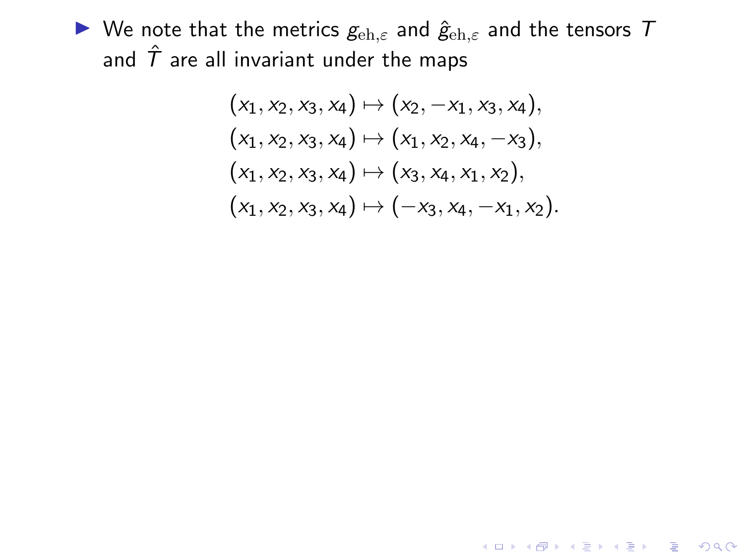- We note that the metrics $g_{\mathrm{eh},\varepsilon}$ and $\hat{g}_{\mathrm{eh},\varepsilon}$ and the tensors $T$ and $\hat{T}$ are all invariant under the maps

$$
\begin{aligned}
(x_1, x_2, x_3, x_4) &\mapsto (x_2, -x_1, x_3, x_4), \\
(x_1, x_2, x_3, x_4) &\mapsto (x_1, x_2, x_4, -x_3), \\
(x_1, x_2, x_3, x_4) &\mapsto (x_3, x_4, x_1, x_2), \\
(x_1, x_2, x_3, x_4) &\mapsto (-x_3, x_4, -x_1, x_2).
\end{aligned}
$$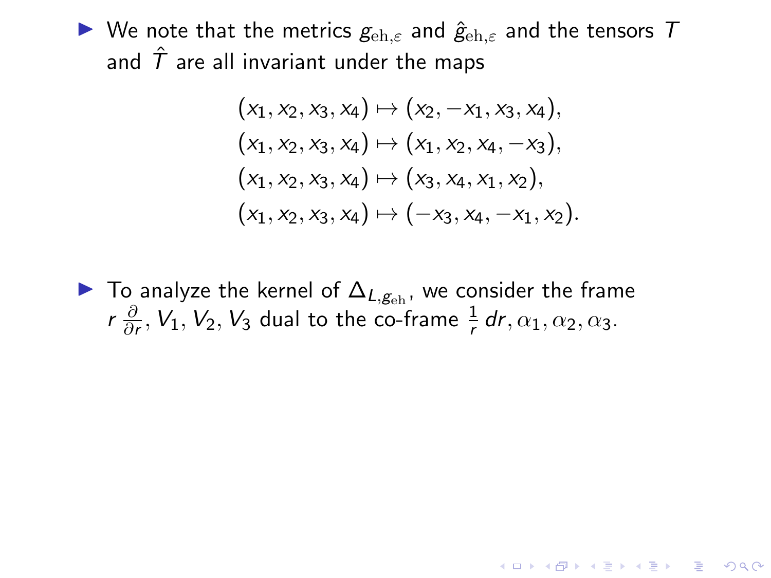- We note that the metrics $g_{\mathrm{eh},\varepsilon}$ and $\hat{g}_{\mathrm{eh},\varepsilon}$ and the tensors $T$ and $\hat{T}$ are all invariant under the maps

$$
\begin{aligned}
(x_1, x_2, x_3, x_4) &\mapsto (x_2, -x_1, x_3, x_4), \\
(x_1, x_2, x_3, x_4) &\mapsto (x_1, x_2, x_4, -x_3), \\
(x_1, x_2, x_3, x_4) &\mapsto (x_3, x_4, x_1, x_2), \\
(x_1, x_2, x_3, x_4) &\mapsto (-x_3, x_4, -x_1, x_2).
\end{aligned}
$$

- To analyze the kernel of $\Delta_{L,g_{\mathrm{eh}}}$, we consider the frame $r\,\frac{\partial}{\partial r}, V_1, V_2, V_3$ dual to the co-frame $\frac{1}{r}\,dr, \alpha_1, \alpha_2, \alpha_3$.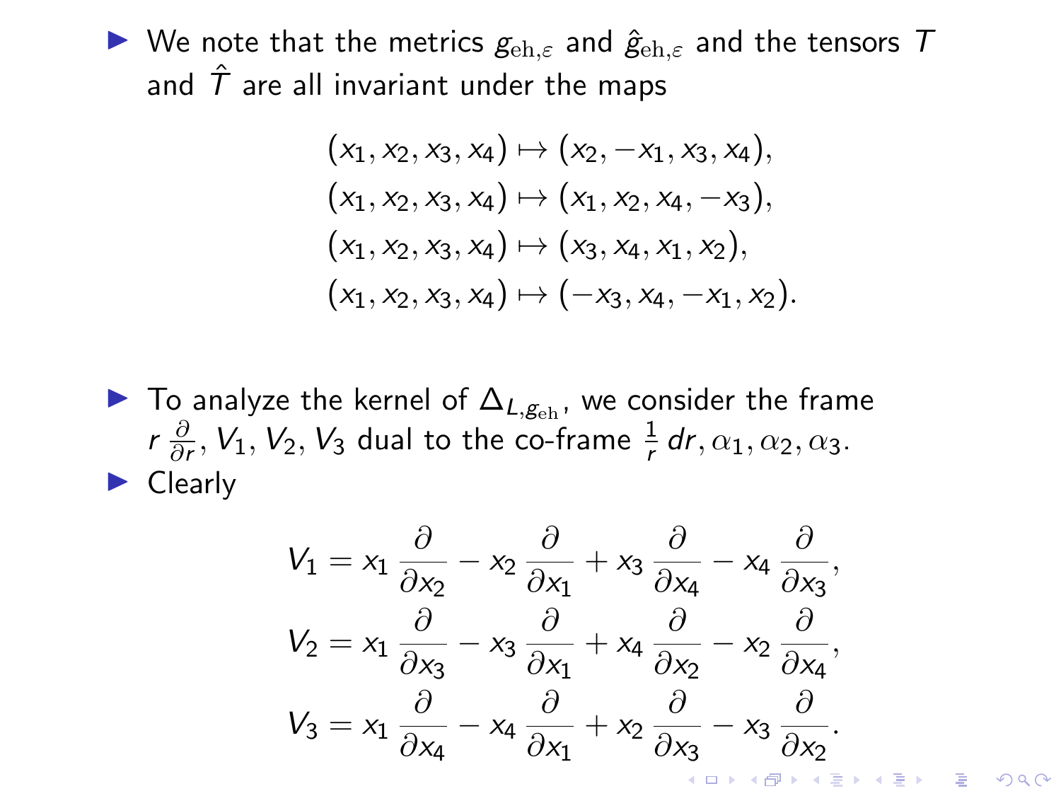- We note that the metrics $g_{\mathrm{eh},\varepsilon}$ and $\hat{g}_{\mathrm{eh},\varepsilon}$ and the tensors $T$ and $\hat{T}$ are all invariant under the maps

$$
\begin{aligned}
(x_1, x_2, x_3, x_4) &\mapsto (x_2, -x_1, x_3, x_4), \\
(x_1, x_2, x_3, x_4) &\mapsto (x_1, x_2, x_4, -x_3), \\
(x_1, x_2, x_3, x_4) &\mapsto (x_3, x_4, x_1, x_2), \\
(x_1, x_2, x_3, x_4) &\mapsto (-x_3, x_4, -x_1, x_2).
\end{aligned}
$$

- To analyze the kernel of $\Delta_{L,g_{\mathrm{eh}}}$, we consider the frame $r\,\frac{\partial}{\partial r}, V_1, V_2, V_3$ dual to the co-frame $\frac{1}{r}\,dr, \alpha_1, \alpha_2, \alpha_3$.
- Clearly

$$
\begin{aligned}
V_1 &= x_1\,\frac{\partial}{\partial x_2} - x_2\,\frac{\partial}{\partial x_1} + x_3\,\frac{\partial}{\partial x_4} - x_4\,\frac{\partial}{\partial x_3}, \\
V_2 &= x_1\,\frac{\partial}{\partial x_3} - x_3\,\frac{\partial}{\partial x_1} + x_4\,\frac{\partial}{\partial x_2} - x_2\,\frac{\partial}{\partial x_4}, \\
V_3 &= x_1\,\frac{\partial}{\partial x_4} - x_4\,\frac{\partial}{\partial x_1} + x_2\,\frac{\partial}{\partial x_3} - x_3\,\frac{\partial}{\partial x_2}.
\end{aligned}
$$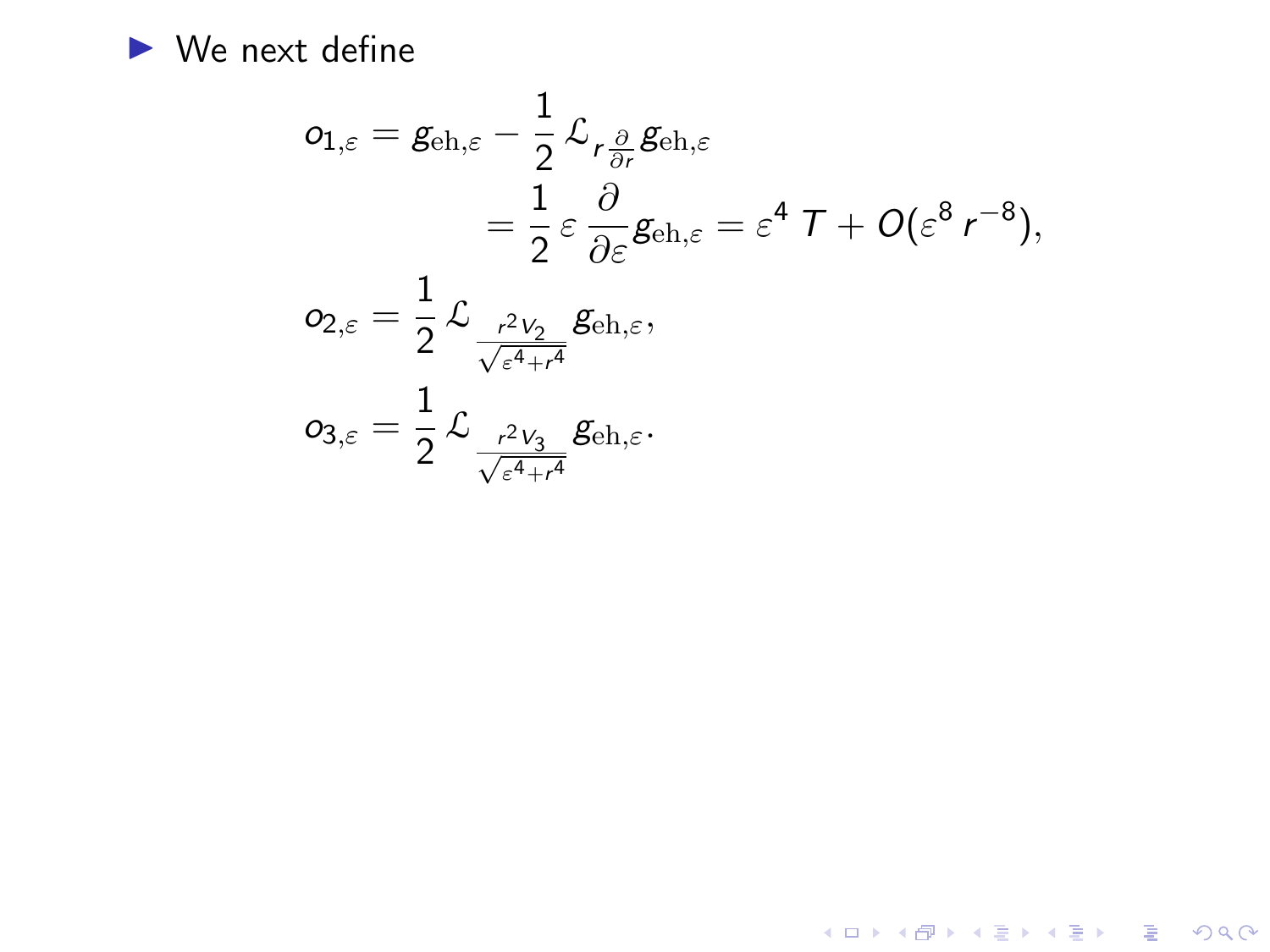- We next define

$$
\begin{aligned}
o_{1,\varepsilon} &= g_{\mathrm{eh},\varepsilon} - \frac{1}{2}\,\mathcal{L}_{r\frac{\partial}{\partial r}} g_{\mathrm{eh},\varepsilon} \\
&\qquad = \frac{1}{2}\,\varepsilon\,\frac{\partial}{\partial \varepsilon} g_{\mathrm{eh},\varepsilon} = \varepsilon^4\,T + O(\varepsilon^8\,r^{-8}), \\
o_{2,\varepsilon} &= \frac{1}{2}\,\mathcal{L}_{\frac{r^2 v_2}{\sqrt{\varepsilon^4+r^4}}} g_{\mathrm{eh},\varepsilon}, \\
o_{3,\varepsilon} &= \frac{1}{2}\,\mathcal{L}_{\frac{r^2 v_3}{\sqrt{\varepsilon^4+r^4}}} g_{\mathrm{eh},\varepsilon}.
\end{aligned}
$$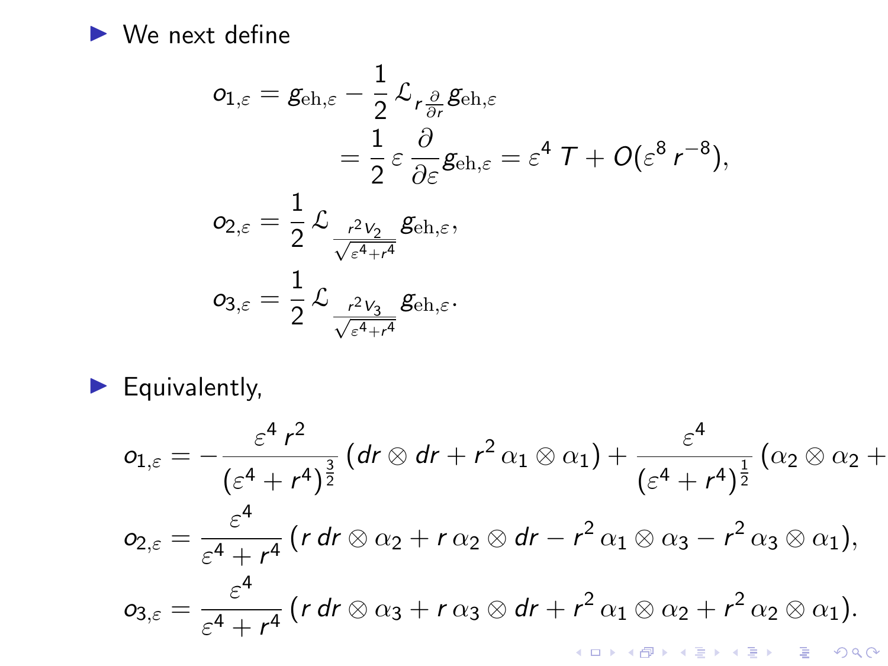- We next define

$$
\begin{aligned}
o_{1,\varepsilon} &= g_{\mathrm{eh},\varepsilon} - \frac{1}{2}\,\mathcal{L}_{r\frac{\partial}{\partial r}} g_{\mathrm{eh},\varepsilon} \\
&\qquad = \frac{1}{2}\,\varepsilon\,\frac{\partial}{\partial \varepsilon} g_{\mathrm{eh},\varepsilon} = \varepsilon^4\, T + O(\varepsilon^8\, r^{-8}), \\
o_{2,\varepsilon} &= \frac{1}{2}\,\mathcal{L}_{\frac{r^2 v_2}{\sqrt{\varepsilon^4 + r^4}}} g_{\mathrm{eh},\varepsilon}, \\
o_{3,\varepsilon} &= \frac{1}{2}\,\mathcal{L}_{\frac{r^2 v_3}{\sqrt{\varepsilon^4 + r^4}}} g_{\mathrm{eh},\varepsilon}.
\end{aligned}
$$

- Equivalently,

$$
\begin{aligned}
o_{1,\varepsilon} &= -\frac{\varepsilon^4\, r^2}{(\varepsilon^4 + r^4)^{\frac{3}{2}}}\,(dr \otimes dr + r^2\,\alpha_1 \otimes \alpha_1) + \frac{\varepsilon^4}{(\varepsilon^4 + r^4)^{\frac{1}{2}}}\,(\alpha_2 \otimes \alpha_2 + \\
o_{2,\varepsilon} &= \frac{\varepsilon^4}{\varepsilon^4 + r^4}\,(r\, dr \otimes \alpha_2 + r\,\alpha_2 \otimes dr - r^2\,\alpha_1 \otimes \alpha_3 - r^2\,\alpha_3 \otimes \alpha_1), \\
o_{3,\varepsilon} &= \frac{\varepsilon^4}{\varepsilon^4 + r^4}\,(r\, dr \otimes \alpha_3 + r\,\alpha_3 \otimes dr + r^2\,\alpha_1 \otimes \alpha_2 + r^2\,\alpha_2 \otimes \alpha_1).
\end{aligned}
$$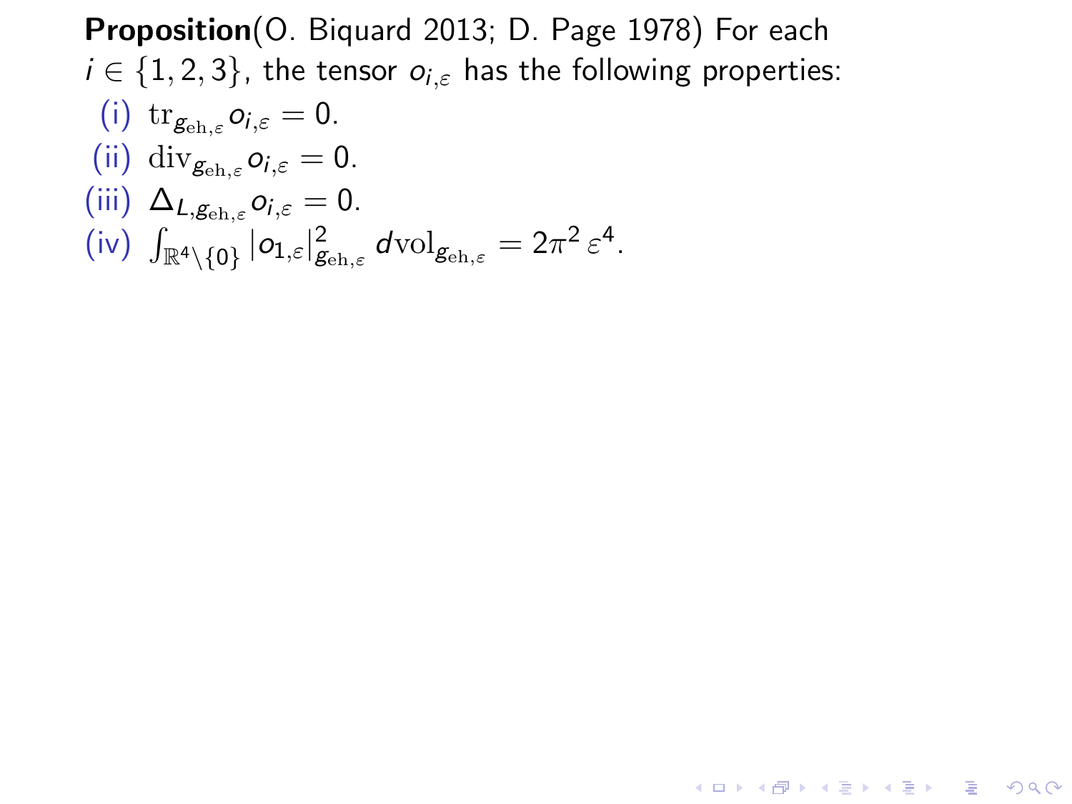**Proposition**(O. Biquard 2013; D. Page 1978) For each $i \in \{1,2,3\}$, the tensor $o_{i,\varepsilon}$ has the following properties:

(i) $\mathrm{tr}_{g_{\mathrm{eh},\varepsilon}} o_{i,\varepsilon} = 0$.

(ii) $\mathrm{div}_{g_{\mathrm{eh},\varepsilon}} o_{i,\varepsilon} = 0$.

(iii) $\Delta_{L,g_{\mathrm{eh},\varepsilon}} o_{i,\varepsilon} = 0$.

(iv) $\int_{\mathbb{R}^4\setminus\{0\}} |o_{1,\varepsilon}|^2_{g_{\mathrm{eh},\varepsilon}} \, d\mathrm{vol}_{g_{\mathrm{eh},\varepsilon}} = 2\pi^2\, \varepsilon^4$.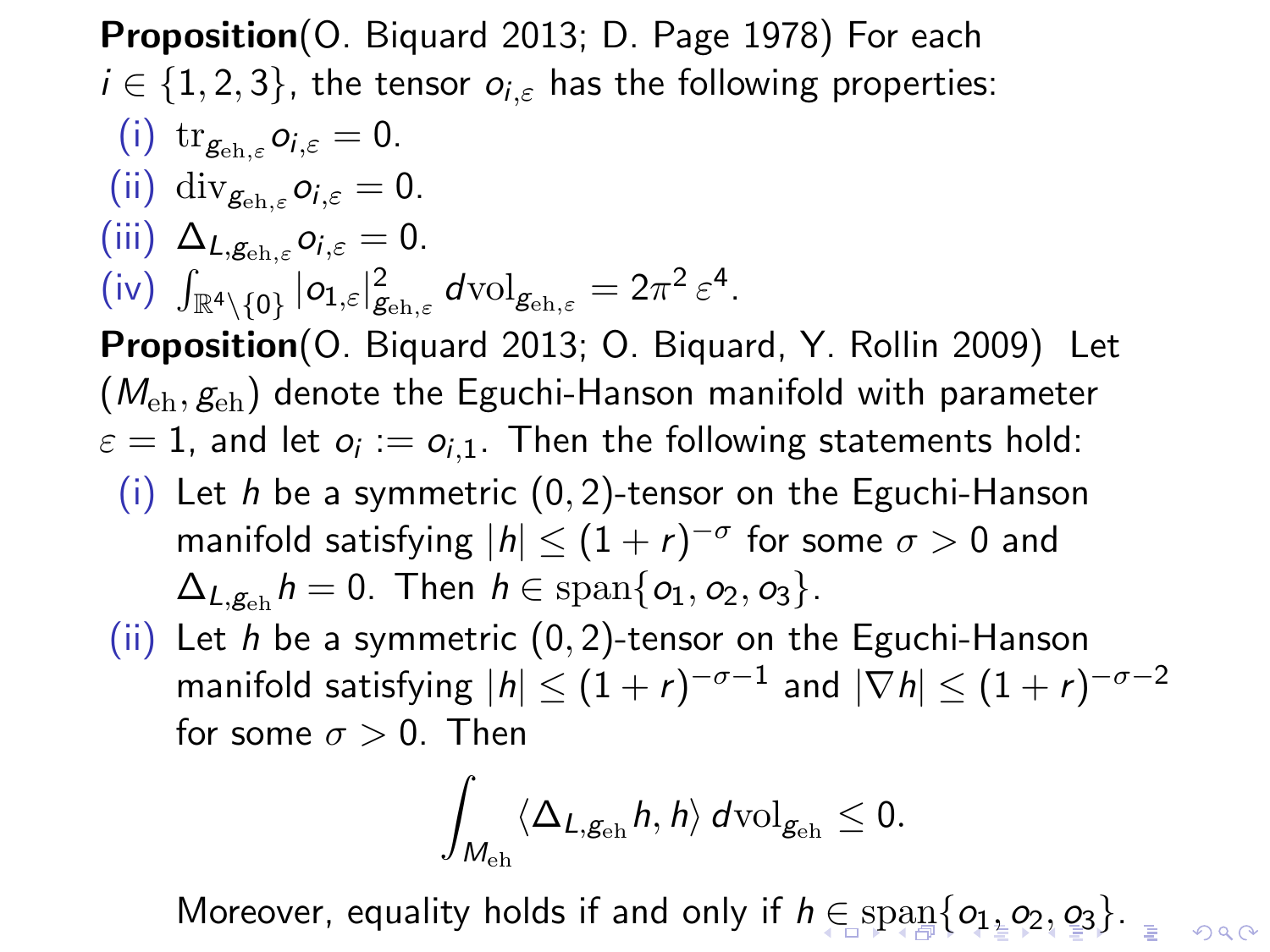**Proposition**(O. Biquard 2013; D. Page 1978) For each $i \in \{1, 2, 3\}$, the tensor $o_{i,\varepsilon}$ has the following properties:

(i) $\mathrm{tr}_{g_{\mathrm{eh},\varepsilon}} o_{i,\varepsilon} = 0$.

(ii) $\mathrm{div}_{g_{\mathrm{eh},\varepsilon}} o_{i,\varepsilon} = 0$.

(iii) $\Delta_{L,g_{\mathrm{eh},\varepsilon}} o_{i,\varepsilon} = 0$.

(iv) $\int_{\mathbb{R}^4 \setminus \{0\}} |o_{1,\varepsilon}|^2_{g_{\mathrm{eh},\varepsilon}} \, d\mathrm{vol}_{g_{\mathrm{eh},\varepsilon}} = 2\pi^2 \varepsilon^4$.

**Proposition**(O. Biquard 2013; O. Biquard, Y. Rollin 2009) Let $(M_{\mathrm{eh}}, g_{\mathrm{eh}})$ denote the Eguchi-Hanson manifold with parameter $\varepsilon = 1$, and let $o_i := o_{i,1}$. Then the following statements hold:

(i) Let $h$ be a symmetric $(0, 2)$-tensor on the Eguchi-Hanson manifold satisfying $|h| \leq (1 + r)^{-\sigma}$ for some $\sigma > 0$ and $\Delta_{L,g_{\mathrm{eh}}} h = 0$. Then $h \in \mathrm{span}\{o_1, o_2, o_3\}$.

(ii) Let $h$ be a symmetric $(0, 2)$-tensor on the Eguchi-Hanson manifold satisfying $|h| \leq (1 + r)^{-\sigma-1}$ and $|\nabla h| \leq (1 + r)^{-\sigma-2}$ for some $\sigma > 0$. Then

$$\int_{M_{\mathrm{eh}}} \langle \Delta_{L,g_{\mathrm{eh}}} h, h \rangle \, d\mathrm{vol}_{g_{\mathrm{eh}}} \leq 0.$$

Moreover, equality holds if and only if $h \in \mathrm{span}\{o_1, o_2, o_3\}$.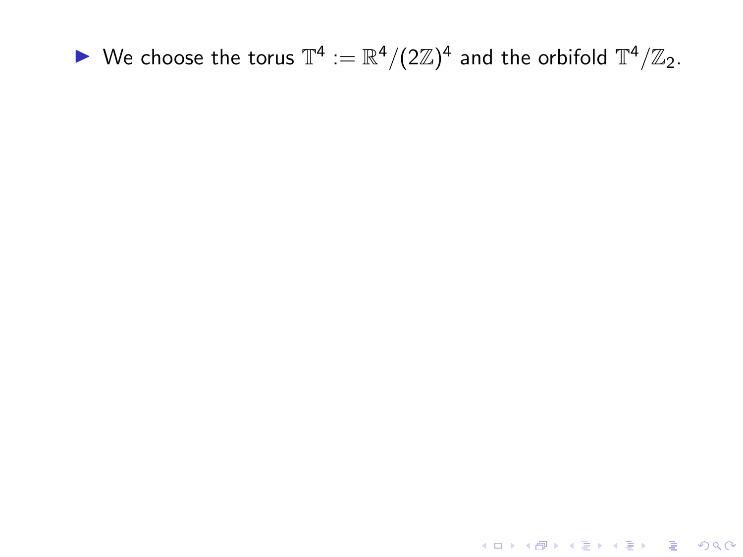- We choose the torus $\mathbb{T}^4 := \mathbb{R}^4/(2\mathbb{Z})^4$ and the orbifold $\mathbb{T}^4/\mathbb{Z}_2$.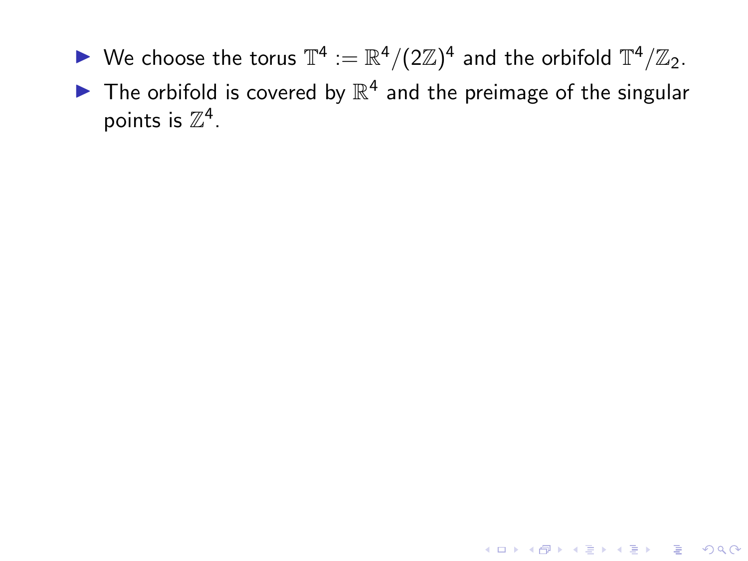- We choose the torus $\mathbb{T}^4 := \mathbb{R}^4/(2\mathbb{Z})^4$ and the orbifold $\mathbb{T}^4/\mathbb{Z}_2$.
- The orbifold is covered by $\mathbb{R}^4$ and the preimage of the singular points is $\mathbb{Z}^4$.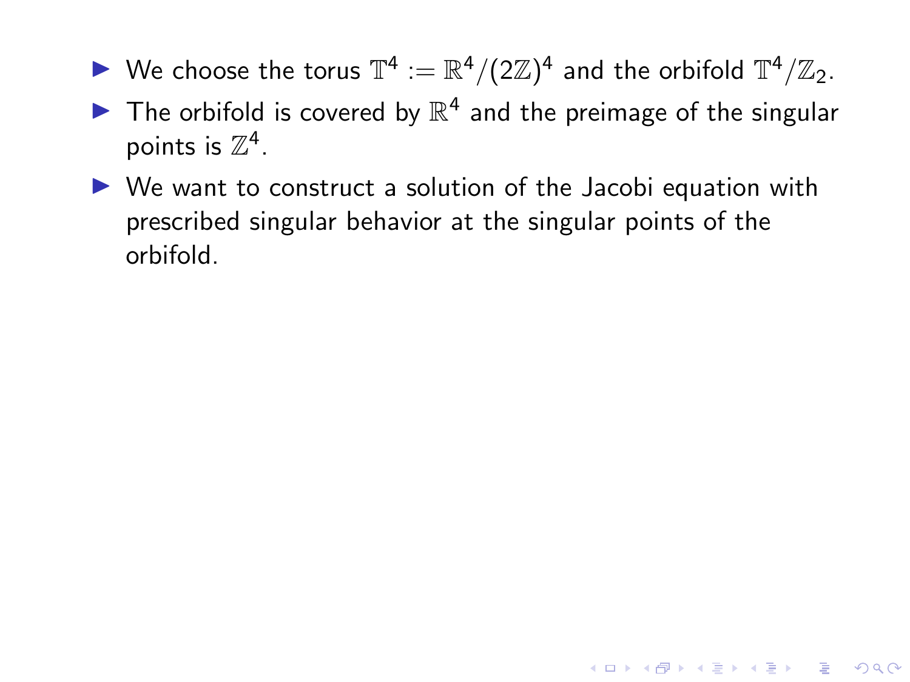- We choose the torus $\mathbb{T}^4 := \mathbb{R}^4/(2\mathbb{Z})^4$ and the orbifold $\mathbb{T}^4/\mathbb{Z}_2$.
- The orbifold is covered by $\mathbb{R}^4$ and the preimage of the singular points is $\mathbb{Z}^4$.
- We want to construct a solution of the Jacobi equation with prescribed singular behavior at the singular points of the orbifold.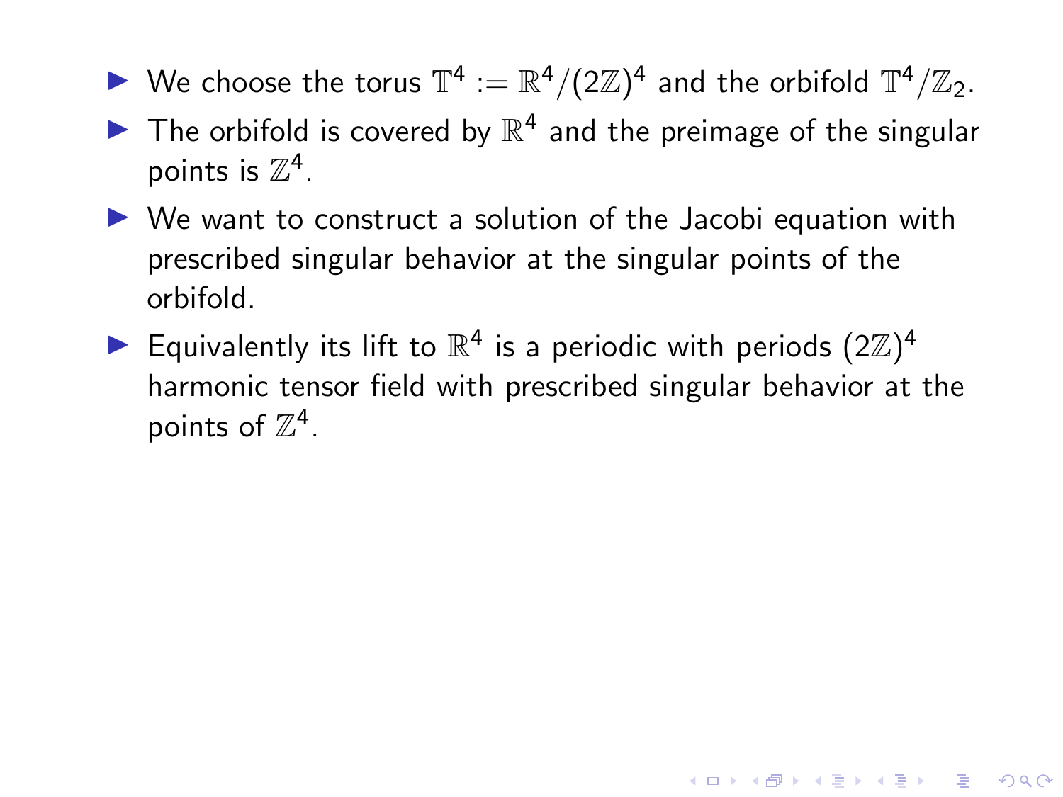- We choose the torus $\mathbb{T}^4 := \mathbb{R}^4/(2\mathbb{Z})^4$ and the orbifold $\mathbb{T}^4/\mathbb{Z}_2$.
- The orbifold is covered by $\mathbb{R}^4$ and the preimage of the singular points is $\mathbb{Z}^4$.
- We want to construct a solution of the Jacobi equation with prescribed singular behavior at the singular points of the orbifold.
- Equivalently its lift to $\mathbb{R}^4$ is a periodic with periods $(2\mathbb{Z})^4$ harmonic tensor field with prescribed singular behavior at the points of $\mathbb{Z}^4$.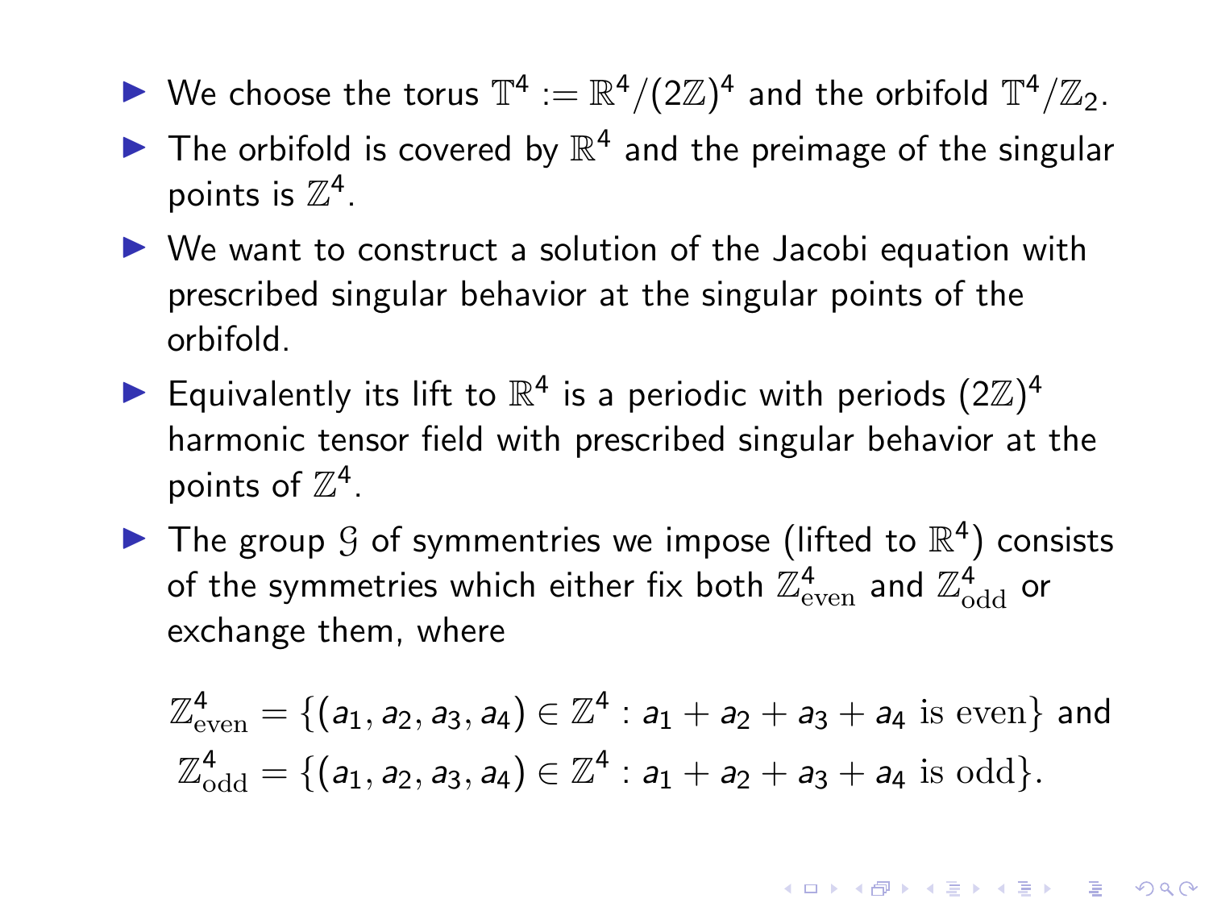- We choose the torus $\mathbb{T}^4 := \mathbb{R}^4/(2\mathbb{Z})^4$ and the orbifold $\mathbb{T}^4/\mathbb{Z}_2$.
- The orbifold is covered by $\mathbb{R}^4$ and the preimage of the singular points is $\mathbb{Z}^4$.
- We want to construct a solution of the Jacobi equation with prescribed singular behavior at the singular points of the orbifold.
- Equivalently its lift to $\mathbb{R}^4$ is a periodic with periods $(2\mathbb{Z})^4$ harmonic tensor field with prescribed singular behavior at the points of $\mathbb{Z}^4$.
- The group $\mathcal{G}$ of symmentries we impose (lifted to $\mathbb{R}^4$) consists of the symmetries which either fix both $\mathbb{Z}^4_{\text{even}}$ and $\mathbb{Z}^4_{\text{odd}}$ or exchange them, where

$$\mathbb{Z}^4_{\text{even}} = \{(a_1, a_2, a_3, a_4) \in \mathbb{Z}^4 : a_1 + a_2 + a_3 + a_4 \text{ is even}\} \text{ and}$$
$$\mathbb{Z}^4_{\text{odd}} = \{(a_1, a_2, a_3, a_4) \in \mathbb{Z}^4 : a_1 + a_2 + a_3 + a_4 \text{ is odd}\}.$$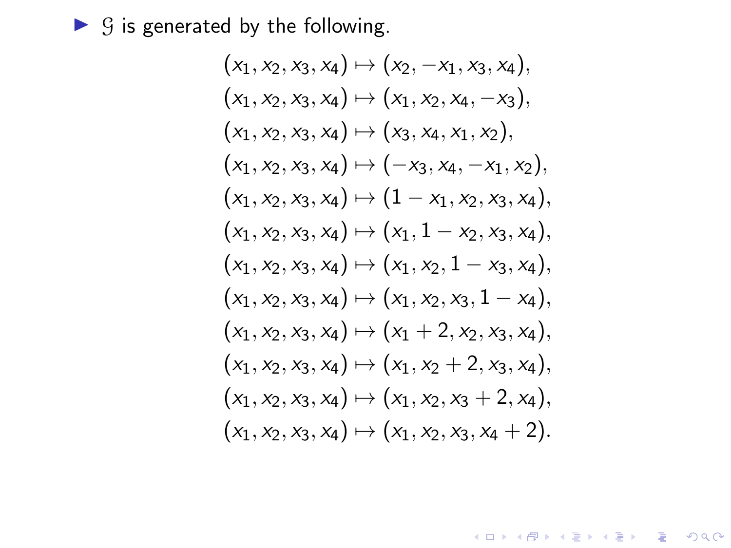- $\mathcal{G}$ is generated by the following.

$$(x_1, x_2, x_3, x_4) \mapsto (x_2, -x_1, x_3, x_4),$$
$$(x_1, x_2, x_3, x_4) \mapsto (x_1, x_2, x_4, -x_3),$$
$$(x_1, x_2, x_3, x_4) \mapsto (x_3, x_4, x_1, x_2),$$
$$(x_1, x_2, x_3, x_4) \mapsto (-x_3, x_4, -x_1, x_2),$$
$$(x_1, x_2, x_3, x_4) \mapsto (1 - x_1, x_2, x_3, x_4),$$
$$(x_1, x_2, x_3, x_4) \mapsto (x_1, 1 - x_2, x_3, x_4),$$
$$(x_1, x_2, x_3, x_4) \mapsto (x_1, x_2, 1 - x_3, x_4),$$
$$(x_1, x_2, x_3, x_4) \mapsto (x_1, x_2, x_3, 1 - x_4),$$
$$(x_1, x_2, x_3, x_4) \mapsto (x_1 + 2, x_2, x_3, x_4),$$
$$(x_1, x_2, x_3, x_4) \mapsto (x_1, x_2 + 2, x_3, x_4),$$
$$(x_1, x_2, x_3, x_4) \mapsto (x_1, x_2, x_3 + 2, x_4),$$
$$(x_1, x_2, x_3, x_4) \mapsto (x_1, x_2, x_3, x_4 + 2).$$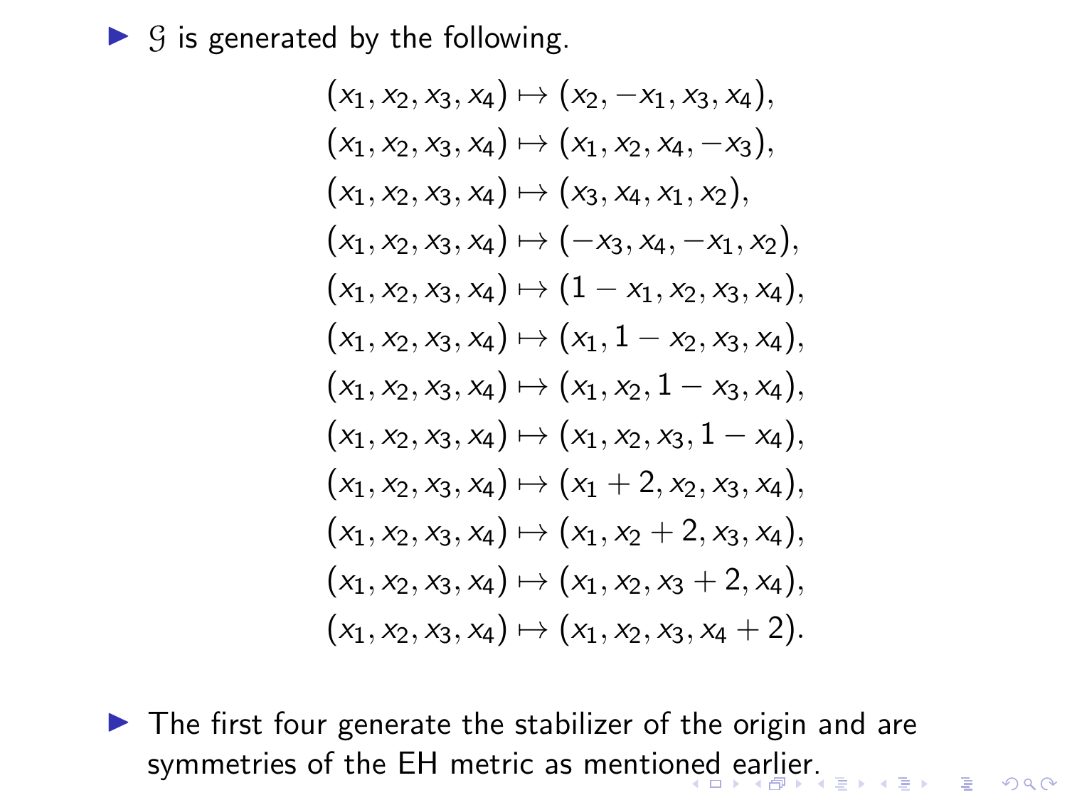- $\mathcal{G}$ is generated by the following.

$$
\begin{aligned}
(x_1, x_2, x_3, x_4) &\mapsto (x_2, -x_1, x_3, x_4), \\
(x_1, x_2, x_3, x_4) &\mapsto (x_1, x_2, x_4, -x_3), \\
(x_1, x_2, x_3, x_4) &\mapsto (x_3, x_4, x_1, x_2), \\
(x_1, x_2, x_3, x_4) &\mapsto (-x_3, x_4, -x_1, x_2), \\
(x_1, x_2, x_3, x_4) &\mapsto (1 - x_1, x_2, x_3, x_4), \\
(x_1, x_2, x_3, x_4) &\mapsto (x_1, 1 - x_2, x_3, x_4), \\
(x_1, x_2, x_3, x_4) &\mapsto (x_1, x_2, 1 - x_3, x_4), \\
(x_1, x_2, x_3, x_4) &\mapsto (x_1, x_2, x_3, 1 - x_4), \\
(x_1, x_2, x_3, x_4) &\mapsto (x_1 + 2, x_2, x_3, x_4), \\
(x_1, x_2, x_3, x_4) &\mapsto (x_1, x_2 + 2, x_3, x_4), \\
(x_1, x_2, x_3, x_4) &\mapsto (x_1, x_2, x_3 + 2, x_4), \\
(x_1, x_2, x_3, x_4) &\mapsto (x_1, x_2, x_3, x_4 + 2).
\end{aligned}
$$

- The first four generate the stabilizer of the origin and are symmetries of the EH metric as mentioned earlier.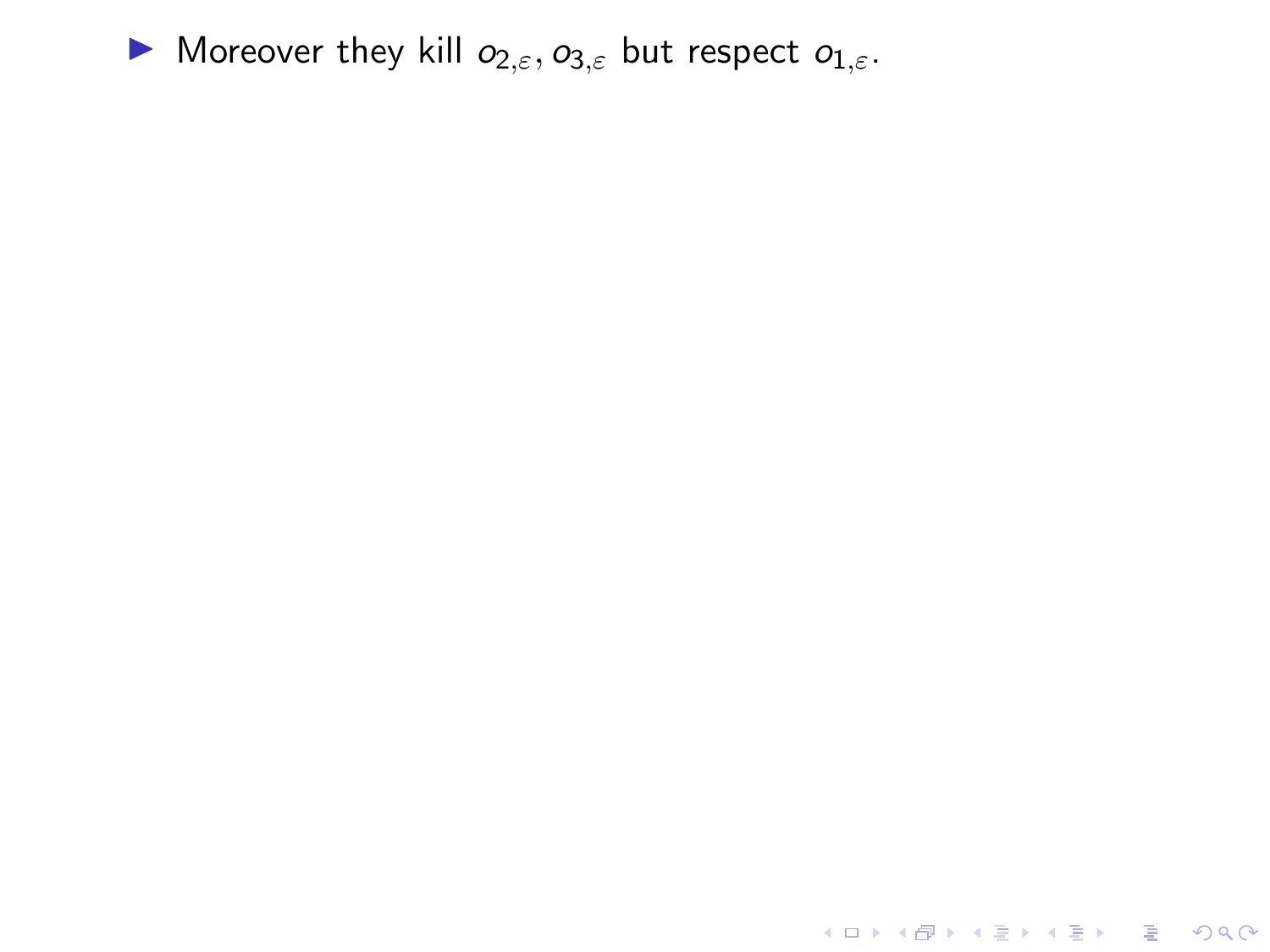- Moreover they kill $o_{2,\varepsilon}, o_{3,\varepsilon}$ but respect $o_{1,\varepsilon}$.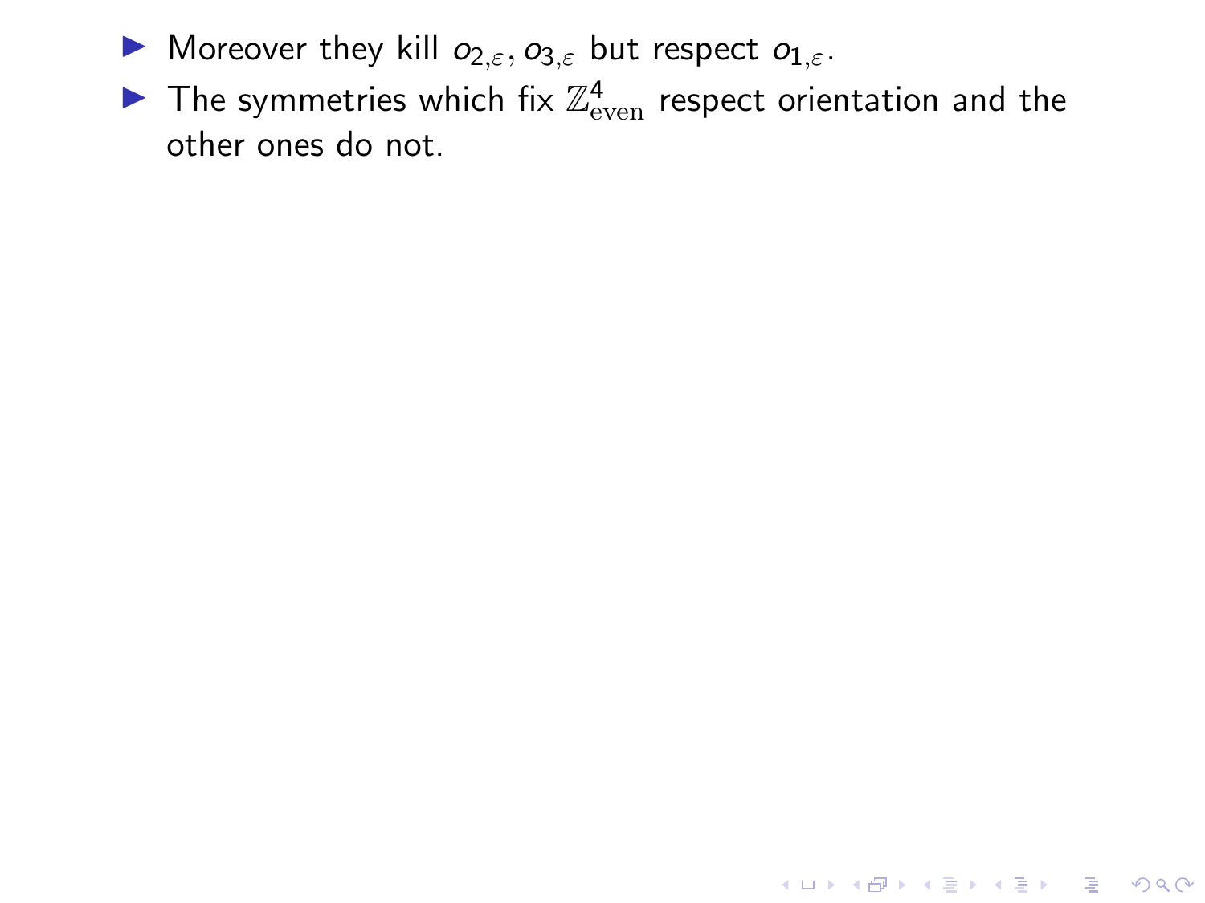- Moreover they kill $o_{2,\varepsilon}, o_{3,\varepsilon}$ but respect $o_{1,\varepsilon}$.
- The symmetries which fix $\mathbb{Z}^4_{\mathrm{even}}$ respect orientation and the other ones do not.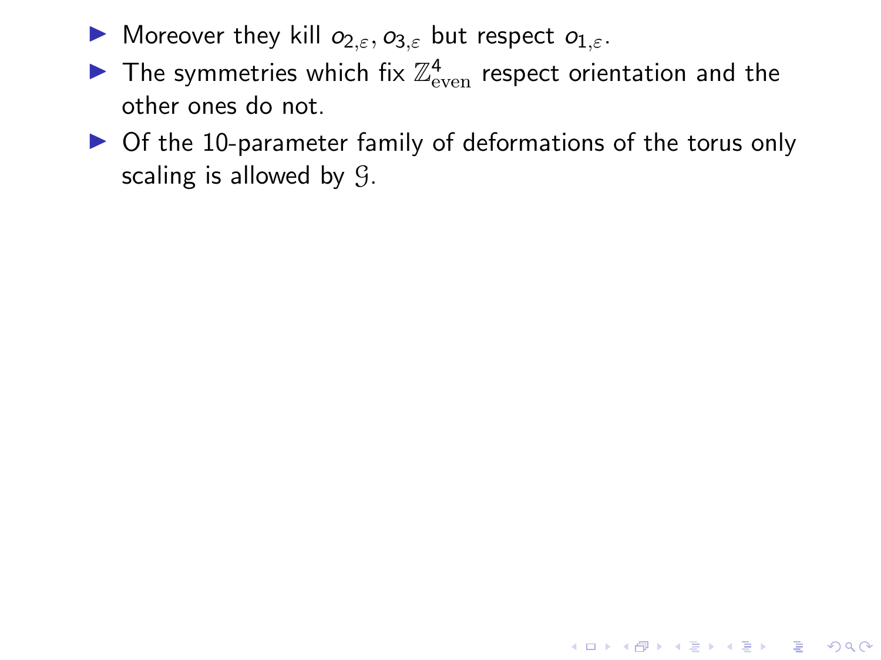- Moreover they kill $o_{2,\varepsilon}, o_{3,\varepsilon}$ but respect $o_{1,\varepsilon}$.
- The symmetries which fix $\mathbb{Z}^4_{\mathrm{even}}$ respect orientation and the other ones do not.
- Of the 10-parameter family of deformations of the torus only scaling is allowed by $\mathcal{G}$.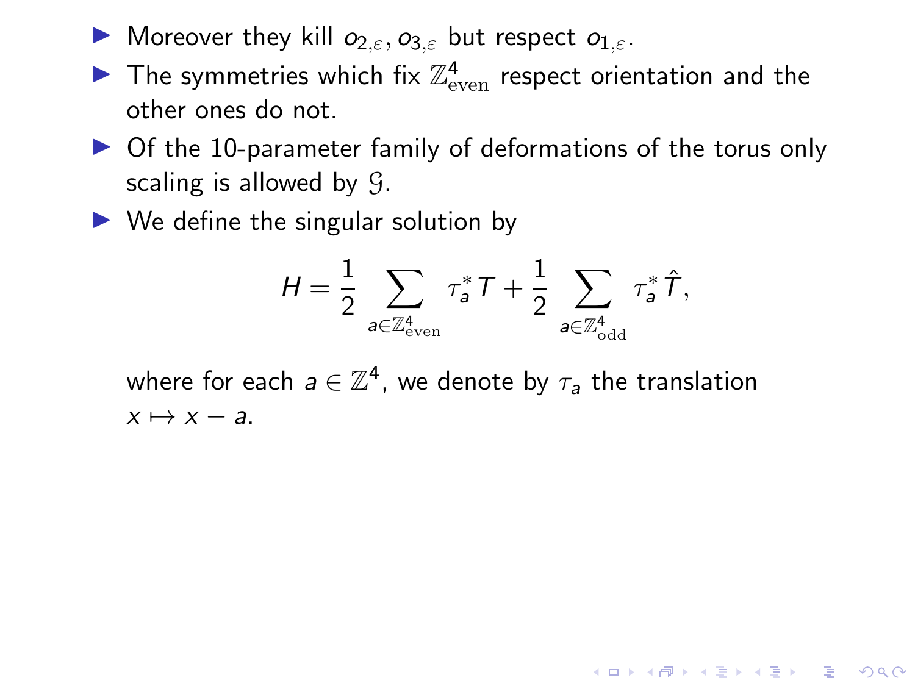- Moreover they kill $o_{2,\varepsilon}, o_{3,\varepsilon}$ but respect $o_{1,\varepsilon}$.
- The symmetries which fix $\mathbb{Z}^4_{\mathrm{even}}$ respect orientation and the other ones do not.
- Of the 10-parameter family of deformations of the torus only scaling is allowed by $\mathcal{G}$.
- We define the singular solution by

$$H = \frac{1}{2} \sum_{a \in \mathbb{Z}^4_{\mathrm{even}}} \tau_a^* T + \frac{1}{2} \sum_{a \in \mathbb{Z}^4_{\mathrm{odd}}} \tau_a^* \hat{T},$$

  where for each $a \in \mathbb{Z}^4$, we denote by $\tau_a$ the translation $x \mapsto x - a$.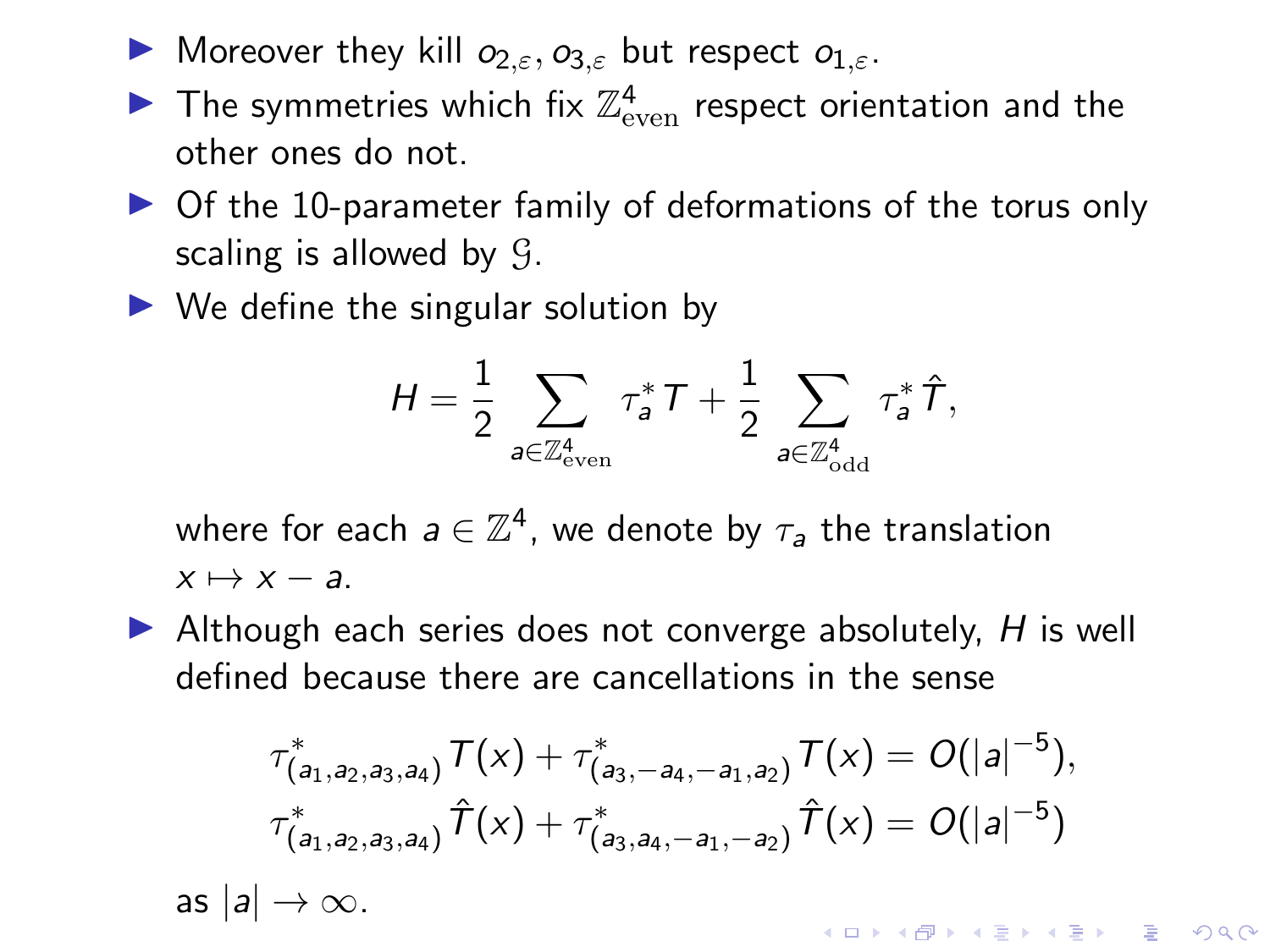- Moreover they kill $o_{2,\varepsilon}, o_{3,\varepsilon}$ but respect $o_{1,\varepsilon}$.
- The symmetries which fix $\mathbb{Z}^4_{\mathrm{even}}$ respect orientation and the other ones do not.
- Of the 10-parameter family of deformations of the torus only scaling is allowed by $\mathcal{G}$.
- We define the singular solution by

$$H = \frac{1}{2} \sum_{a \in \mathbb{Z}^4_{\mathrm{even}}} \tau_a^* T + \frac{1}{2} \sum_{a \in \mathbb{Z}^4_{\mathrm{odd}}} \tau_a^* \hat{T},$$

  where for each $a \in \mathbb{Z}^4$, we denote by $\tau_a$ the translation $x \mapsto x - a$.
- Although each series does not converge absolutely, $H$ is well defined because there are cancellations in the sense

$$\tau^*_{(a_1,a_2,a_3,a_4)} T(x) + \tau^*_{(a_3,-a_4,-a_1,a_2)} T(x) = O(|a|^{-5}),$$
$$\tau^*_{(a_1,a_2,a_3,a_4)} \hat{T}(x) + \tau^*_{(a_3,a_4,-a_1,-a_2)} \hat{T}(x) = O(|a|^{-5})$$

  as $|a| \to \infty$.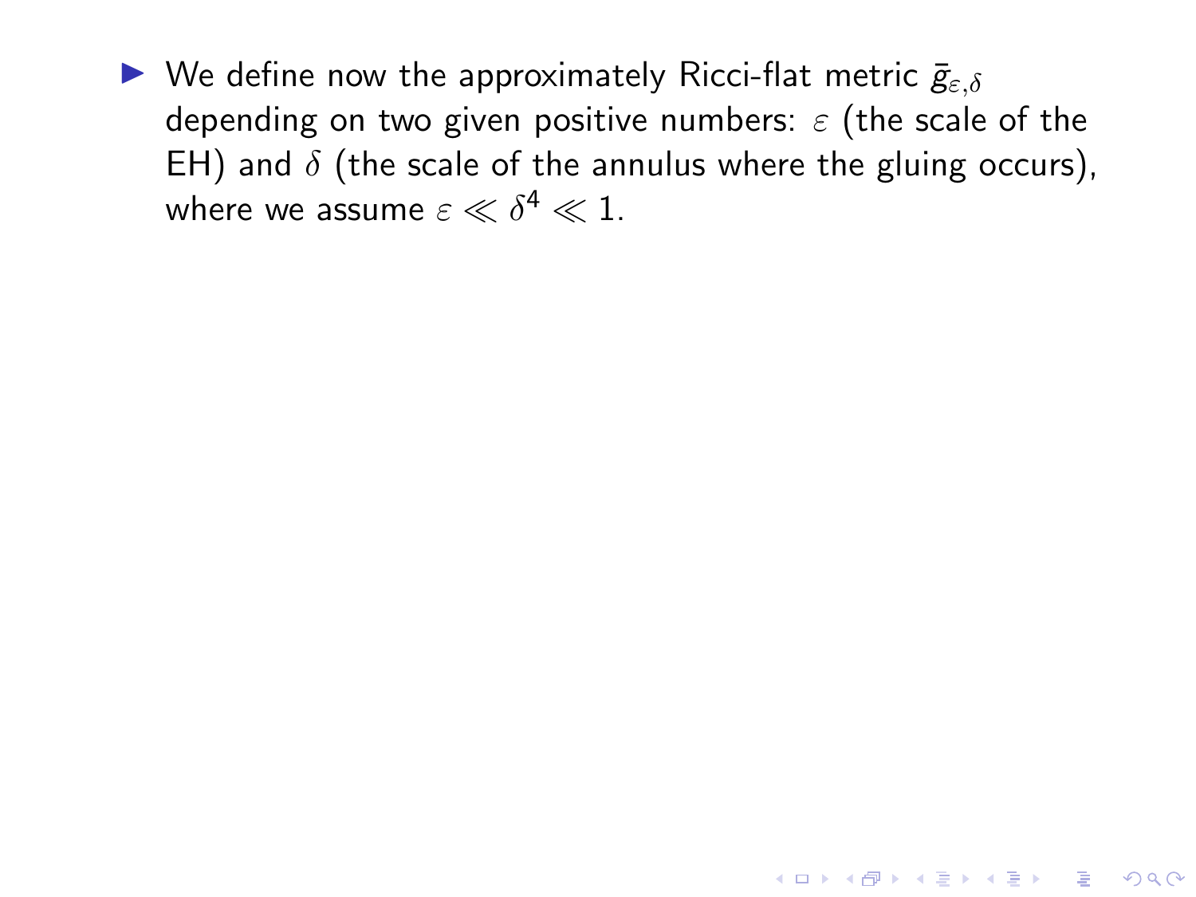- We define now the approximately Ricci-flat metric $\bar{g}_{\varepsilon,\delta}$ depending on two given positive numbers: $\varepsilon$ (the scale of the EH) and $\delta$ (the scale of the annulus where the gluing occurs), where we assume $\varepsilon \ll \delta^4 \ll 1$.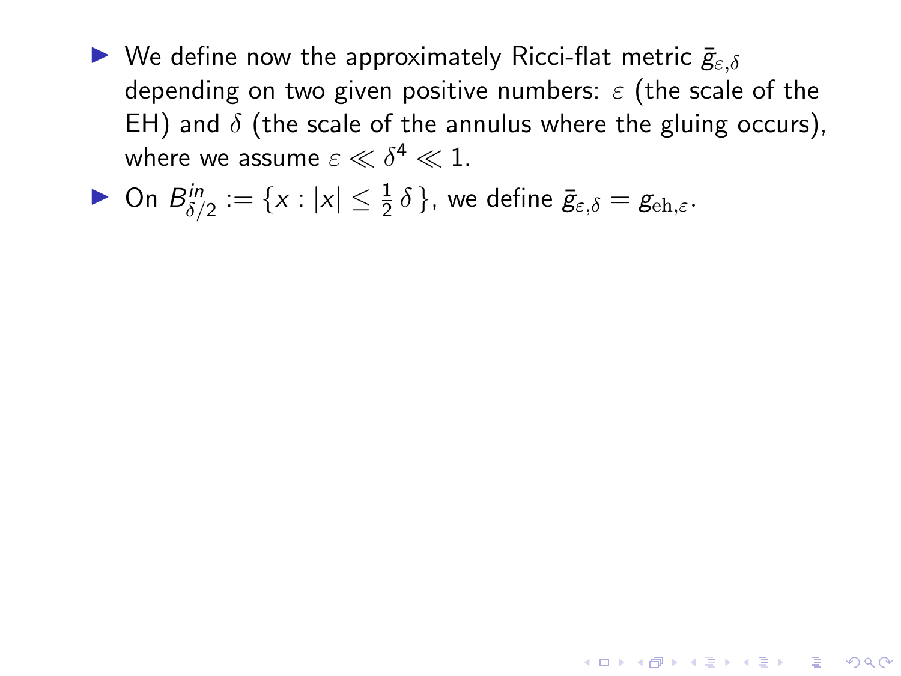- We define now the approximately Ricci-flat metric $\bar{g}_{\varepsilon,\delta}$ depending on two given positive numbers: $\varepsilon$ (the scale of the EH) and $\delta$ (the scale of the annulus where the gluing occurs), where we assume $\varepsilon \ll \delta^4 \ll 1$.
- On $B^{in}_{\delta/2} := \{x : |x| \leq \frac{1}{2}\,\delta\}$, we define $\bar{g}_{\varepsilon,\delta} = g_{\mathrm{eh},\varepsilon}$.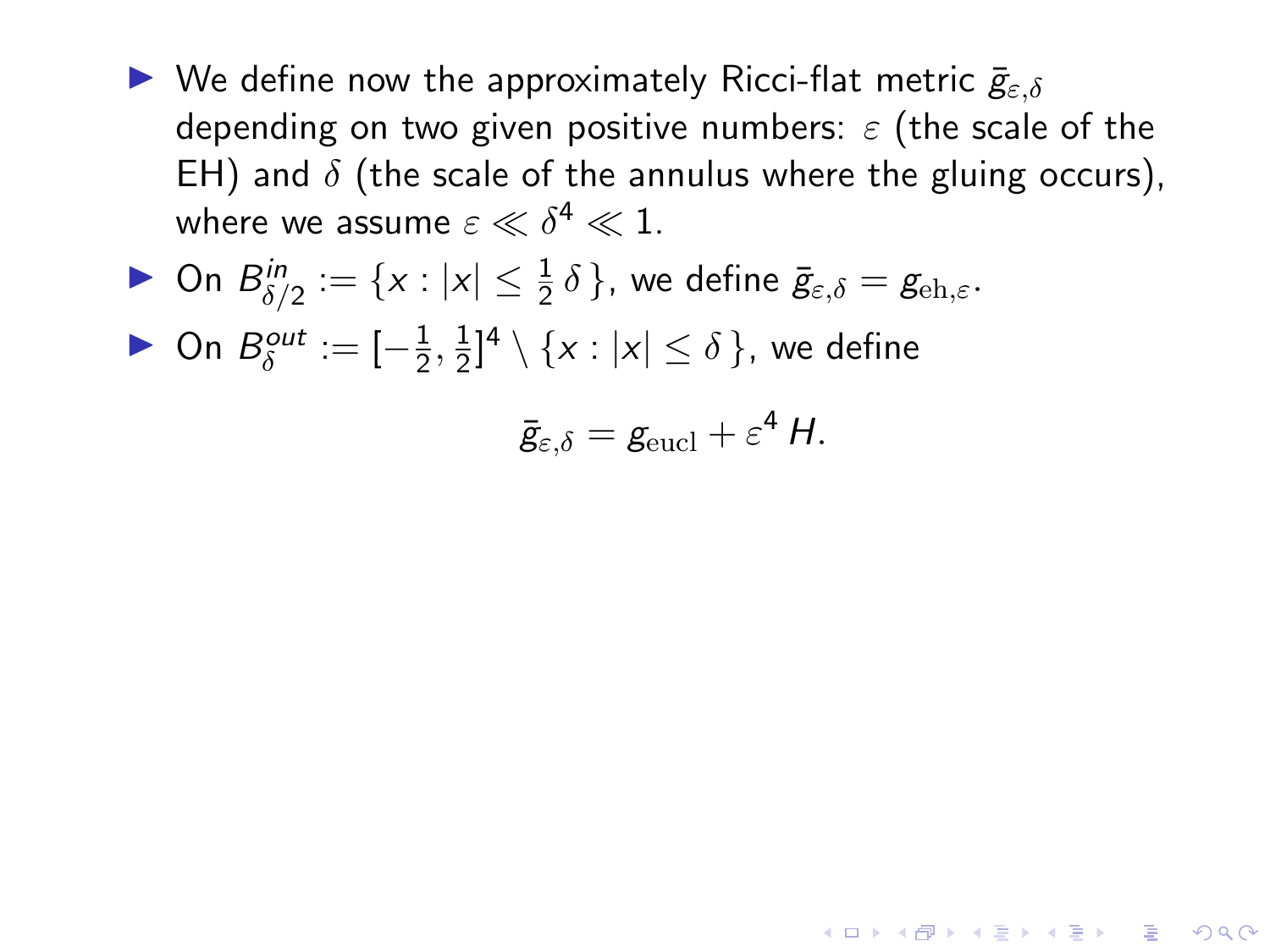- We define now the approximately Ricci-flat metric $\bar{g}_{\varepsilon,\delta}$ depending on two given positive numbers: $\varepsilon$ (the scale of the EH) and $\delta$ (the scale of the annulus where the gluing occurs), where we assume $\varepsilon \ll \delta^4 \ll 1$.
- On $B^{in}_{\delta/2} := \{x : |x| \leq \frac{1}{2}\,\delta\}$, we define $\bar{g}_{\varepsilon,\delta} = g_{\mathrm{eh},\varepsilon}$.
- On $B^{out}_{\delta} := [-\frac{1}{2}, \frac{1}{2}]^4 \setminus \{x : |x| \leq \delta\}$, we define

$$\bar{g}_{\varepsilon,\delta} = g_{\mathrm{eucl}} + \varepsilon^4\, H.$$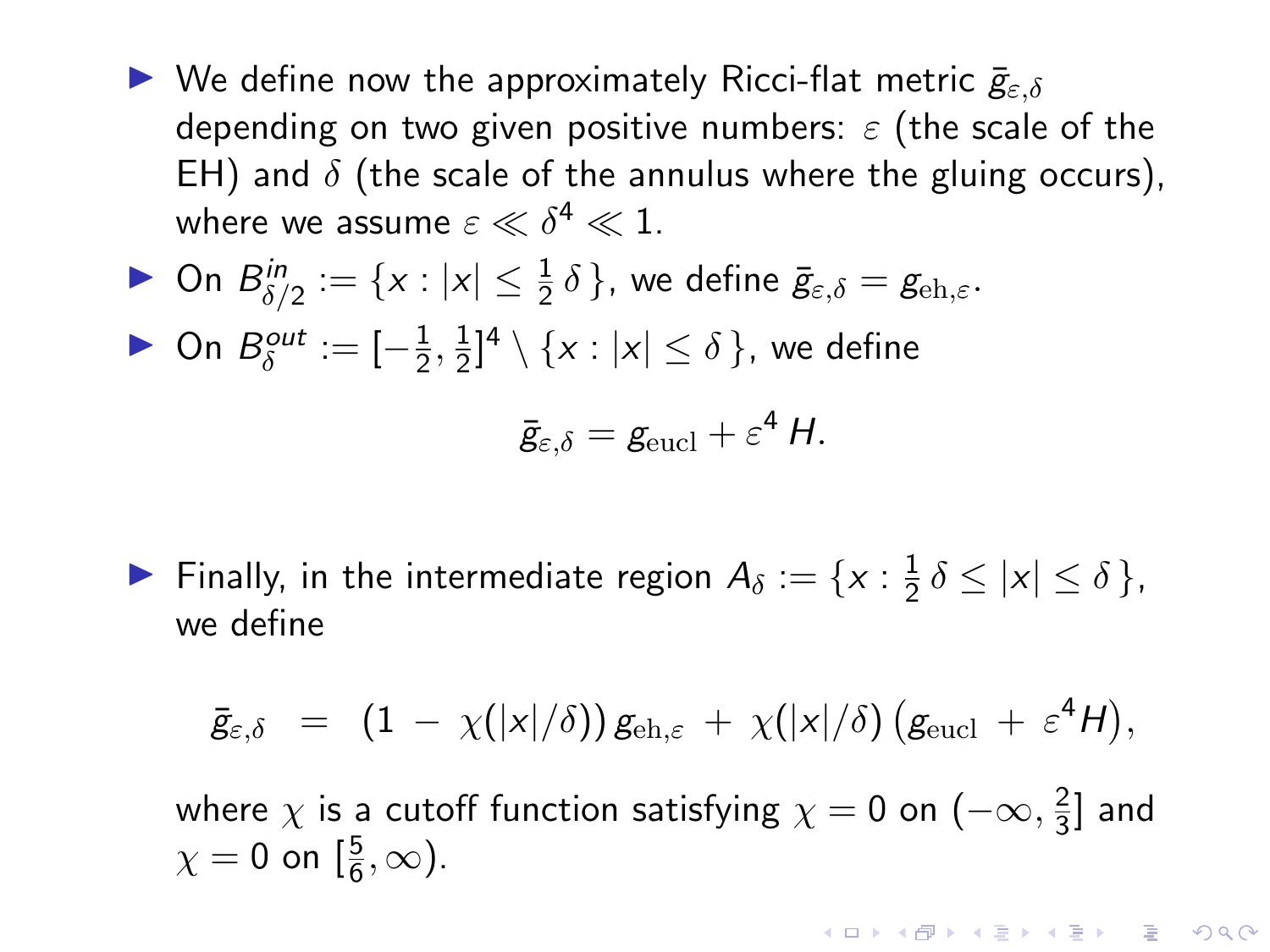- We define now the approximately Ricci-flat metric $\bar{g}_{\varepsilon,\delta}$ depending on two given positive numbers: $\varepsilon$ (the scale of the EH) and $\delta$ (the scale of the annulus where the gluing occurs), where we assume $\varepsilon \ll \delta^4 \ll 1$.
- On $B^{in}_{\delta/2} := \{x : |x| \leq \frac{1}{2}\,\delta\}$, we define $\bar{g}_{\varepsilon,\delta} = g_{\mathrm{eh},\varepsilon}$.
- On $B^{out}_{\delta} := [-\frac{1}{2}, \frac{1}{2}]^4 \setminus \{x : |x| \leq \delta\}$, we define

$$\bar{g}_{\varepsilon,\delta} = g_{\mathrm{eucl}} + \varepsilon^4\, H.$$

- Finally, in the intermediate region $A_\delta := \{x : \frac{1}{2}\,\delta \leq |x| \leq \delta\}$, we define

$$\bar{g}_{\varepsilon,\delta} \;=\; \big(1 \,-\, \chi(|x|/\delta)\big)\, g_{\mathrm{eh},\varepsilon} \,+\, \chi(|x|/\delta)\,\big(g_{\mathrm{eucl}} \,+\, \varepsilon^4 H\big),$$

  where $\chi$ is a cutoff function satisfying $\chi = 0$ on $(-\infty, \frac{2}{3}]$ and $\chi = 0$ on $[\frac{5}{6}, \infty)$.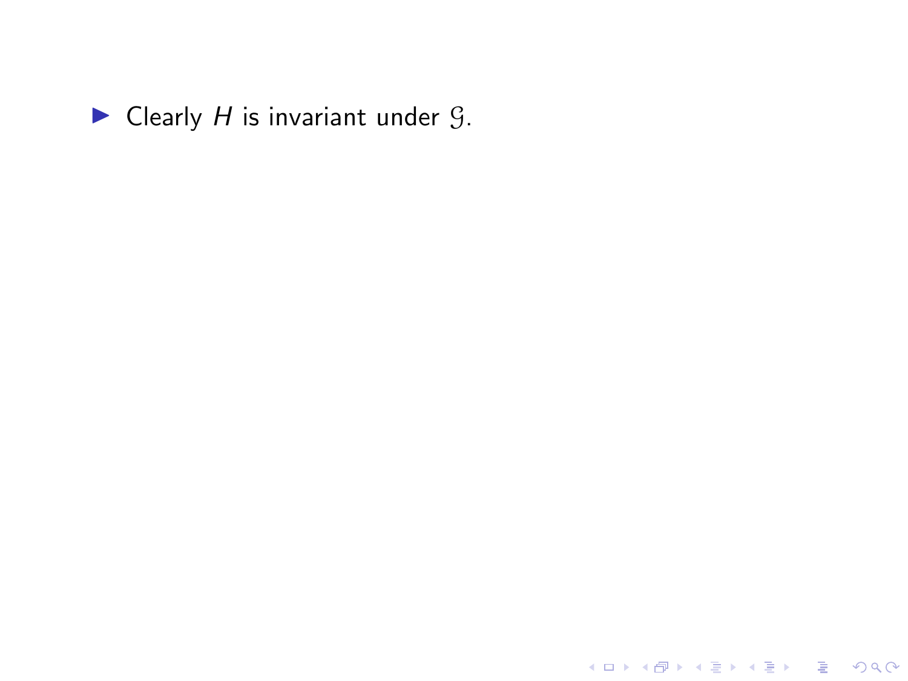- Clearly $H$ is invariant under $\mathcal{G}$.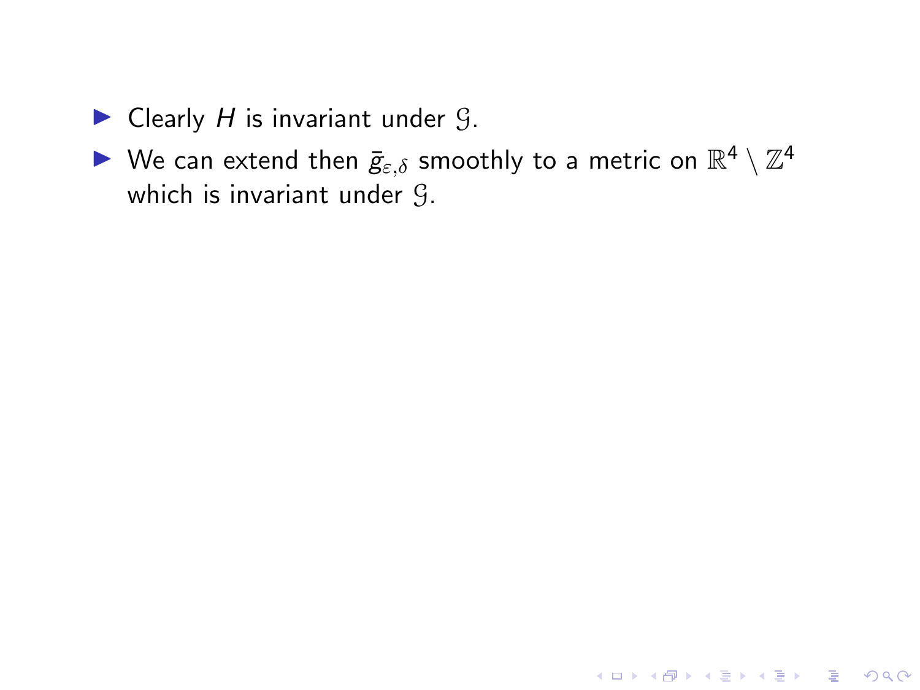- Clearly $H$ is invariant under $\mathcal{G}$.
- We can extend then $\bar{g}_{\varepsilon,\delta}$ smoothly to a metric on $\mathbb{R}^4 \setminus \mathbb{Z}^4$ which is invariant under $\mathcal{G}$.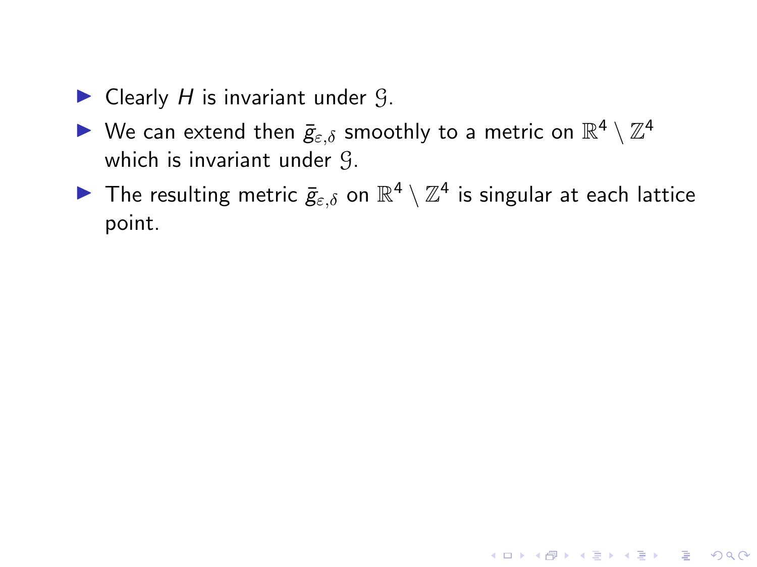- Clearly $H$ is invariant under $\mathcal{G}$.
- We can extend then $\bar{g}_{\varepsilon,\delta}$ smoothly to a metric on $\mathbb{R}^4 \setminus \mathbb{Z}^4$ which is invariant under $\mathcal{G}$.
- The resulting metric $\bar{g}_{\varepsilon,\delta}$ on $\mathbb{R}^4 \setminus \mathbb{Z}^4$ is singular at each lattice point.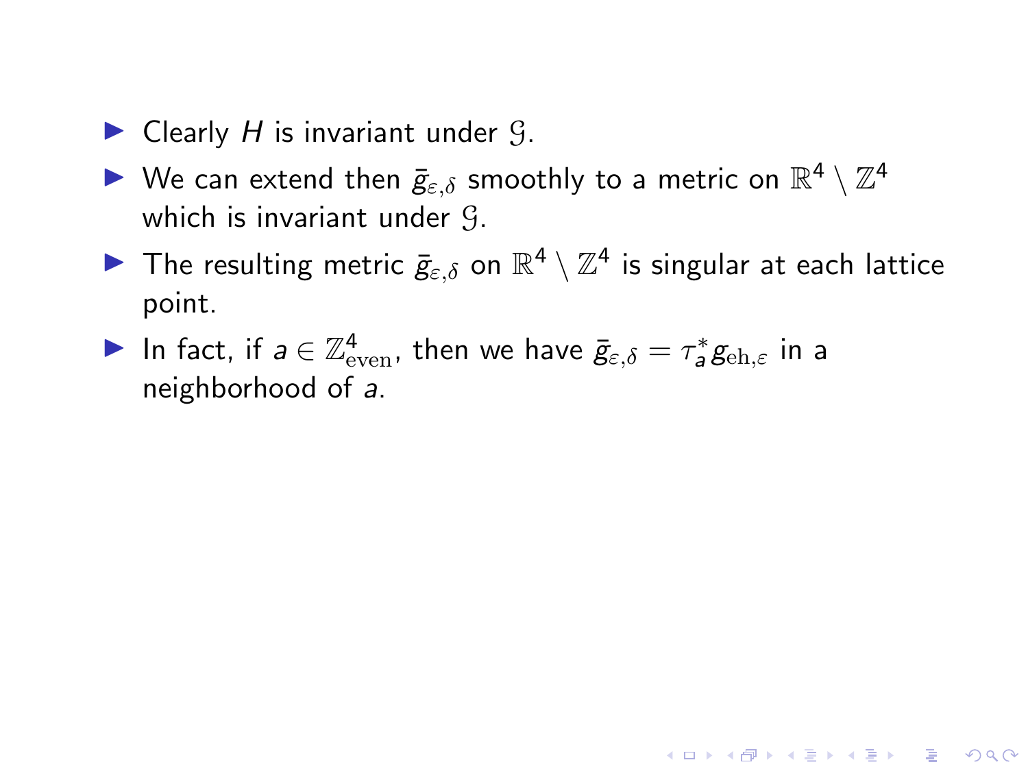- Clearly $H$ is invariant under $\mathcal{G}$.
- We can extend then $\bar{g}_{\varepsilon,\delta}$ smoothly to a metric on $\mathbb{R}^4 \setminus \mathbb{Z}^4$ which is invariant under $\mathcal{G}$.
- The resulting metric $\bar{g}_{\varepsilon,\delta}$ on $\mathbb{R}^4 \setminus \mathbb{Z}^4$ is singular at each lattice point.
- In fact, if $a \in \mathbb{Z}^4_{\mathrm{even}}$, then we have $\bar{g}_{\varepsilon,\delta} = \tau_a^* g_{\mathrm{eh},\varepsilon}$ in a neighborhood of $a$.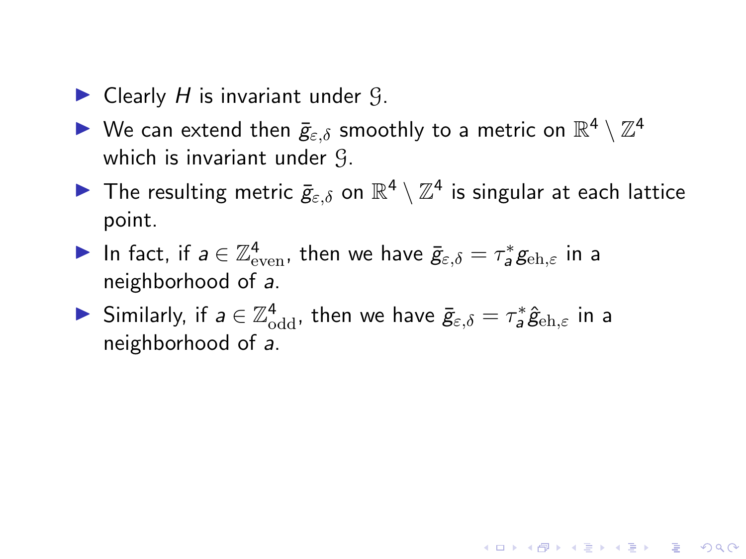- Clearly $H$ is invariant under $\mathcal{G}$.
- We can extend then $\bar{g}_{\varepsilon,\delta}$ smoothly to a metric on $\mathbb{R}^4 \setminus \mathbb{Z}^4$ which is invariant under $\mathcal{G}$.
- The resulting metric $\bar{g}_{\varepsilon,\delta}$ on $\mathbb{R}^4 \setminus \mathbb{Z}^4$ is singular at each lattice point.
- In fact, if $a \in \mathbb{Z}^4_{\mathrm{even}}$, then we have $\bar{g}_{\varepsilon,\delta} = \tau_a^* g_{\mathrm{eh},\varepsilon}$ in a neighborhood of $a$.
- Similarly, if $a \in \mathbb{Z}^4_{\mathrm{odd}}$, then we have $\bar{g}_{\varepsilon,\delta} = \tau_a^* \hat{g}_{\mathrm{eh},\varepsilon}$ in a neighborhood of $a$.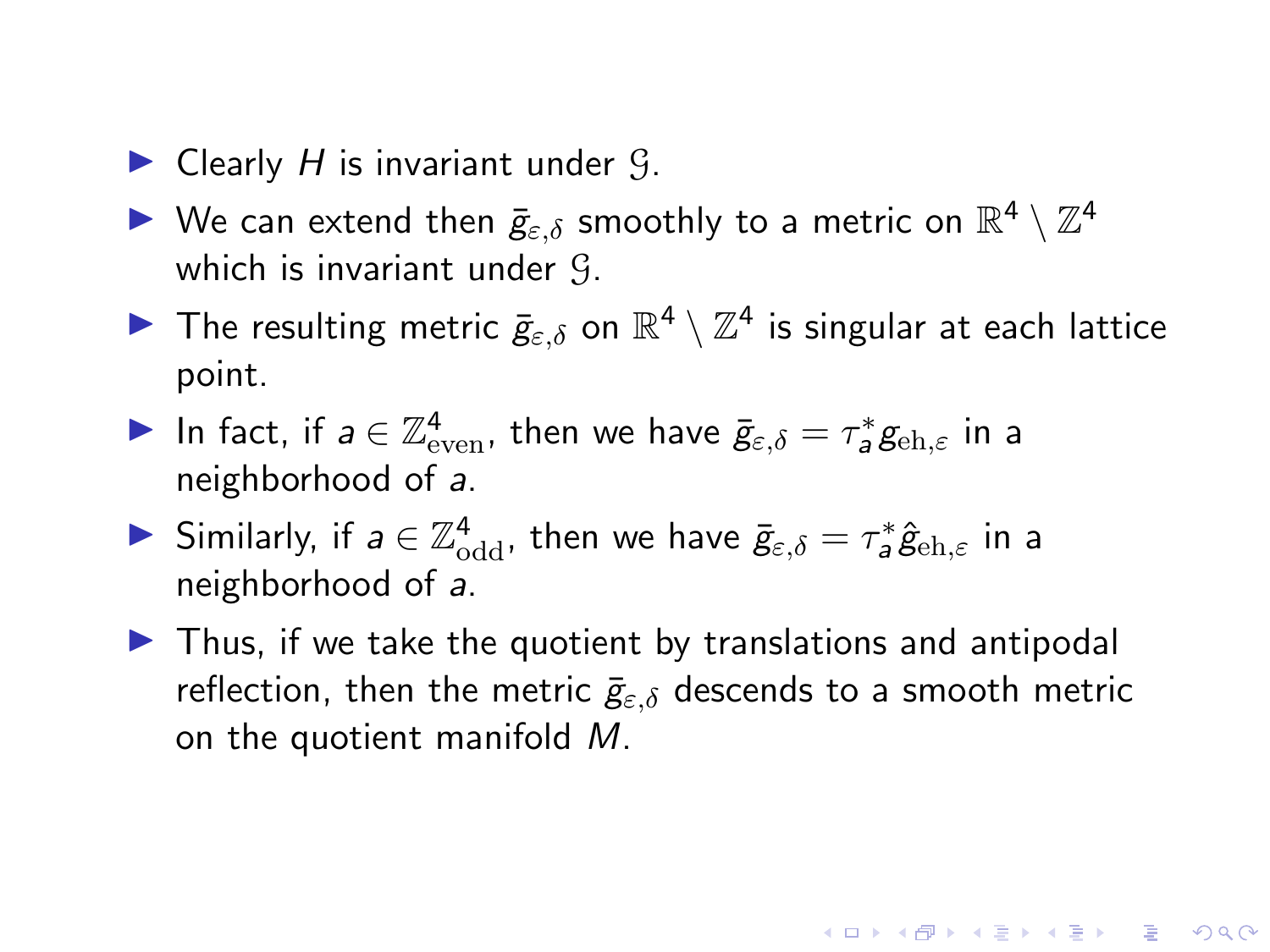- Clearly $H$ is invariant under $\mathcal{G}$.
- We can extend then $\bar{g}_{\varepsilon,\delta}$ smoothly to a metric on $\mathbb{R}^4 \setminus \mathbb{Z}^4$ which is invariant under $\mathcal{G}$.
- The resulting metric $\bar{g}_{\varepsilon,\delta}$ on $\mathbb{R}^4 \setminus \mathbb{Z}^4$ is singular at each lattice point.
- In fact, if $a \in \mathbb{Z}^4_{\mathrm{even}}$, then we have $\bar{g}_{\varepsilon,\delta} = \tau_a^* g_{\mathrm{eh},\varepsilon}$ in a neighborhood of $a$.
- Similarly, if $a \in \mathbb{Z}^4_{\mathrm{odd}}$, then we have $\bar{g}_{\varepsilon,\delta} = \tau_a^* \hat{g}_{\mathrm{eh},\varepsilon}$ in a neighborhood of $a$.
- Thus, if we take the quotient by translations and antipodal reflection, then the metric $\bar{g}_{\varepsilon,\delta}$ descends to a smooth metric on the quotient manifold $M$.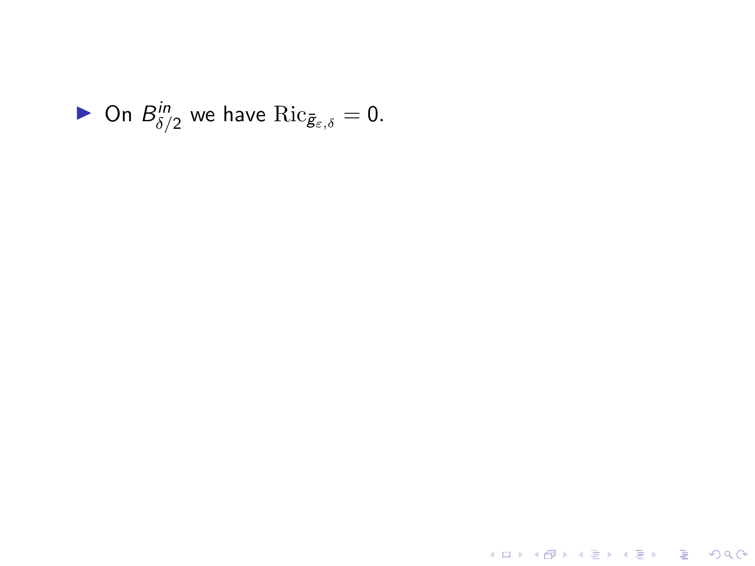- On $B^{in}_{\delta/2}$ we have $\mathrm{Ric}_{\bar{g}_{\varepsilon,\delta}} = 0$.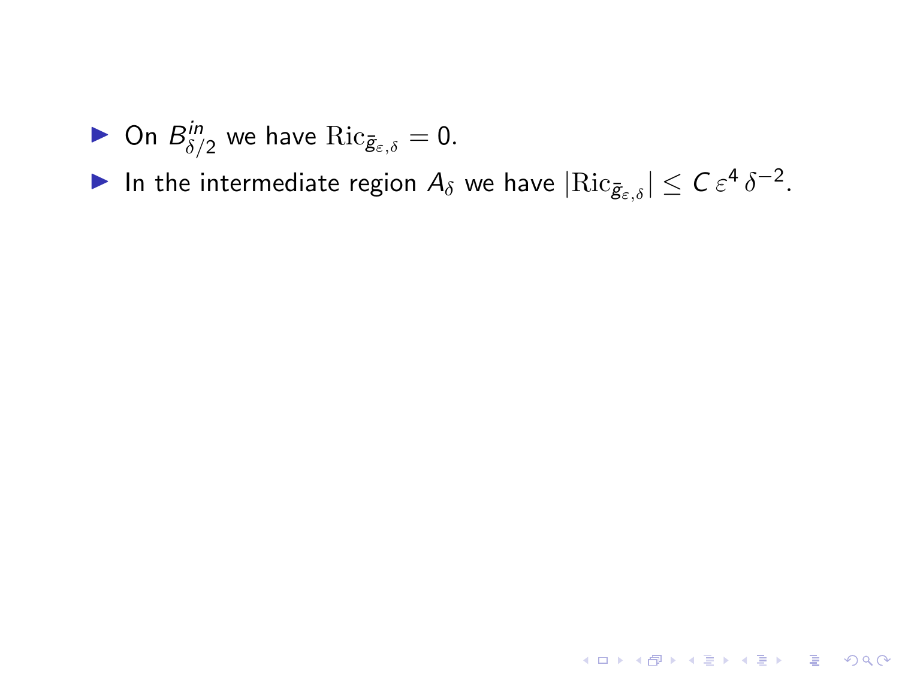- On $B^{in}_{\delta/2}$ we have $\mathrm{Ric}_{\bar{g}_{\varepsilon,\delta}} = 0$.
- In the intermediate region $A_\delta$ we have $|\mathrm{Ric}_{\bar{g}_{\varepsilon,\delta}}| \leq C\,\varepsilon^4\,\delta^{-2}$.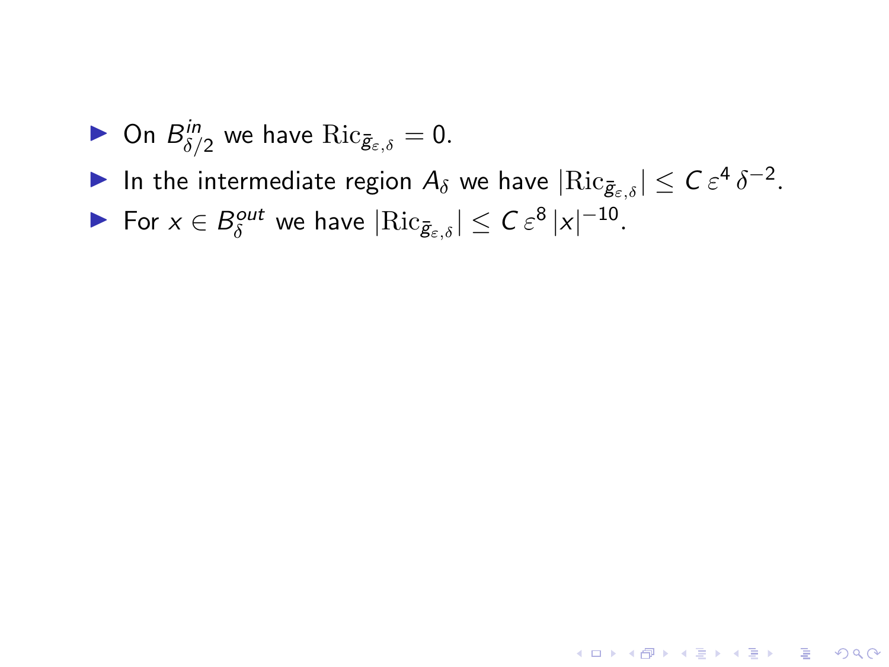- On $B^{in}_{\delta/2}$ we have $\mathrm{Ric}_{\bar{g}_{\varepsilon,\delta}} = 0$.
- In the intermediate region $A_\delta$ we have $|\mathrm{Ric}_{\bar{g}_{\varepsilon,\delta}}| \leq C\,\varepsilon^4\,\delta^{-2}$.
- For $x \in B^{out}_{\delta}$ we have $|\mathrm{Ric}_{\bar{g}_{\varepsilon,\delta}}| \leq C\,\varepsilon^8\,|x|^{-10}$.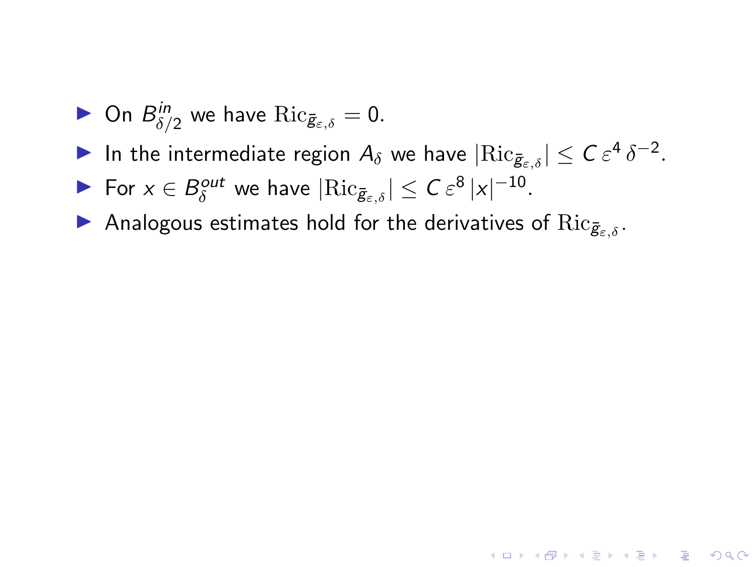- On $B^{in}_{\delta/2}$ we have $\mathrm{Ric}_{\bar{g}_{\varepsilon,\delta}} = 0$.
- In the intermediate region $A_\delta$ we have $|\mathrm{Ric}_{\bar{g}_{\varepsilon,\delta}}| \leq C\,\varepsilon^4\,\delta^{-2}$.
- For $x \in B^{out}_\delta$ we have $|\mathrm{Ric}_{\bar{g}_{\varepsilon,\delta}}| \leq C\,\varepsilon^8\,|x|^{-10}$.
- Analogous estimates hold for the derivatives of $\mathrm{Ric}_{\bar{g}_{\varepsilon,\delta}}$.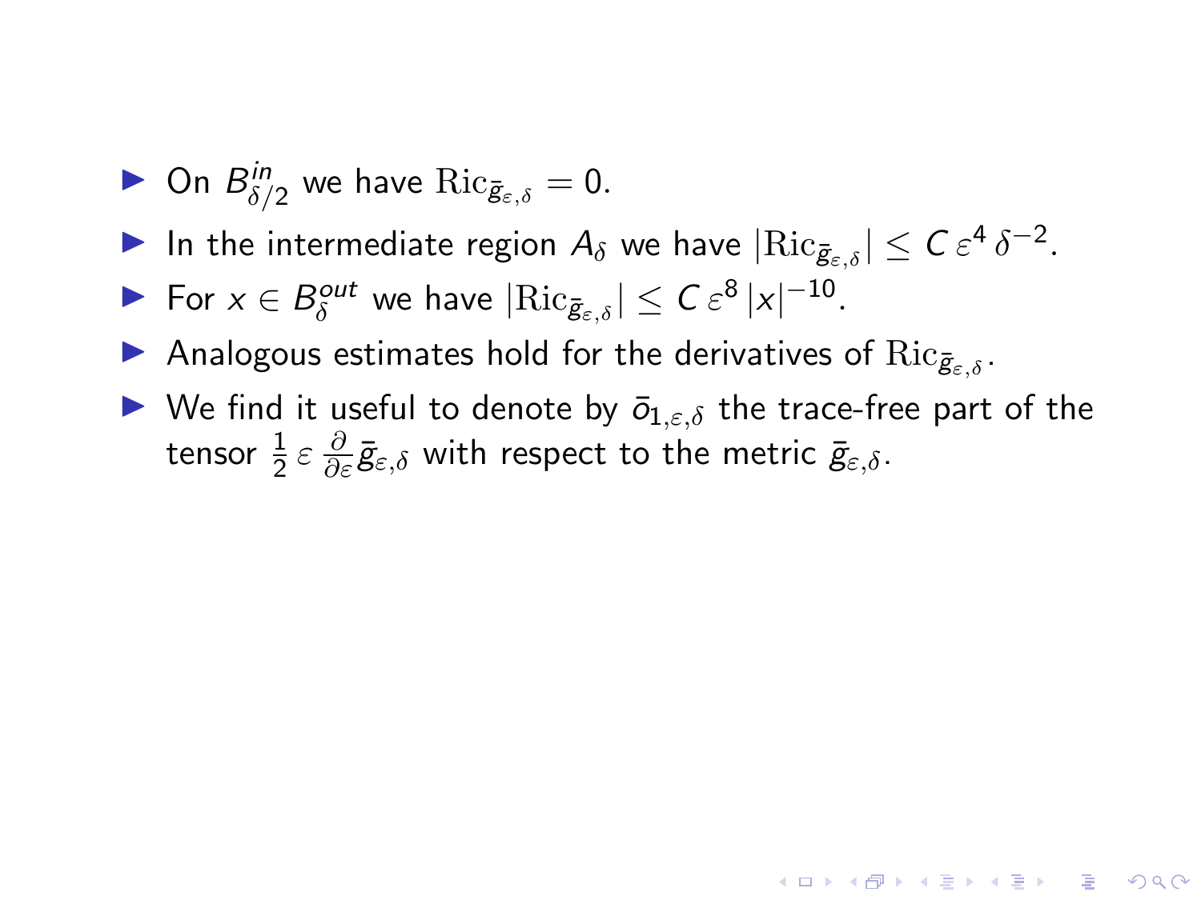- On $B^{in}_{\delta/2}$ we have $\mathrm{Ric}_{\bar{g}_{\varepsilon,\delta}} = 0$.
- In the intermediate region $A_\delta$ we have $|\mathrm{Ric}_{\bar{g}_{\varepsilon,\delta}}| \leq C\,\varepsilon^4\,\delta^{-2}$.
- For $x \in B^{out}_\delta$ we have $|\mathrm{Ric}_{\bar{g}_{\varepsilon,\delta}}| \leq C\,\varepsilon^8\,|x|^{-10}$.
- Analogous estimates hold for the derivatives of $\mathrm{Ric}_{\bar{g}_{\varepsilon,\delta}}$.
- We find it useful to denote by $\bar{o}_{1,\varepsilon,\delta}$ the trace-free part of the tensor $\frac{1}{2}\,\varepsilon\,\frac{\partial}{\partial\varepsilon}\bar{g}_{\varepsilon,\delta}$ with respect to the metric $\bar{g}_{\varepsilon,\delta}$.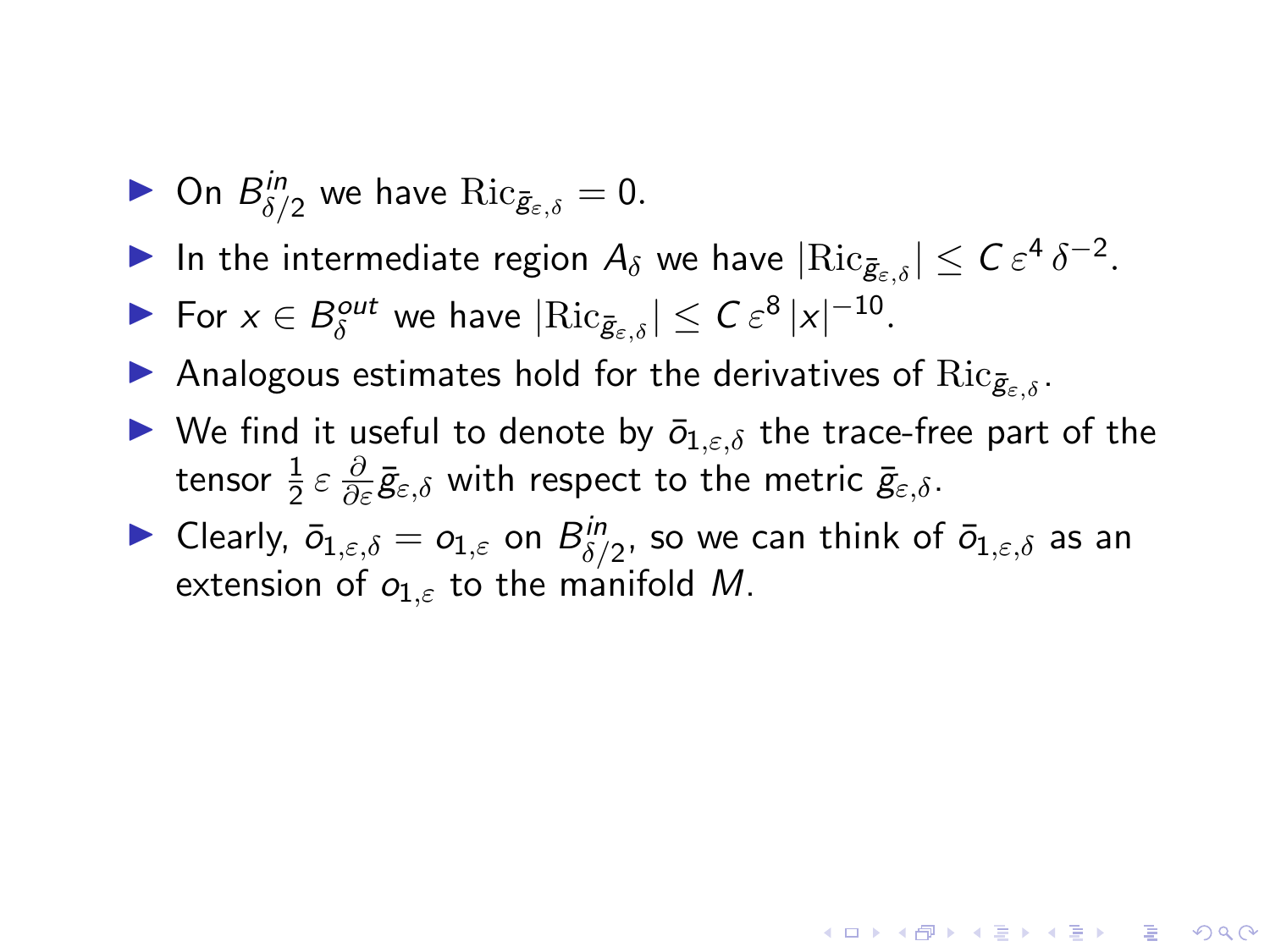- On $B^{in}_{\delta/2}$ we have $\mathrm{Ric}_{\bar{g}_{\varepsilon,\delta}} = 0$.
- In the intermediate region $A_\delta$ we have $|\mathrm{Ric}_{\bar{g}_{\varepsilon,\delta}}| \leq C\,\varepsilon^4\,\delta^{-2}$.
- For $x \in B^{out}_{\delta}$ we have $|\mathrm{Ric}_{\bar{g}_{\varepsilon,\delta}}| \leq C\,\varepsilon^8\,|x|^{-10}$.
- Analogous estimates hold for the derivatives of $\mathrm{Ric}_{\bar{g}_{\varepsilon,\delta}}$.
- We find it useful to denote by $\bar{o}_{1,\varepsilon,\delta}$ the trace-free part of the tensor $\frac{1}{2}\,\varepsilon\,\frac{\partial}{\partial\varepsilon}\bar{g}_{\varepsilon,\delta}$ with respect to the metric $\bar{g}_{\varepsilon,\delta}$.
- Clearly, $\bar{o}_{1,\varepsilon,\delta} = o_{1,\varepsilon}$ on $B^{in}_{\delta/2}$, so we can think of $\bar{o}_{1,\varepsilon,\delta}$ as an extension of $o_{1,\varepsilon}$ to the manifold $M$.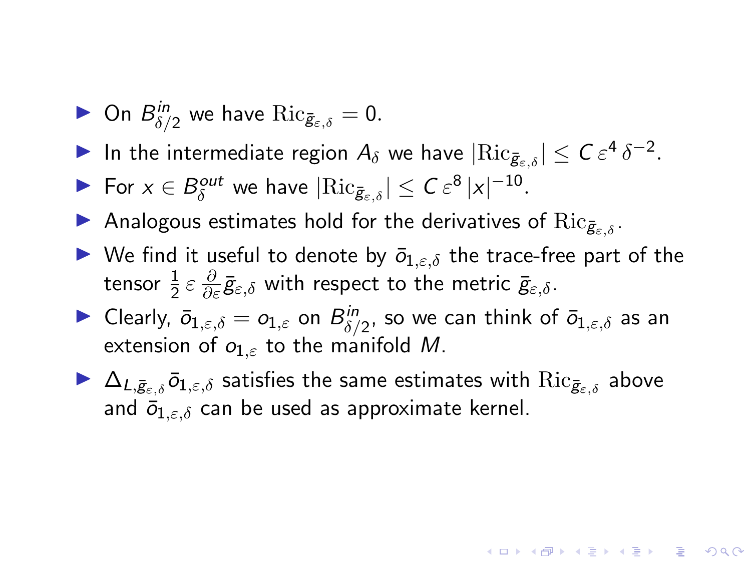- On $B^{in}_{\delta/2}$ we have $\mathrm{Ric}_{\bar{g}_{\varepsilon,\delta}} = 0$.
- In the intermediate region $A_\delta$ we have $|\mathrm{Ric}_{\bar{g}_{\varepsilon,\delta}}| \leq C\,\varepsilon^4\,\delta^{-2}$.
- For $x \in B^{out}_{\delta}$ we have $|\mathrm{Ric}_{\bar{g}_{\varepsilon,\delta}}| \leq C\,\varepsilon^8\,|x|^{-10}$.
- Analogous estimates hold for the derivatives of $\mathrm{Ric}_{\bar{g}_{\varepsilon,\delta}}$.
- We find it useful to denote by $\bar{o}_{1,\varepsilon,\delta}$ the trace-free part of the tensor $\frac{1}{2}\,\varepsilon\,\frac{\partial}{\partial\varepsilon}\bar{g}_{\varepsilon,\delta}$ with respect to the metric $\bar{g}_{\varepsilon,\delta}$.
- Clearly, $\bar{o}_{1,\varepsilon,\delta} = o_{1,\varepsilon}$ on $B^{in}_{\delta/2}$, so we can think of $\bar{o}_{1,\varepsilon,\delta}$ as an extension of $o_{1,\varepsilon}$ to the manifold $M$.
- $\Delta_{L,\bar{g}_{\varepsilon,\delta}}\bar{o}_{1,\varepsilon,\delta}$ satisfies the same estimates with $\mathrm{Ric}_{\bar{g}_{\varepsilon,\delta}}$ above and $\bar{o}_{1,\varepsilon,\delta}$ can be used as approximate kernel.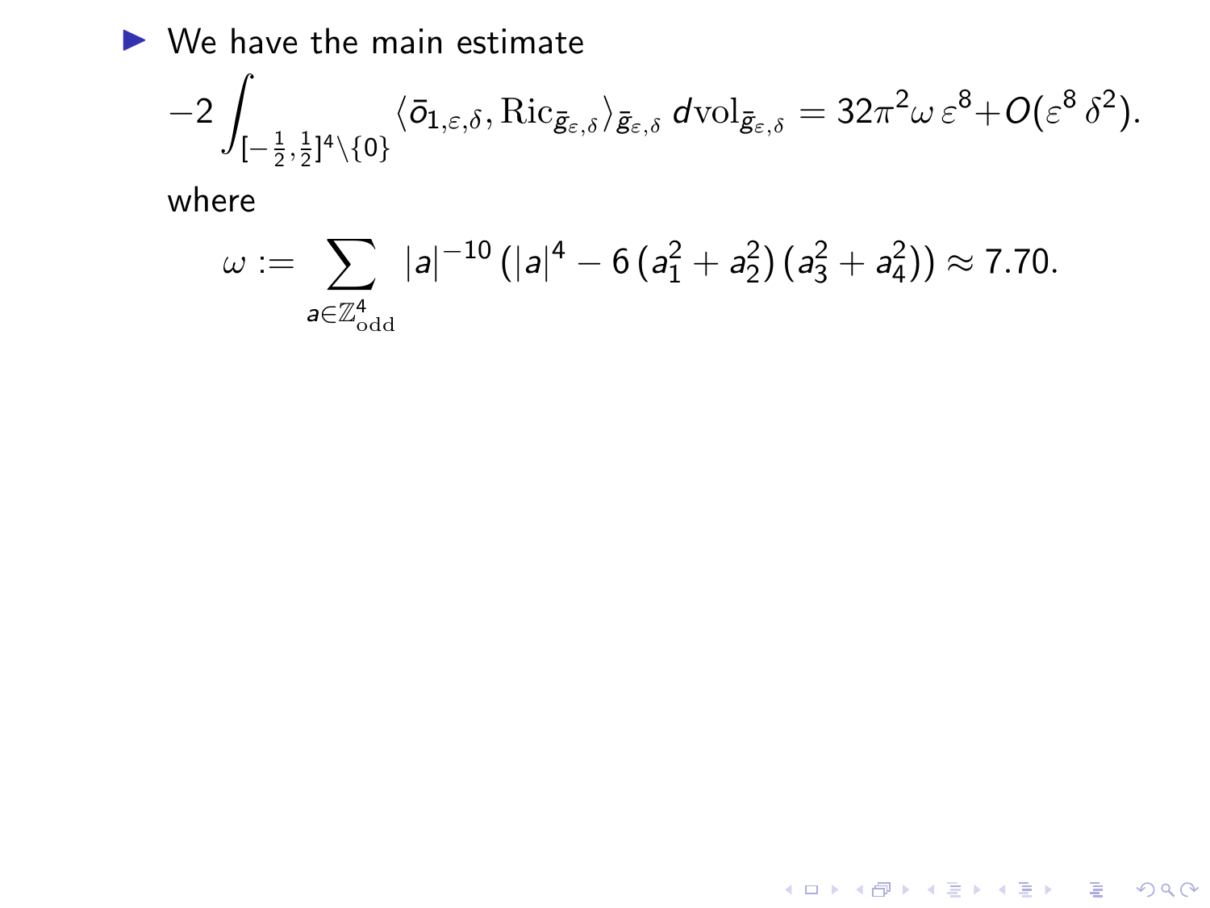- We have the main estimate

$$-2\int_{[-\frac{1}{2},\frac{1}{2}]^4\setminus\{0\}} \langle \bar{o}_{1,\varepsilon,\delta}, \mathrm{Ric}_{\bar{g}_{\varepsilon,\delta}} \rangle_{\bar{g}_{\varepsilon,\delta}} \, d\mathrm{vol}_{\bar{g}_{\varepsilon,\delta}} = 32\pi^2 \omega \, \varepsilon^8 + O(\varepsilon^8 \, \delta^2).$$

where

$$\omega := \sum_{a \in \mathbb{Z}^4_{\mathrm{odd}}} |a|^{-10} \left( |a|^4 - 6 \left( a_1^2 + a_2^2 \right) \left( a_3^2 + a_4^2 \right) \right) \approx 7.70.$$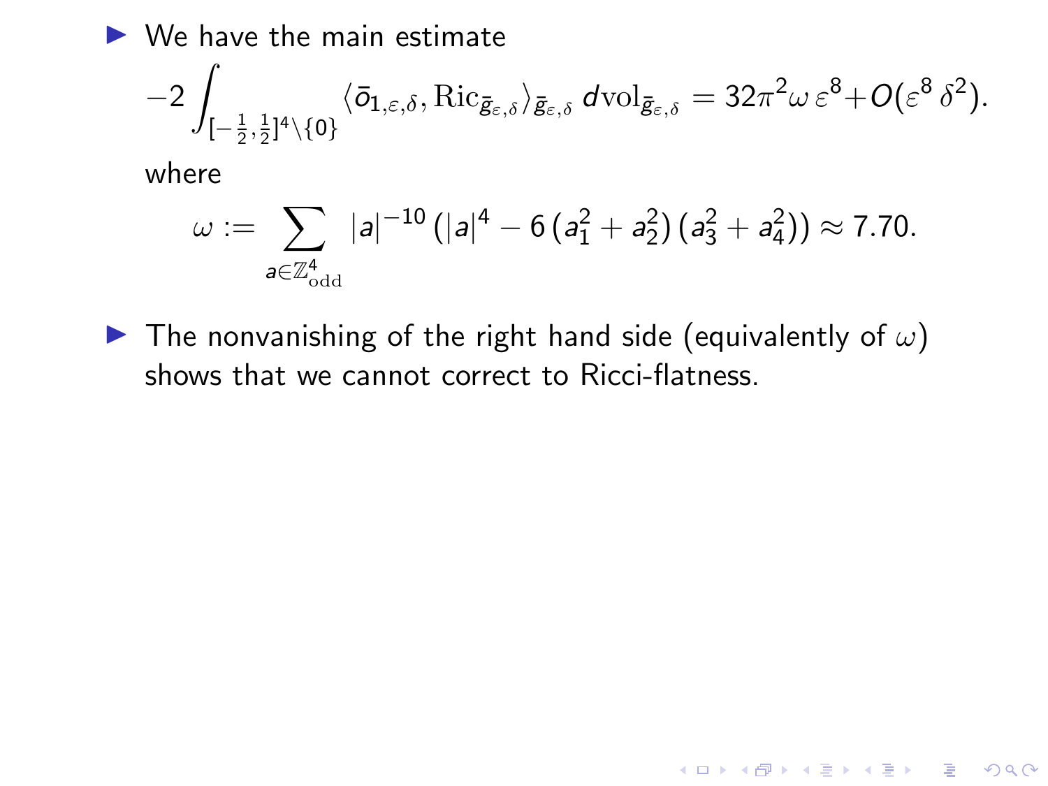- We have the main estimate

$$-2\int_{[-\frac{1}{2},\frac{1}{2}]^4\setminus\{0\}} \langle \bar{o}_{1,\varepsilon,\delta}, \mathrm{Ric}_{\bar{g}_{\varepsilon,\delta}} \rangle_{\bar{g}_{\varepsilon,\delta}} \, d\mathrm{vol}_{\bar{g}_{\varepsilon,\delta}} = 32\pi^2 \omega \, \varepsilon^8 + O(\varepsilon^8 \, \delta^2).$$

  where

$$\omega := \sum_{a\in\mathbb{Z}^4_{\mathrm{odd}}} |a|^{-10} \left( |a|^4 - 6 \left(a_1^2 + a_2^2\right) \left(a_3^2 + a_4^2\right) \right) \approx 7.70.$$

- The nonvanishing of the right hand side (equivalently of $\omega$) shows that we cannot correct to Ricci-flatness.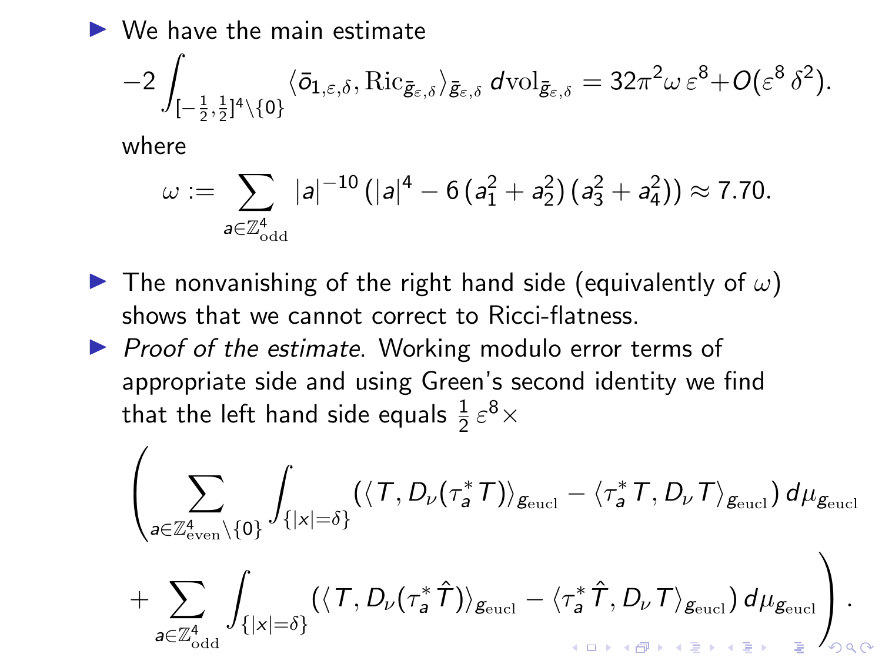- We have the main estimate

$$-2\int_{[-\frac{1}{2},\frac{1}{2}]^4\setminus\{0\}} \langle \bar{o}_{1,\varepsilon,\delta}, \mathrm{Ric}_{\bar{g}_{\varepsilon,\delta}}\rangle_{\bar{g}_{\varepsilon,\delta}}\, d\mathrm{vol}_{\bar{g}_{\varepsilon,\delta}} = 32\pi^2\omega\,\varepsilon^8 + O(\varepsilon^8\,\delta^2).$$

  where

$$\omega := \sum_{a\in\mathbb{Z}^4_{\mathrm{odd}}} |a|^{-10}\left(|a|^4 - 6\,(a_1^2+a_2^2)\,(a_3^2+a_4^2)\right) \approx 7.70.$$

- The nonvanishing of the right hand side (equivalently of $\omega$) shows that we cannot correct to Ricci-flatness.
- *Proof of the estimate*. Working modulo error terms of appropriate side and using Green's second identity we find that the left hand side equals $\frac{1}{2}\,\varepsilon^8\times$

$$\left(\sum_{a\in\mathbb{Z}^4_{\mathrm{even}}\setminus\{0\}} \int_{\{|x|=\delta\}} \left(\langle T, D_\nu(\tau_a^* T)\rangle_{g_{\mathrm{eucl}}} - \langle \tau_a^* T, D_\nu T\rangle_{g_{\mathrm{eucl}}}\right) d\mu_{g_{\mathrm{eucl}}}\right.$$

$$\left. + \sum_{a\in\mathbb{Z}^4_{\mathrm{odd}}} \int_{\{|x|=\delta\}} \left(\langle T, D_\nu(\tau_a^* \hat{T})\rangle_{g_{\mathrm{eucl}}} - \langle \tau_a^* \hat{T}, D_\nu T\rangle_{g_{\mathrm{eucl}}}\right) d\mu_{g_{\mathrm{eucl}}}\right).$$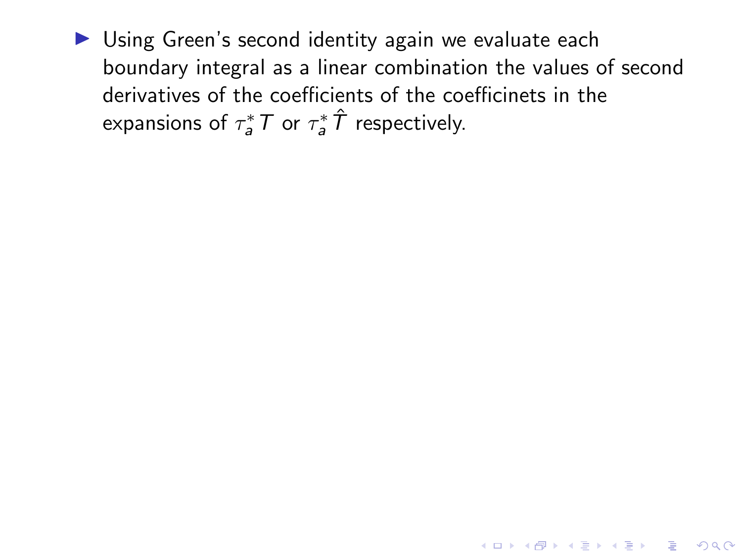- Using Green's second identity again we evaluate each boundary integral as a linear combination the values of second derivatives of the coefficients of the coefficinets in the expansions of $\tau_a^* T$ or $\tau_a^* \hat{T}$ respectively.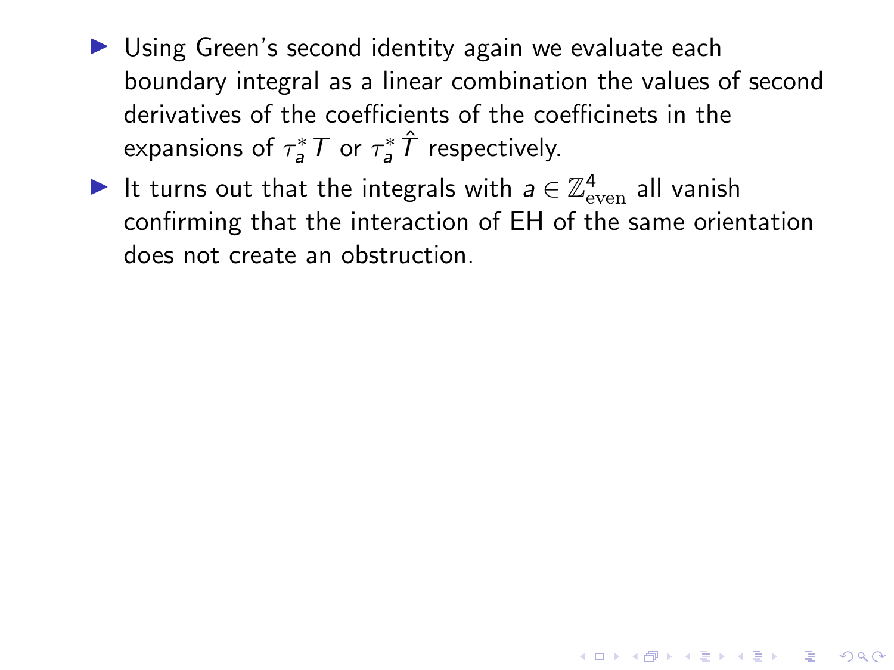- Using Green's second identity again we evaluate each boundary integral as a linear combination the values of second derivatives of the coefficients of the coefficinets in the expansions of $\tau_a^* T$ or $\tau_a^* \hat{T}$ respectively.
- It turns out that the integrals with $a \in \mathbb{Z}^4_{\mathrm{even}}$ all vanish confirming that the interaction of EH of the same orientation does not create an obstruction.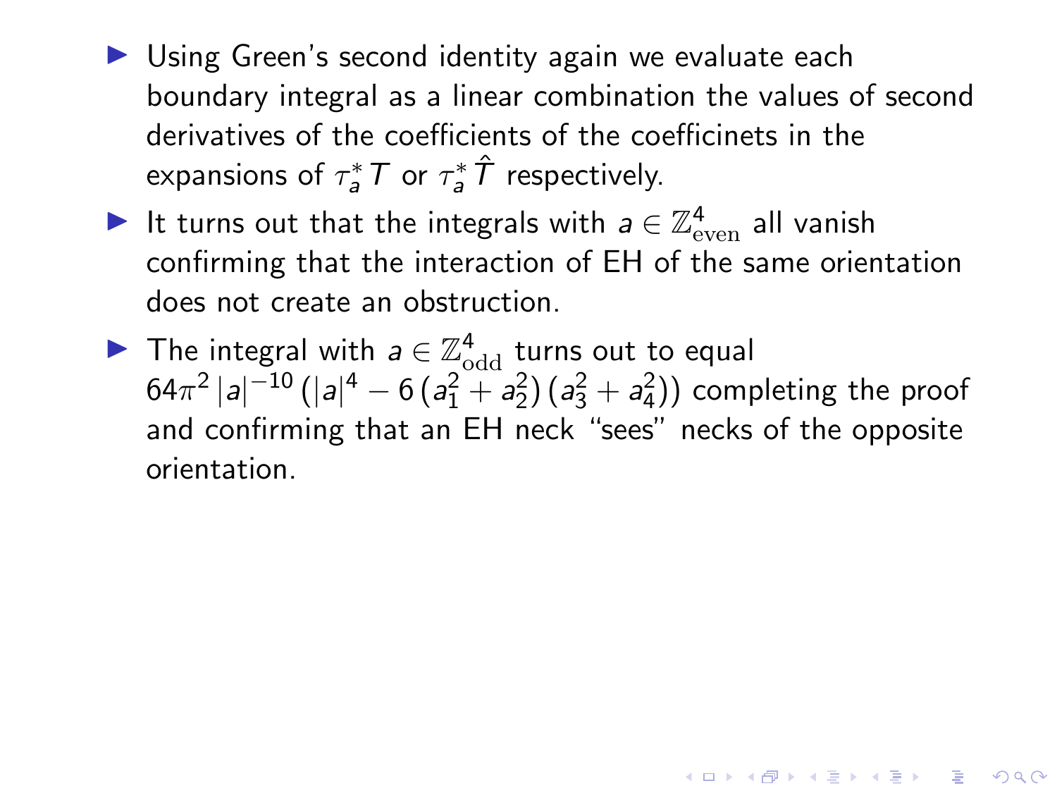- Using Green's second identity again we evaluate each boundary integral as a linear combination the values of second derivatives of the coefficients of the coefficinets in the expansions of $\tau_a^* T$ or $\tau_a^* \hat{T}$ respectively.
- It turns out that the integrals with $a \in \mathbb{Z}^4_{\text{even}}$ all vanish confirming that the interaction of EH of the same orientation does not create an obstruction.
- The integral with $a \in \mathbb{Z}^4_{\text{odd}}$ turns out to equal $64\pi^2 \, |a|^{-10} \left(|a|^4 - 6\left(a_1^2 + a_2^2\right)\left(a_3^2 + a_4^2\right)\right)$ completing the proof and confirming that an EH neck "sees" necks of the opposite orientation.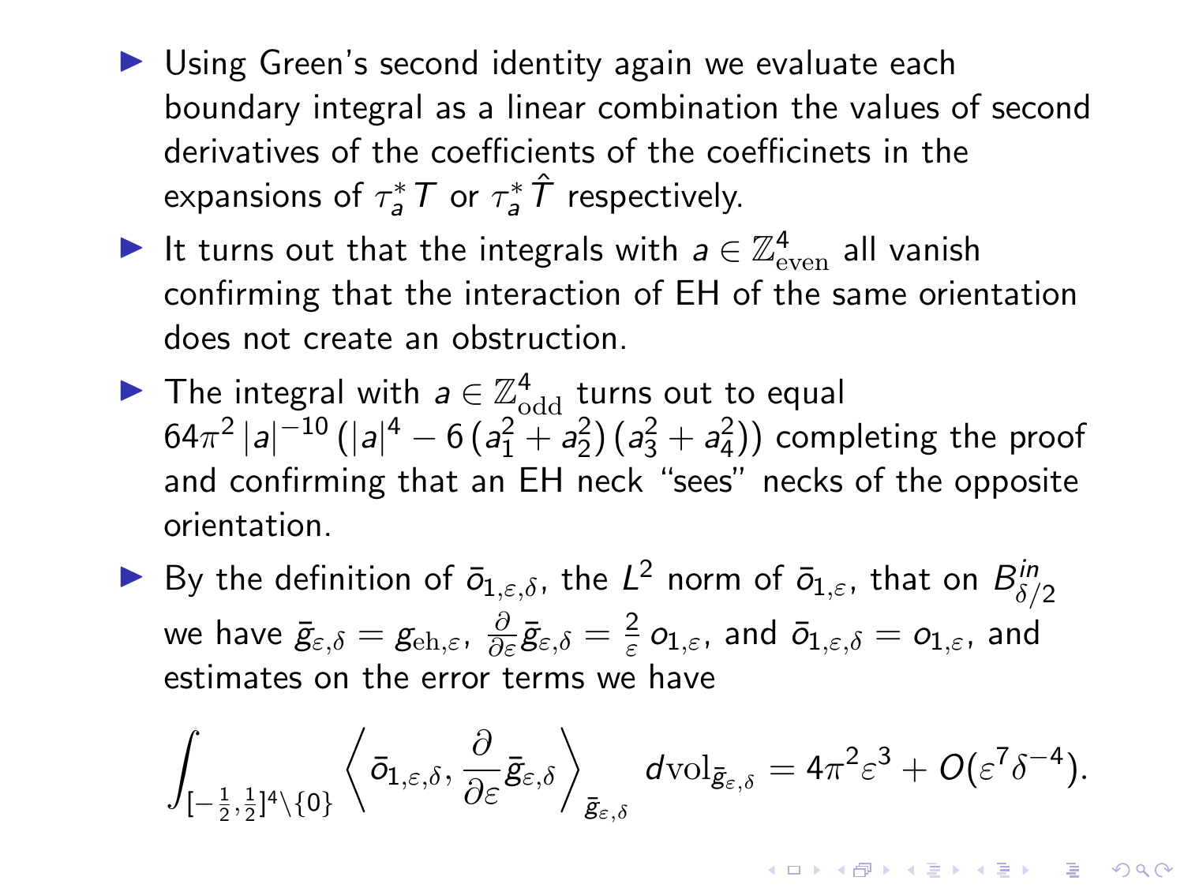- Using Green's second identity again we evaluate each boundary integral as a linear combination the values of second derivatives of the coefficients of the coefficinets in the expansions of $\tau_a^* T$ or $\tau_a^* \hat{T}$ respectively.
- It turns out that the integrals with $a \in \mathbb{Z}^4_{\mathrm{even}}$ all vanish confirming that the interaction of EH of the same orientation does not create an obstruction.
- The integral with $a \in \mathbb{Z}^4_{\mathrm{odd}}$ turns out to equal $64\pi^2 |a|^{-10} \left(|a|^4 - 6\left(a_1^2 + a_2^2\right)\left(a_3^2 + a_4^2\right)\right)$ completing the proof and confirming that an EH neck "sees" necks of the opposite orientation.
- By the definition of $\bar{o}_{1,\varepsilon,\delta}$, the $L^2$ norm of $\bar{o}_{1,\varepsilon}$, that on $B^{in}_{\delta/2}$ we have $\bar{g}_{\varepsilon,\delta} = g_{\mathrm{eh},\varepsilon}$, $\frac{\partial}{\partial \varepsilon}\bar{g}_{\varepsilon,\delta} = \frac{2}{\varepsilon}\, o_{1,\varepsilon}$, and $\bar{o}_{1,\varepsilon,\delta} = o_{1,\varepsilon}$, and estimates on the error terms we have

$$\int_{[-\frac{1}{2},\frac{1}{2}]^4 \setminus \{0\}} \left\langle \bar{o}_{1,\varepsilon,\delta}, \frac{\partial}{\partial \varepsilon}\bar{g}_{\varepsilon,\delta} \right\rangle_{\bar{g}_{\varepsilon,\delta}} d\mathrm{vol}_{\bar{g}_{\varepsilon,\delta}} = 4\pi^2\varepsilon^3 + O(\varepsilon^7\delta^{-4}).$$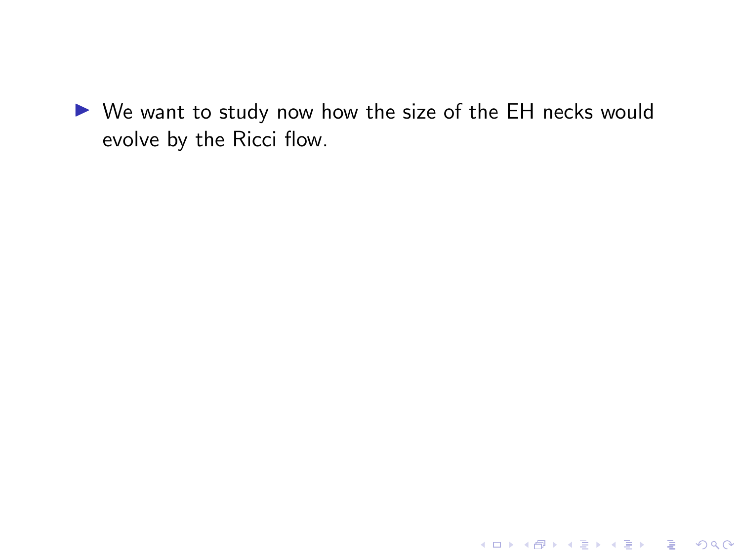- We want to study now how the size of the EH necks would evolve by the Ricci flow.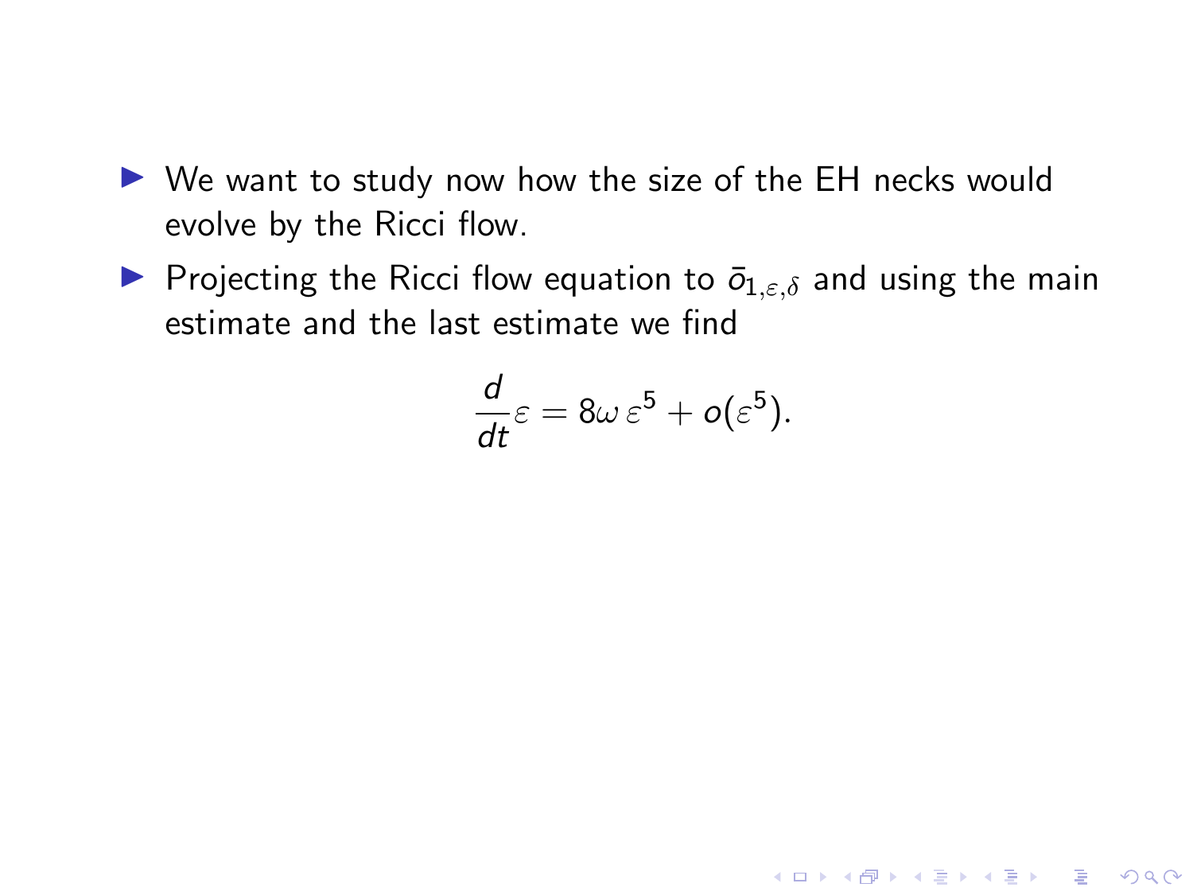- We want to study now how the size of the EH necks would evolve by the Ricci flow.
- Projecting the Ricci flow equation to $\bar{o}_{1,\varepsilon,\delta}$ and using the main estimate and the last estimate we find

$$\frac{d}{dt}\varepsilon = 8\omega\,\varepsilon^5 + o(\varepsilon^5).$$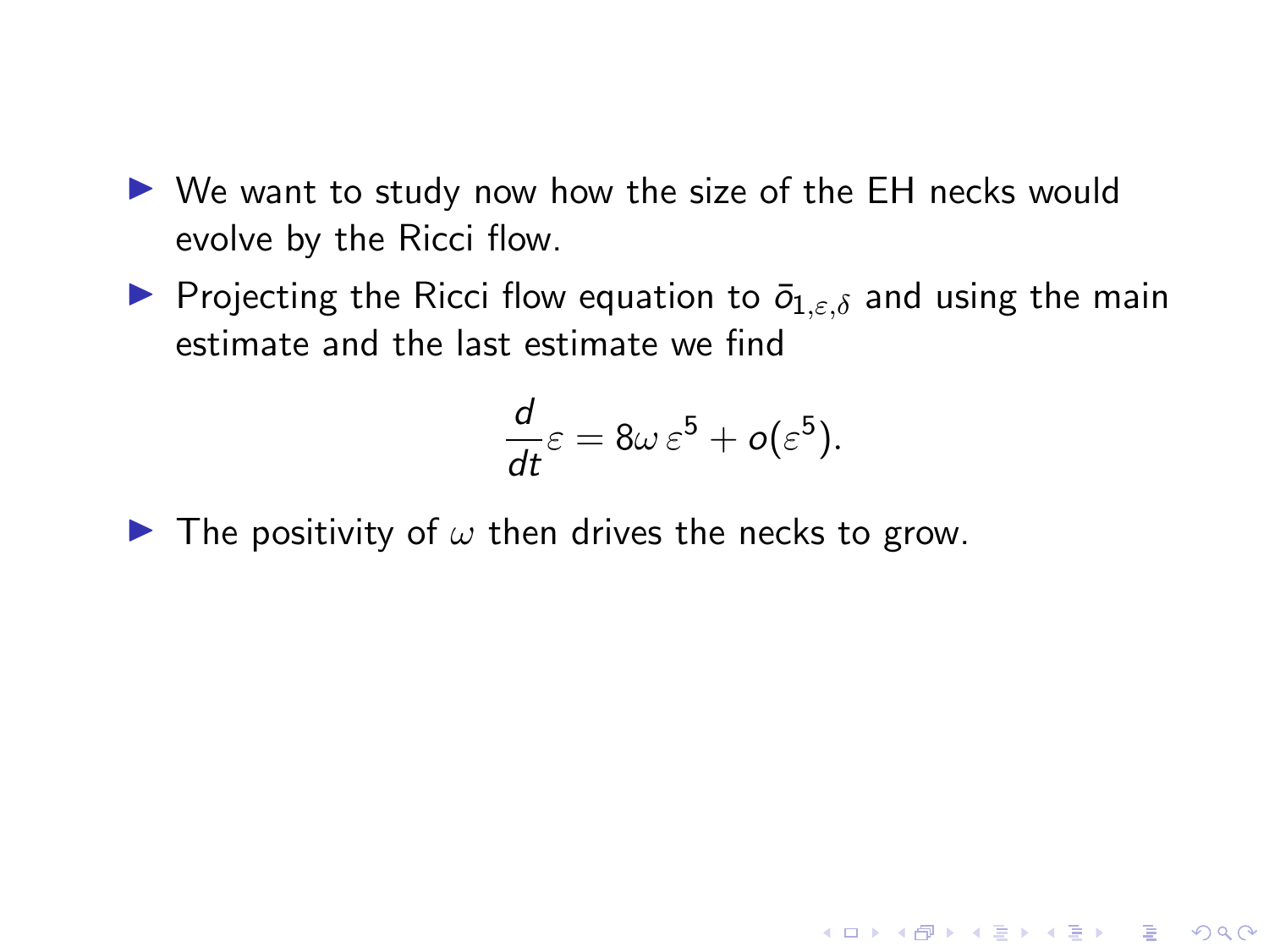- We want to study now how the size of the EH necks would evolve by the Ricci flow.
- Projecting the Ricci flow equation to $\bar{o}_{1,\varepsilon,\delta}$ and using the main estimate and the last estimate we find

$$\frac{d}{dt}\varepsilon = 8\omega\,\varepsilon^5 + o(\varepsilon^5).$$

- The positivity of $\omega$ then drives the necks to grow.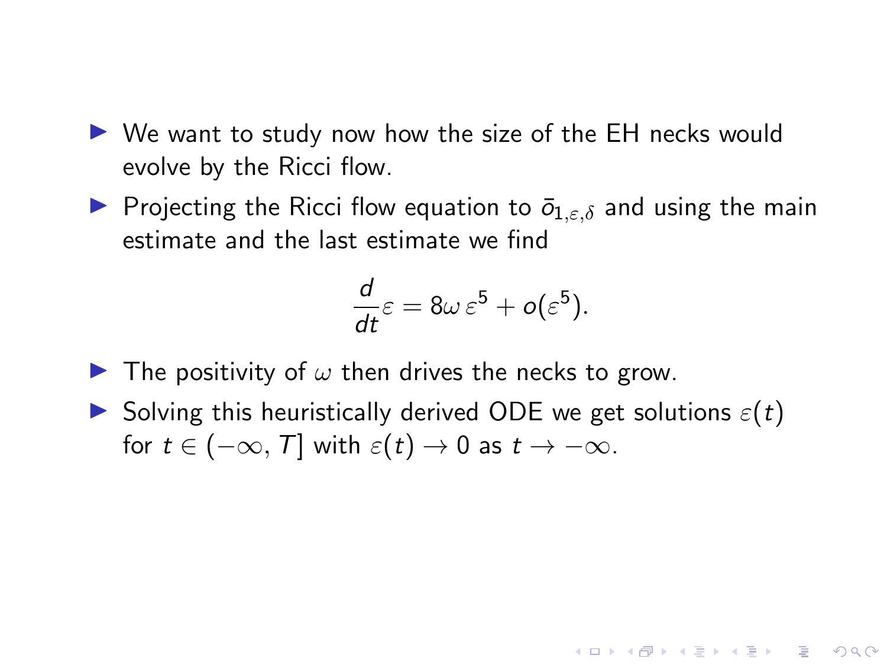- We want to study now how the size of the EH necks would evolve by the Ricci flow.
- Projecting the Ricci flow equation to $\bar{o}_{1,\varepsilon,\delta}$ and using the main estimate and the last estimate we find

$$\frac{d}{dt}\varepsilon = 8\omega\,\varepsilon^5 + o(\varepsilon^5).$$

- The positivity of $\omega$ then drives the necks to grow.
- Solving this heuristically derived ODE we get solutions $\varepsilon(t)$ for $t \in (-\infty, T]$ with $\varepsilon(t) \to 0$ as $t \to -\infty$.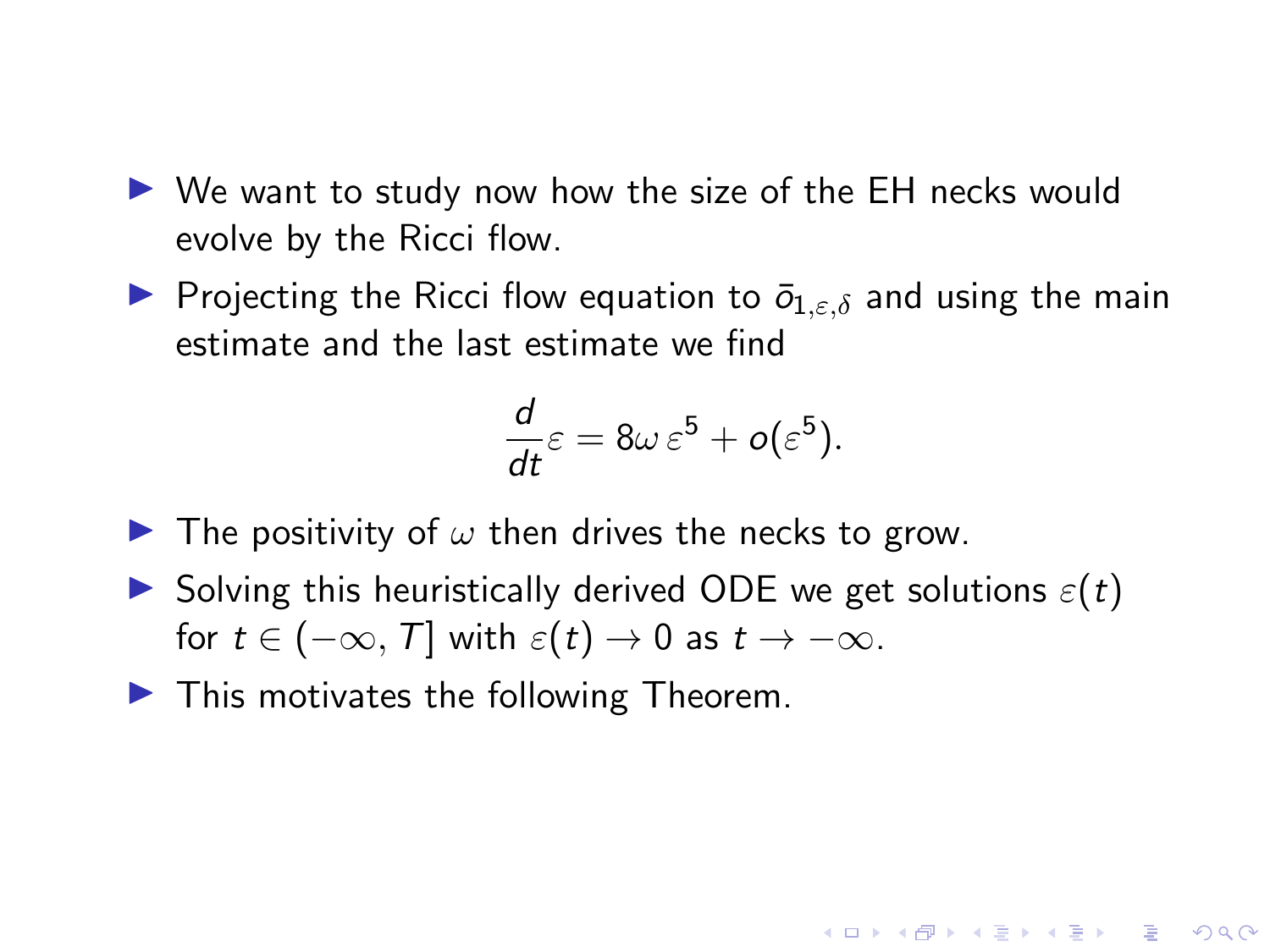- We want to study now how the size of the EH necks would evolve by the Ricci flow.
- Projecting the Ricci flow equation to $\bar{o}_{1,\varepsilon,\delta}$ and using the main estimate and the last estimate we find

$$\frac{d}{dt}\varepsilon = 8\omega\,\varepsilon^5 + o(\varepsilon^5).$$

- The positivity of $\omega$ then drives the necks to grow.
- Solving this heuristically derived ODE we get solutions $\varepsilon(t)$ for $t \in (-\infty, T]$ with $\varepsilon(t) \to 0$ as $t \to -\infty$.
- This motivates the following Theorem.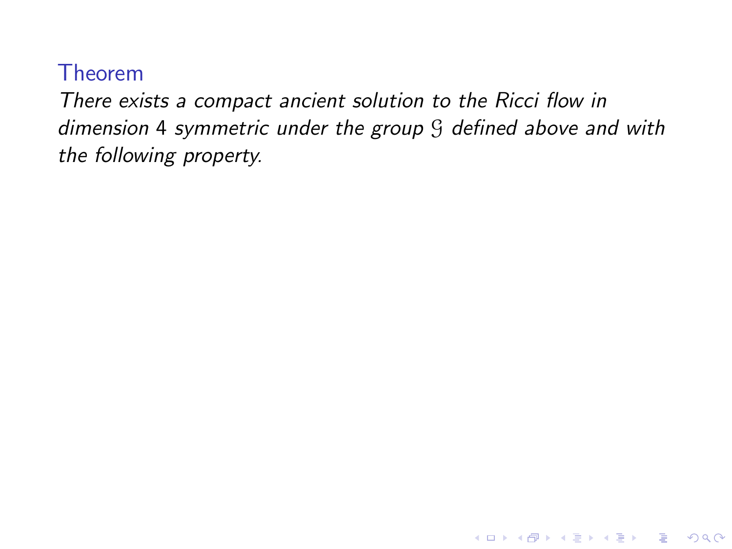### Theorem

*There exists a compact ancient solution to the Ricci flow in dimension 4 symmetric under the group $\mathcal{G}$ defined above and with the following property.*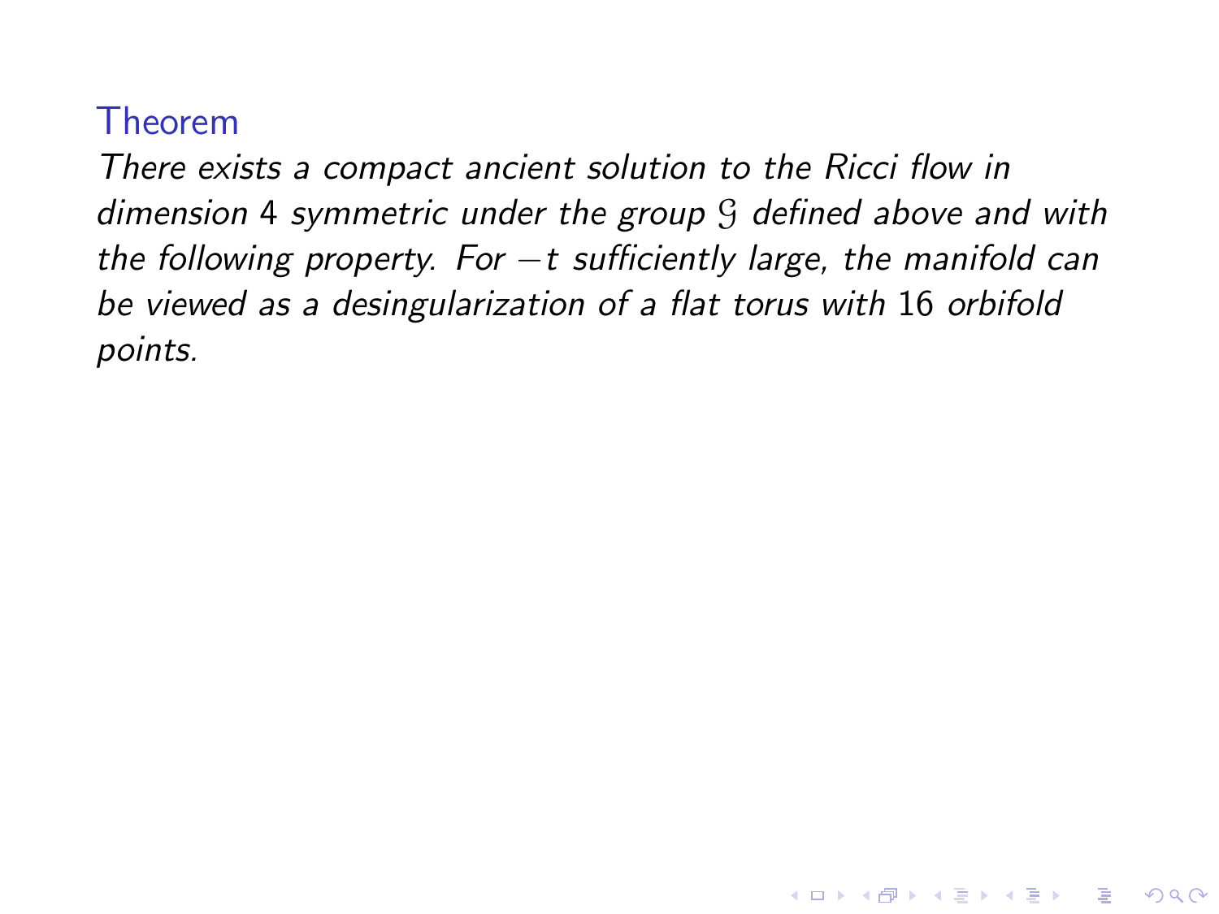**Theorem**

*There exists a compact ancient solution to the Ricci flow in dimension 4 symmetric under the group $\mathcal{G}$ defined above and with the following property. For $-t$ sufficiently large, the manifold can be viewed as a desingularization of a flat torus with 16 orbifold points.*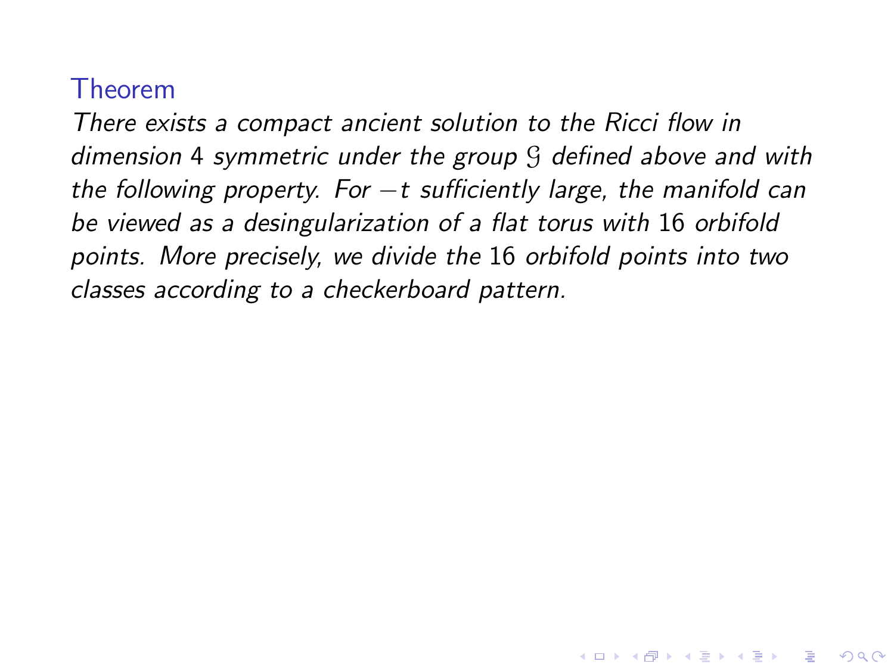**Theorem**

*There exists a compact ancient solution to the Ricci flow in dimension 4 symmetric under the group $\mathcal{G}$ defined above and with the following property. For $-t$ sufficiently large, the manifold can be viewed as a desingularization of a flat torus with 16 orbifold points. More precisely, we divide the 16 orbifold points into two classes according to a checkerboard pattern.*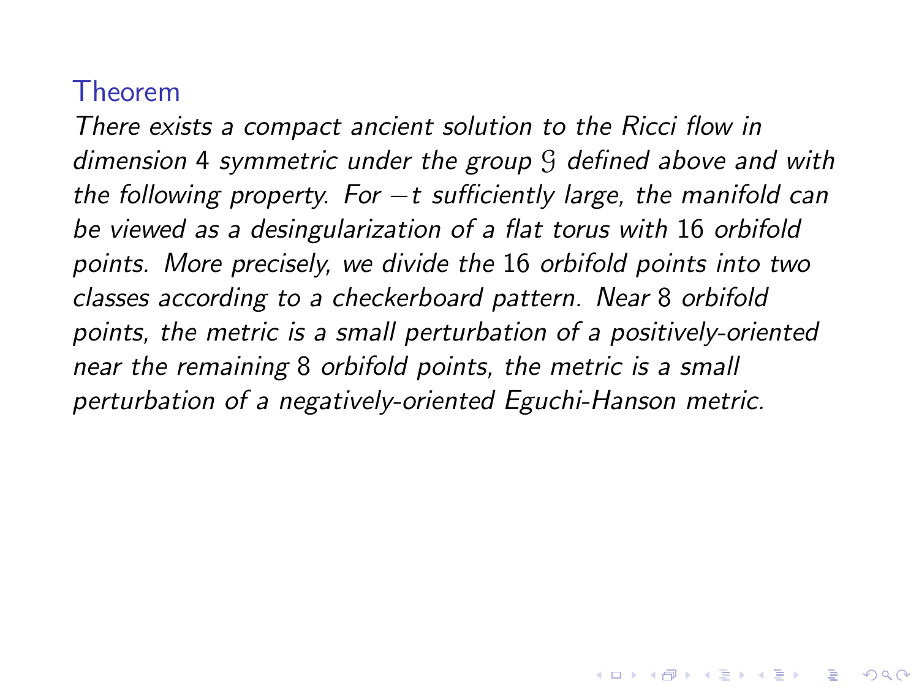### Theorem

*There exists a compact ancient solution to the Ricci flow in dimension 4 symmetric under the group $\mathcal{G}$ defined above and with the following property. For $-t$ sufficiently large, the manifold can be viewed as a desingularization of a flat torus with 16 orbifold points. More precisely, we divide the 16 orbifold points into two classes according to a checkerboard pattern. Near 8 orbifold points, the metric is a small perturbation of a positively-oriented near the remaining 8 orbifold points, the metric is a small perturbation of a negatively-oriented Eguchi-Hanson metric.*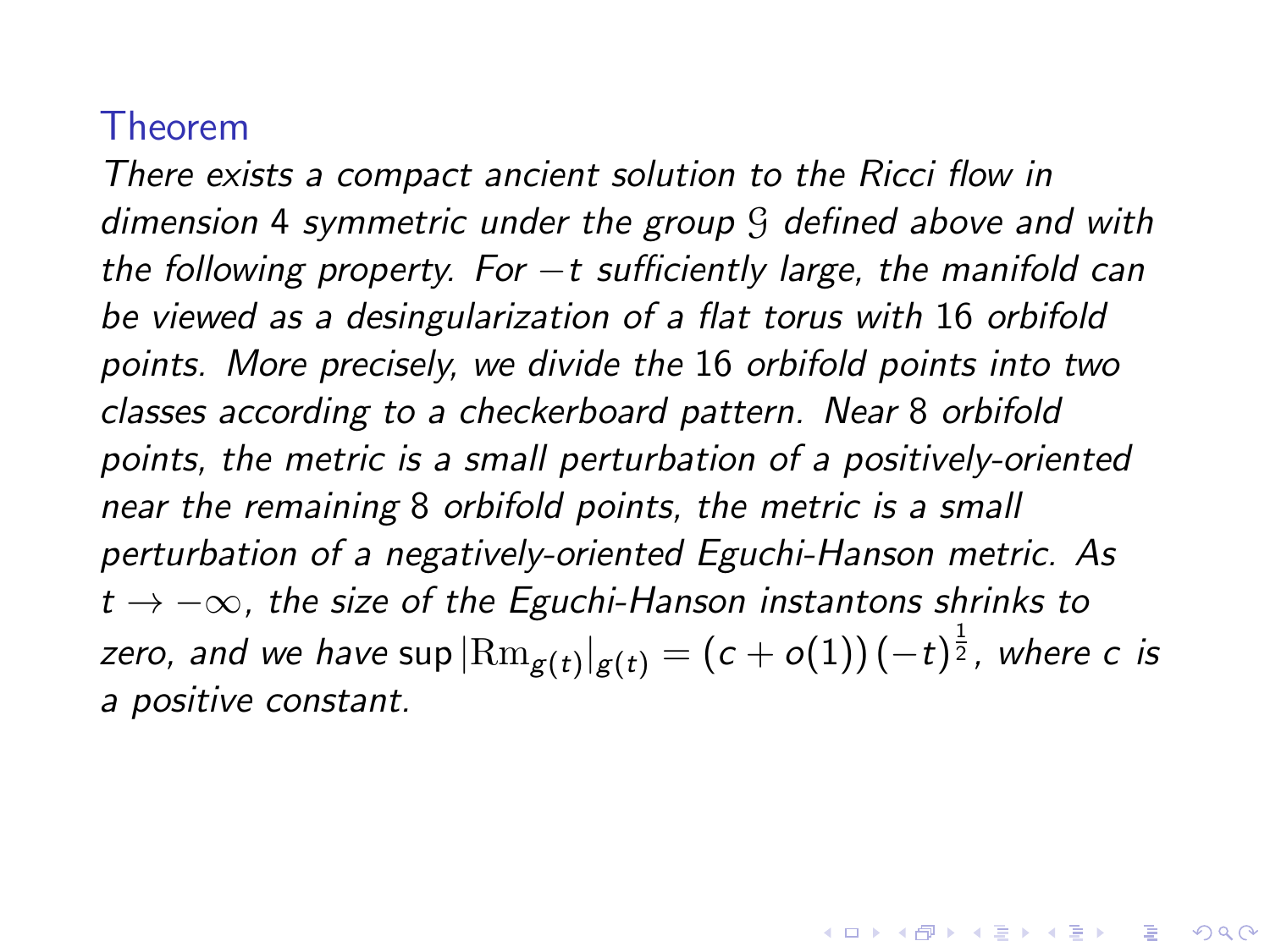### Theorem

*There exists a compact ancient solution to the Ricci flow in dimension 4 symmetric under the group $\mathcal{G}$ defined above and with the following property. For $-t$ sufficiently large, the manifold can be viewed as a desingularization of a flat torus with 16 orbifold points. More precisely, we divide the 16 orbifold points into two classes according to a checkerboard pattern. Near 8 orbifold points, the metric is a small perturbation of a positively-oriented near the remaining 8 orbifold points, the metric is a small perturbation of a negatively-oriented Eguchi-Hanson metric. As $t \to -\infty$, the size of the Eguchi-Hanson instantons shrinks to zero, and we have $\sup |\mathrm{Rm}_{g(t)}|_{g(t)} = (c + o(1))\,(-t)^{\frac{1}{2}}$, where $c$ is a positive constant.*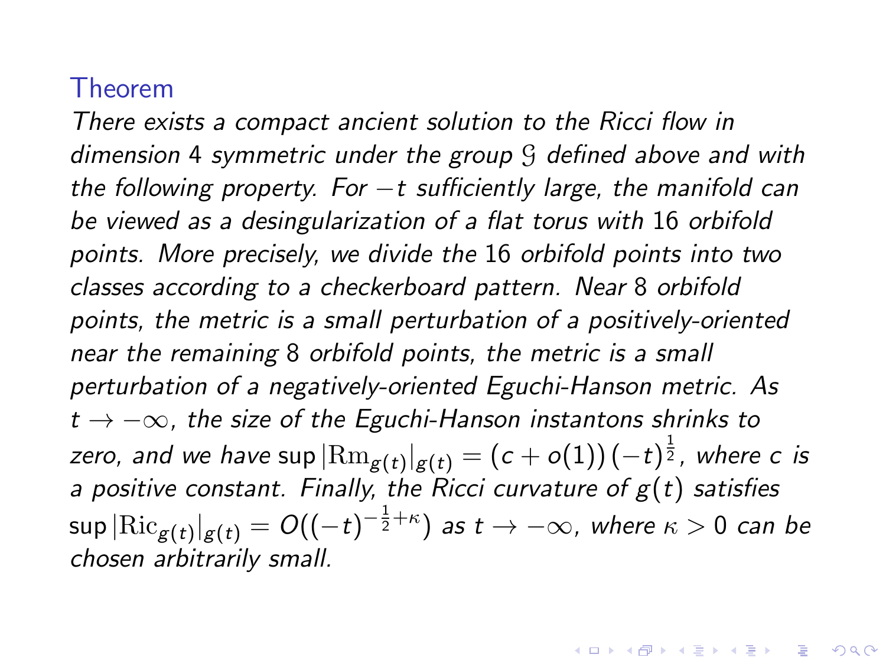### Theorem

*There exists a compact ancient solution to the Ricci flow in dimension 4 symmetric under the group $\mathcal{G}$ defined above and with the following property. For $-t$ sufficiently large, the manifold can be viewed as a desingularization of a flat torus with 16 orbifold points. More precisely, we divide the 16 orbifold points into two classes according to a checkerboard pattern. Near 8 orbifold points, the metric is a small perturbation of a positively-oriented near the remaining 8 orbifold points, the metric is a small perturbation of a negatively-oriented Eguchi-Hanson metric. As $t \to -\infty$, the size of the Eguchi-Hanson instantons shrinks to zero, and we have $\sup |\mathrm{Rm}_{g(t)}|_{g(t)} = (c + o(1))\,(-t)^{\frac{1}{2}}$, where $c$ is a positive constant. Finally, the Ricci curvature of $g(t)$ satisfies $\sup |\mathrm{Ric}_{g(t)}|_{g(t)} = O((-t)^{-\frac{1}{2}+\kappa})$ as $t \to -\infty$, where $\kappa > 0$ can be chosen arbitrarily small.*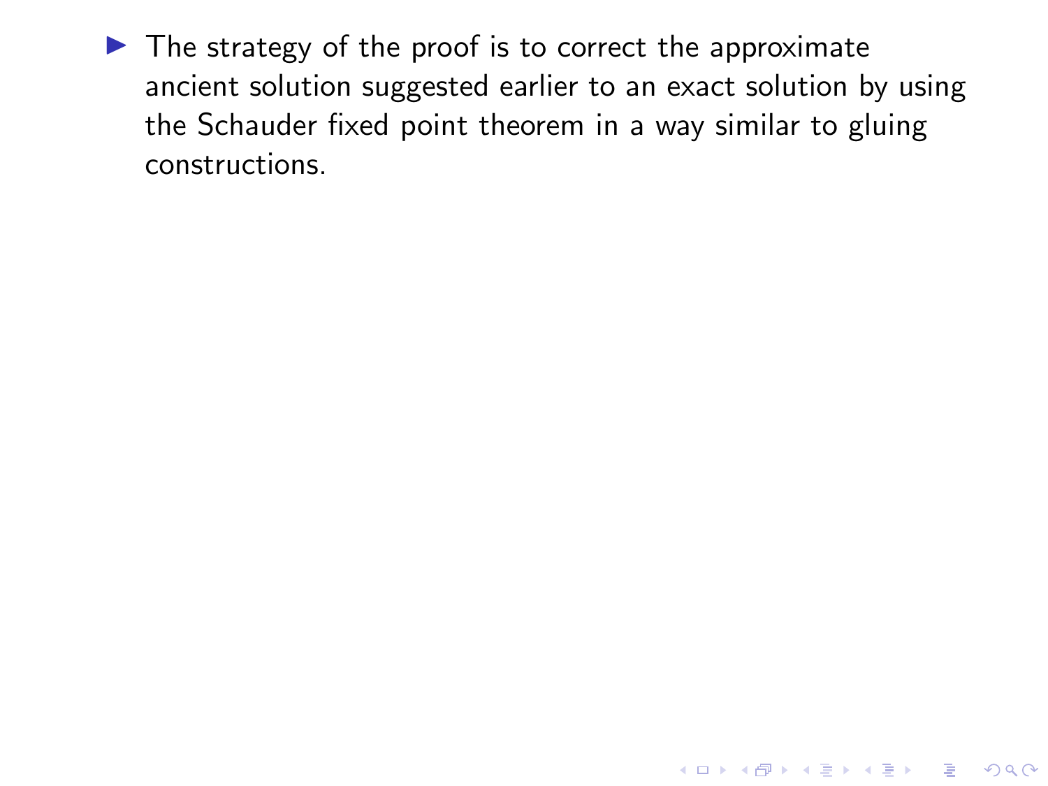- The strategy of the proof is to correct the approximate ancient solution suggested earlier to an exact solution by using the Schauder fixed point theorem in a way similar to gluing constructions.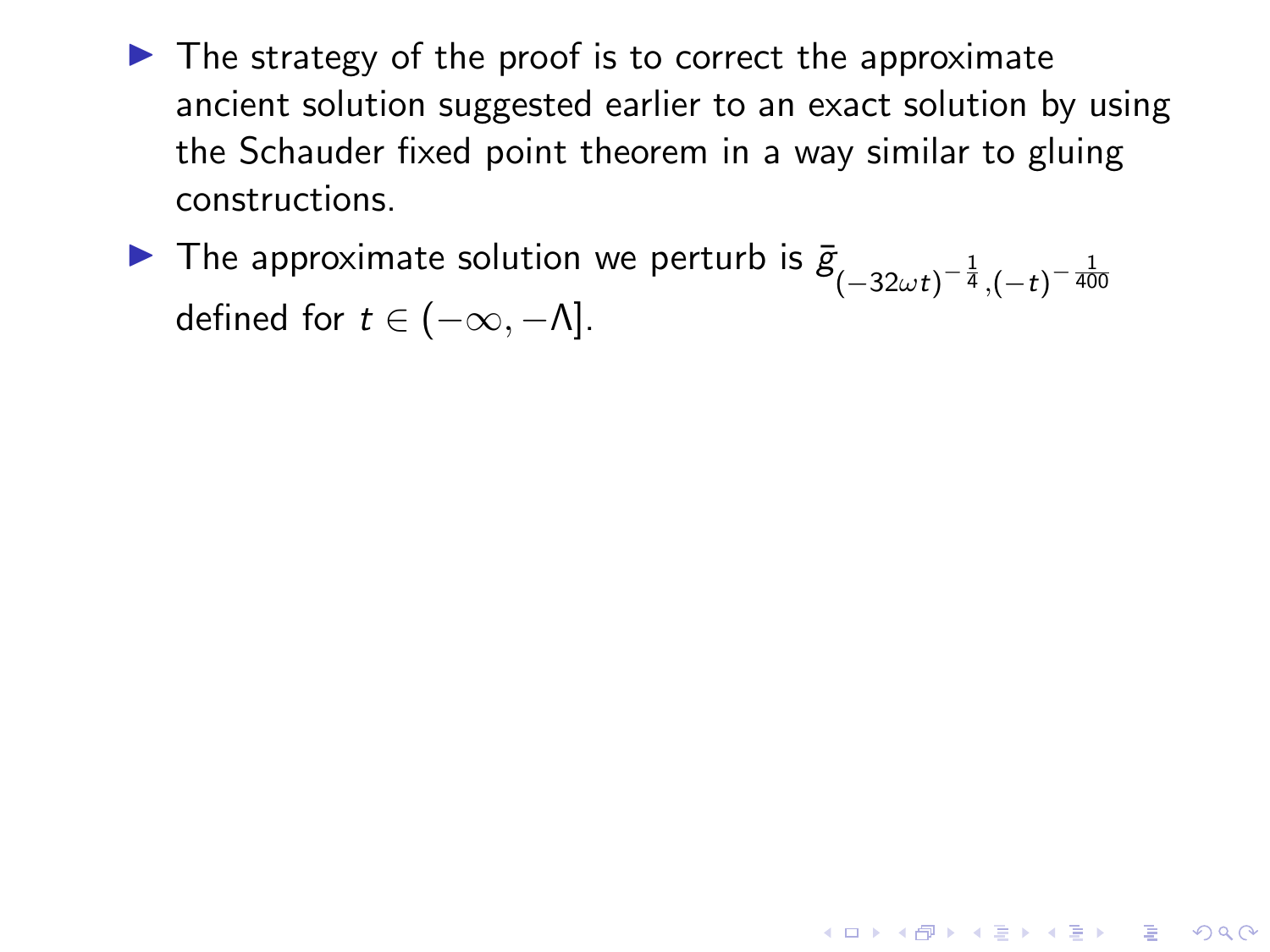- The strategy of the proof is to correct the approximate ancient solution suggested earlier to an exact solution by using the Schauder fixed point theorem in a way similar to gluing constructions.
- The approximate solution we perturb is $\bar{g}_{(-32\omega t)^{-\frac{1}{4}},(-t)^{-\frac{1}{400}}}$ defined for $t \in (-\infty, -\Lambda]$.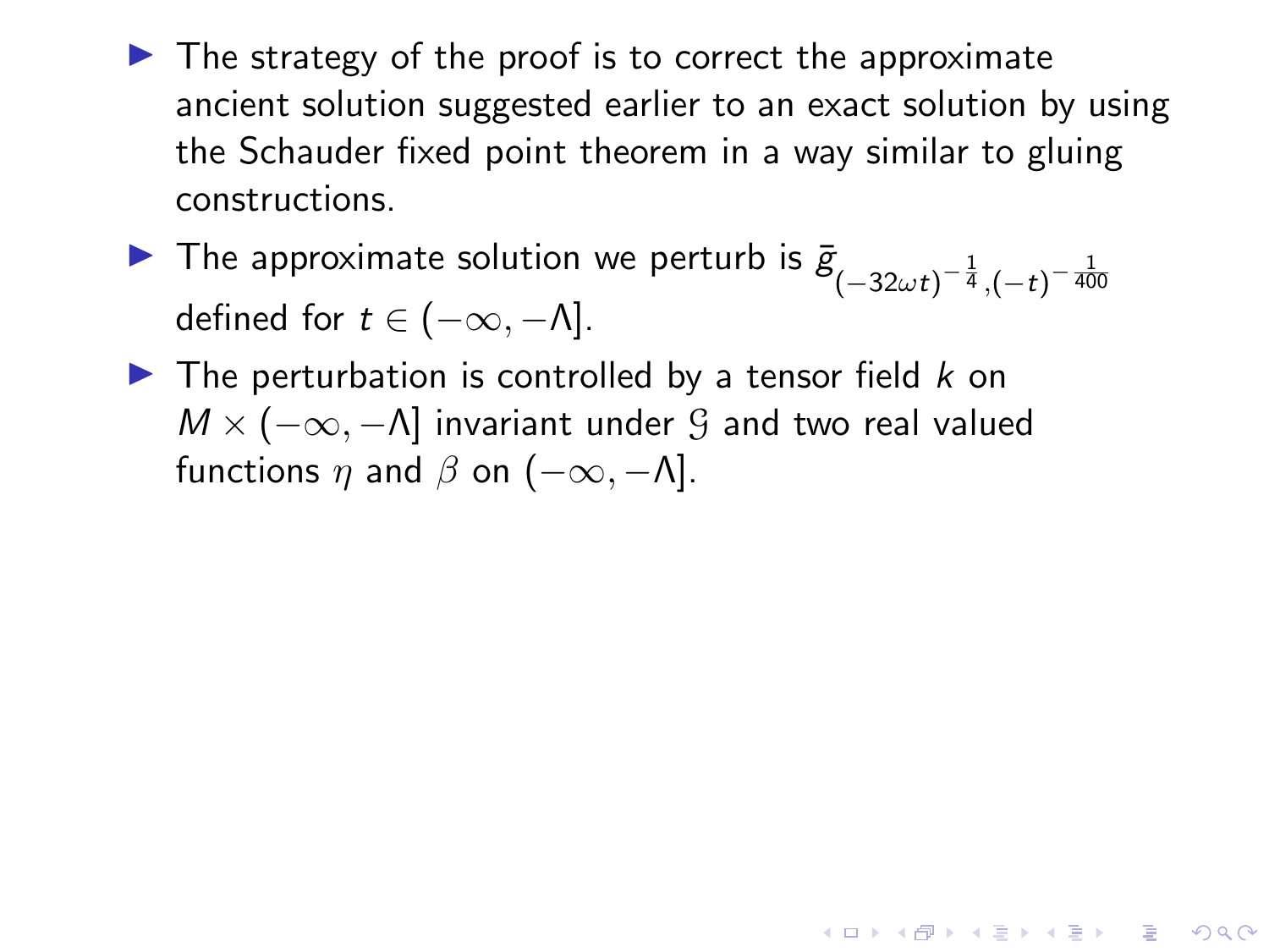- The strategy of the proof is to correct the approximate ancient solution suggested earlier to an exact solution by using the Schauder fixed point theorem in a way similar to gluing constructions.
- The approximate solution we perturb is $\bar{g}_{(-32\omega t)^{-\frac{1}{4}},(-t)^{-\frac{1}{400}}}$ defined for $t \in (-\infty, -\Lambda]$.
- The perturbation is controlled by a tensor field $k$ on $M \times (-\infty, -\Lambda]$ invariant under $\mathcal{G}$ and two real valued functions $\eta$ and $\beta$ on $(-\infty, -\Lambda]$.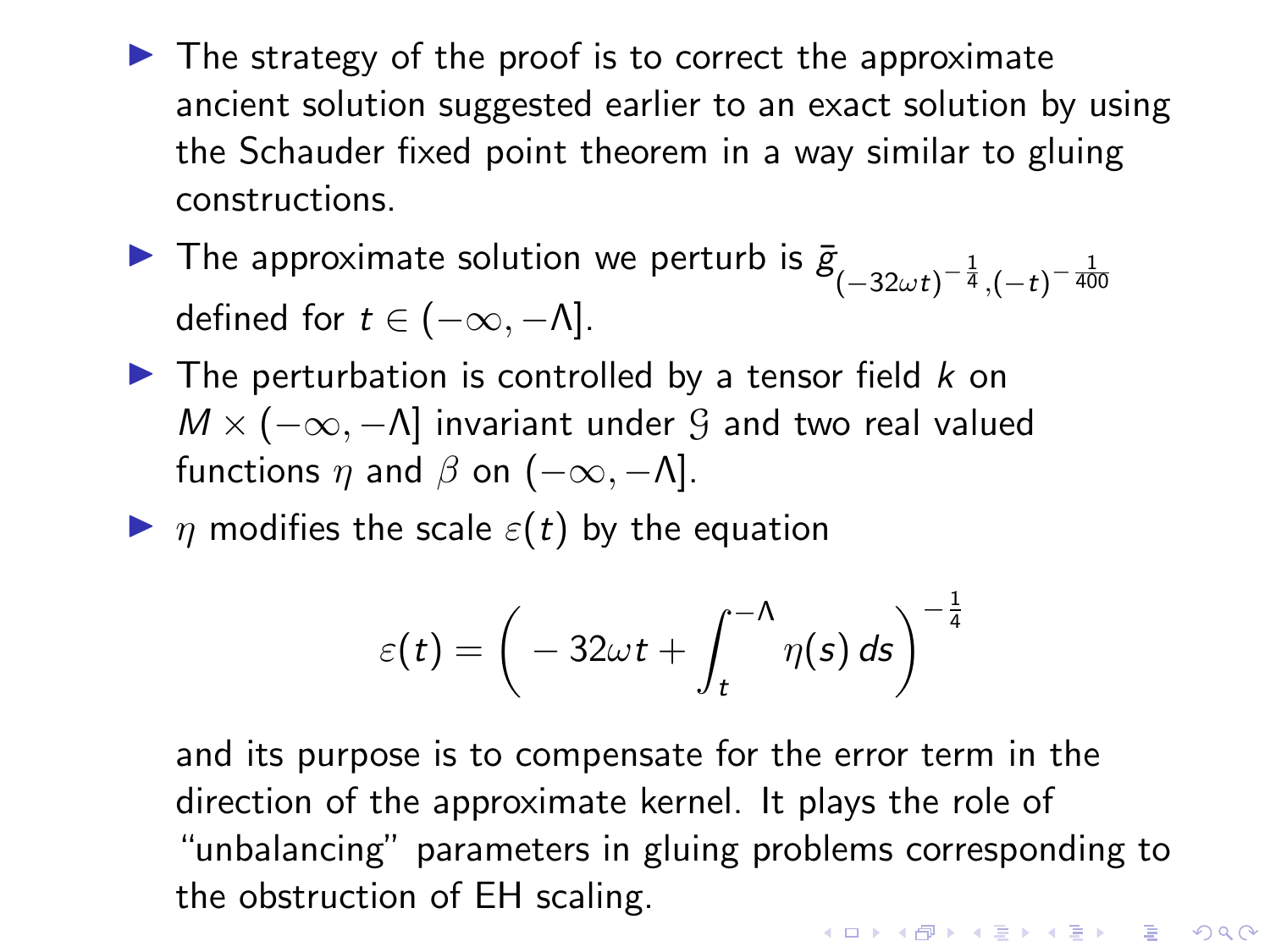- The strategy of the proof is to correct the approximate ancient solution suggested earlier to an exact solution by using the Schauder fixed point theorem in a way similar to gluing constructions.
- The approximate solution we perturb is $\bar{g}_{(-32\omega t)^{-\frac{1}{4}},(-t)^{-\frac{1}{400}}}$ defined for $t \in (-\infty, -\Lambda]$.
- The perturbation is controlled by a tensor field $k$ on $M \times (-\infty, -\Lambda]$ invariant under $\mathcal{G}$ and two real valued functions $\eta$ and $\beta$ on $(-\infty, -\Lambda]$.
- $\eta$ modifies the scale $\varepsilon(t)$ by the equation

$$\varepsilon(t) = \Big( -32\omega t + \int_t^{-\Lambda} \eta(s)\, ds \Big)^{-\frac{1}{4}}$$

  and its purpose is to compensate for the error term in the direction of the approximate kernel. It plays the role of "unbalancing" parameters in gluing problems corresponding to the obstruction of EH scaling.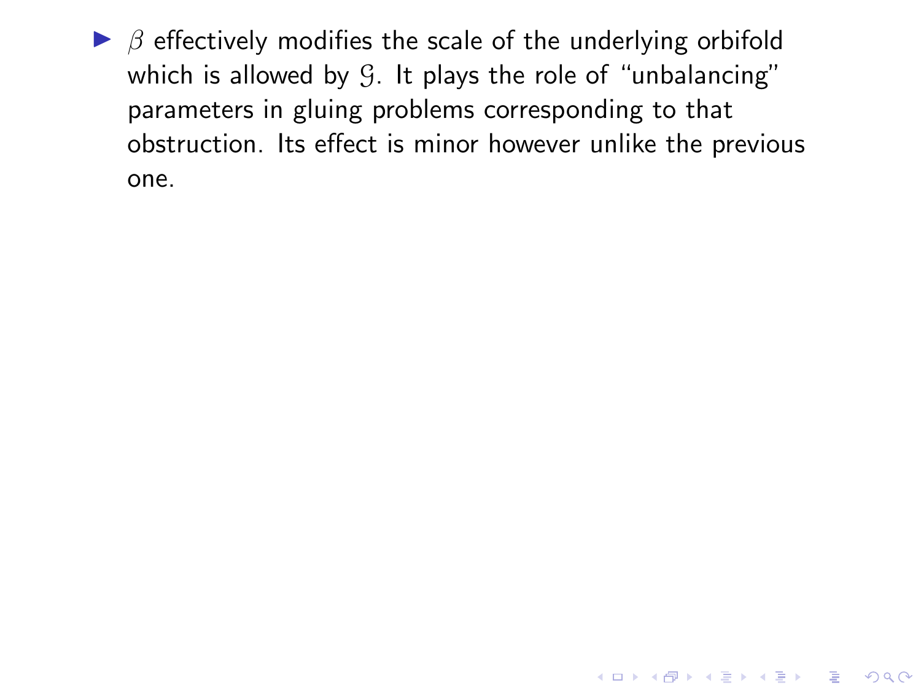- $\beta$ effectively modifies the scale of the underlying orbifold which is allowed by $\mathcal{G}$. It plays the role of "unbalancing" parameters in gluing problems corresponding to that obstruction. Its effect is minor however unlike the previous one.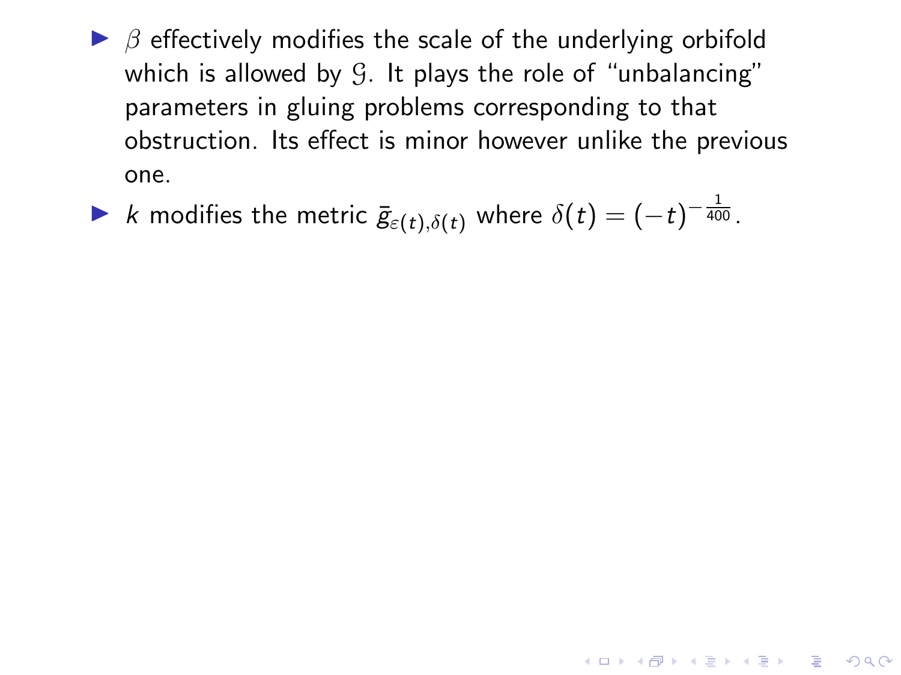- $\beta$ effectively modifies the scale of the underlying orbifold which is allowed by $\mathcal{G}$. It plays the role of "unbalancing" parameters in gluing problems corresponding to that obstruction. Its effect is minor however unlike the previous one.
- $k$ modifies the metric $\bar{g}_{\varepsilon(t),\delta(t)}$ where $\delta(t) = (-t)^{-\frac{1}{400}}$.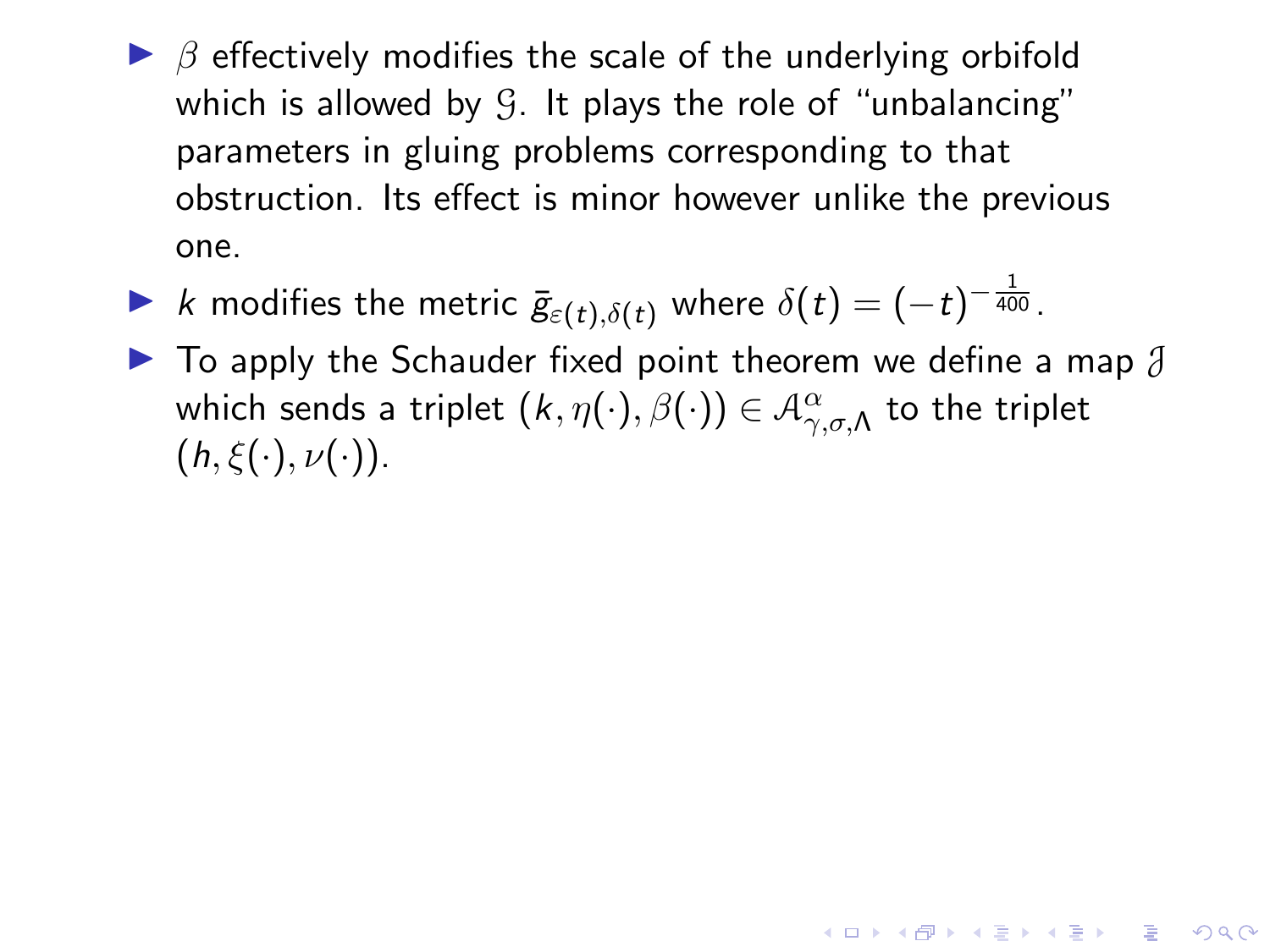- $\beta$ effectively modifies the scale of the underlying orbifold which is allowed by $\mathcal{G}$. It plays the role of "unbalancing" parameters in gluing problems corresponding to that obstruction. Its effect is minor however unlike the previous one.
- $k$ modifies the metric $\bar{g}_{\varepsilon(t),\delta(t)}$ where $\delta(t) = (-t)^{-\frac{1}{400}}$.
- To apply the Schauder fixed point theorem we define a map $\mathcal{J}$ which sends a triplet $(k, \eta(\cdot), \beta(\cdot)) \in \mathcal{A}^{\alpha}_{\gamma,\sigma,\Lambda}$ to the triplet $(h, \xi(\cdot), \nu(\cdot))$.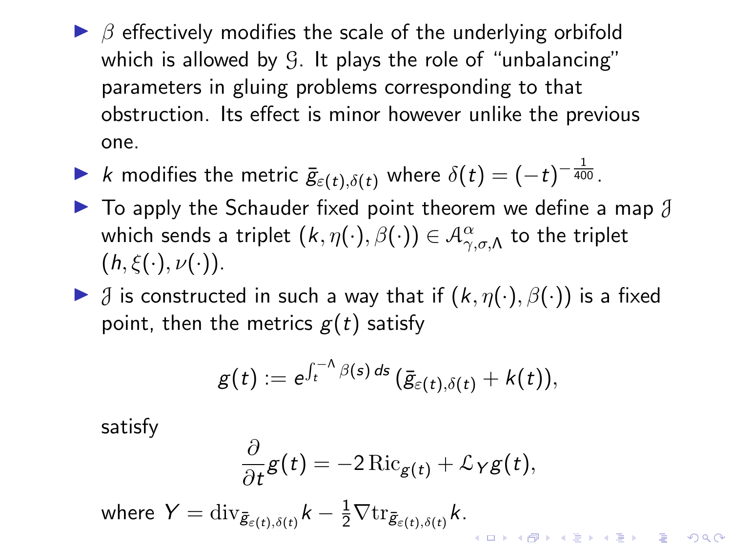- $\beta$ effectively modifies the scale of the underlying orbifold which is allowed by $\mathcal{G}$. It plays the role of "unbalancing" parameters in gluing problems corresponding to that obstruction. Its effect is minor however unlike the previous one.
- $k$ modifies the metric $\bar{g}_{\varepsilon(t),\delta(t)}$ where $\delta(t) = (-t)^{-\frac{1}{400}}$.
- To apply the Schauder fixed point theorem we define a map $\mathcal{J}$ which sends a triplet $(k, \eta(\cdot), \beta(\cdot)) \in \mathcal{A}^{\alpha}_{\gamma,\sigma,\Lambda}$ to the triplet $(h, \xi(\cdot), \nu(\cdot))$.
- $\mathcal{J}$ is constructed in such a way that if $(k, \eta(\cdot), \beta(\cdot))$ is a fixed point, then the metrics $g(t)$ satisfy

$$g(t) := e^{\int_t^{-\Lambda} \beta(s)\, ds} (\bar{g}_{\varepsilon(t),\delta(t)} + k(t)),$$

satisfy

$$\frac{\partial}{\partial t} g(t) = -2\,\mathrm{Ric}_{g(t)} + \mathcal{L}_Y g(t),$$

where $Y = \mathrm{div}_{\bar{g}_{\varepsilon(t),\delta(t)}} k - \frac{1}{2} \nabla \mathrm{tr}_{\bar{g}_{\varepsilon(t),\delta(t)}} k$.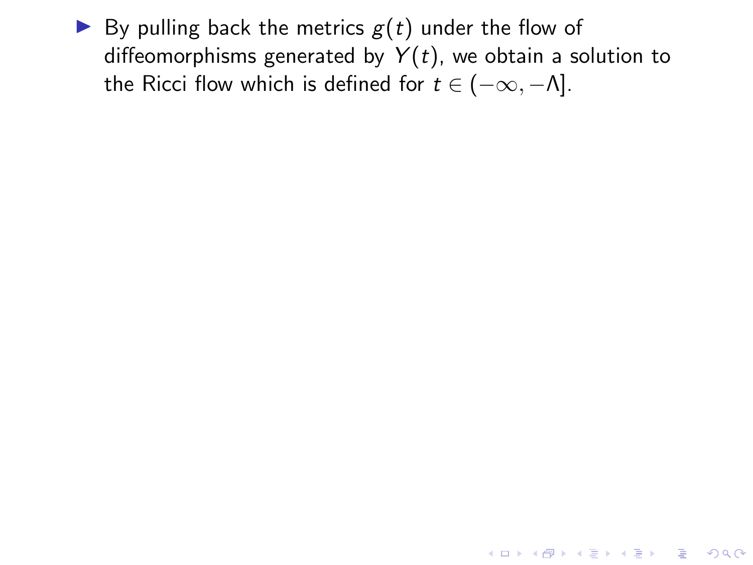- By pulling back the metrics $g(t)$ under the flow of diffeomorphisms generated by $Y(t)$, we obtain a solution to the Ricci flow which is defined for $t \in (-\infty, -\Lambda]$.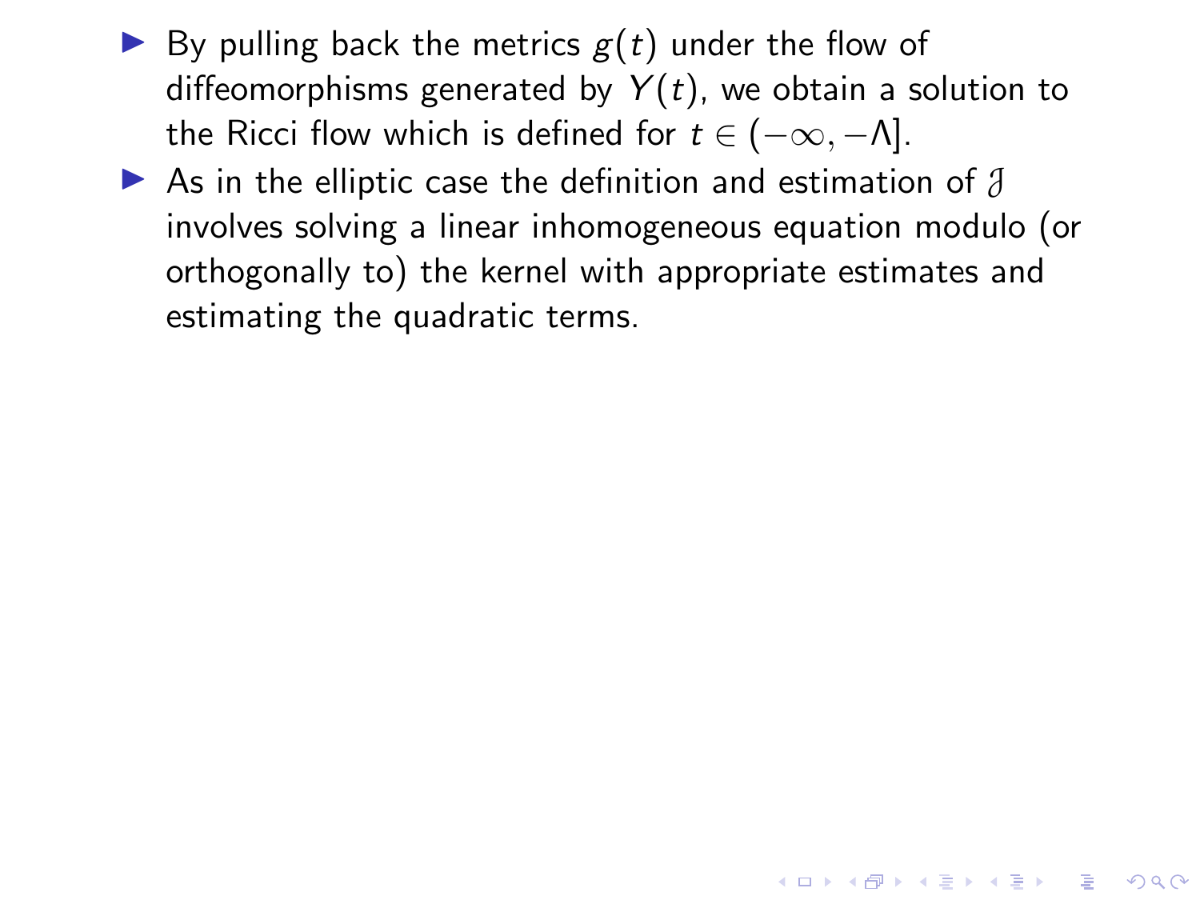- By pulling back the metrics $g(t)$ under the flow of diffeomorphisms generated by $Y(t)$, we obtain a solution to the Ricci flow which is defined for $t \in (-\infty, -\Lambda]$.
- As in the elliptic case the definition and estimation of $\mathcal{J}$ involves solving a linear inhomogeneous equation modulo (or orthogonally to) the kernel with appropriate estimates and estimating the quadratic terms.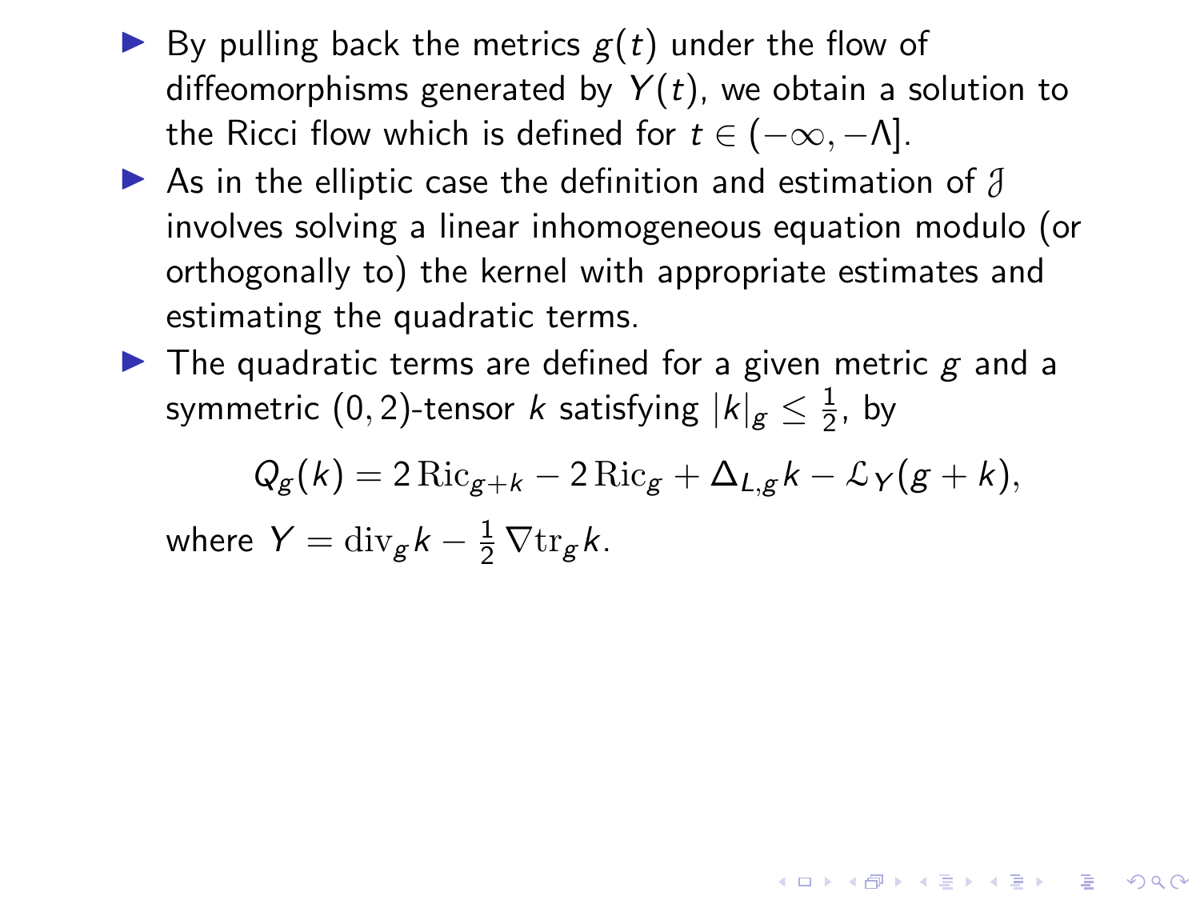- By pulling back the metrics $g(t)$ under the flow of diffeomorphisms generated by $Y(t)$, we obtain a solution to the Ricci flow which is defined for $t \in (-\infty, -\Lambda]$.
- As in the elliptic case the definition and estimation of $\mathcal{J}$ involves solving a linear inhomogeneous equation modulo (or orthogonally to) the kernel with appropriate estimates and estimating the quadratic terms.
- The quadratic terms are defined for a given metric $g$ and a symmetric $(0, 2)$-tensor $k$ satisfying $|k|_g \leq \frac{1}{2}$, by

  $$Q_g(k) = 2\,\mathrm{Ric}_{g+k} - 2\,\mathrm{Ric}_g + \Delta_{L,g} k - \mathcal{L}_Y(g + k),$$

  where $Y = \mathrm{div}_g k - \frac{1}{2}\,\nabla \mathrm{tr}_g k$.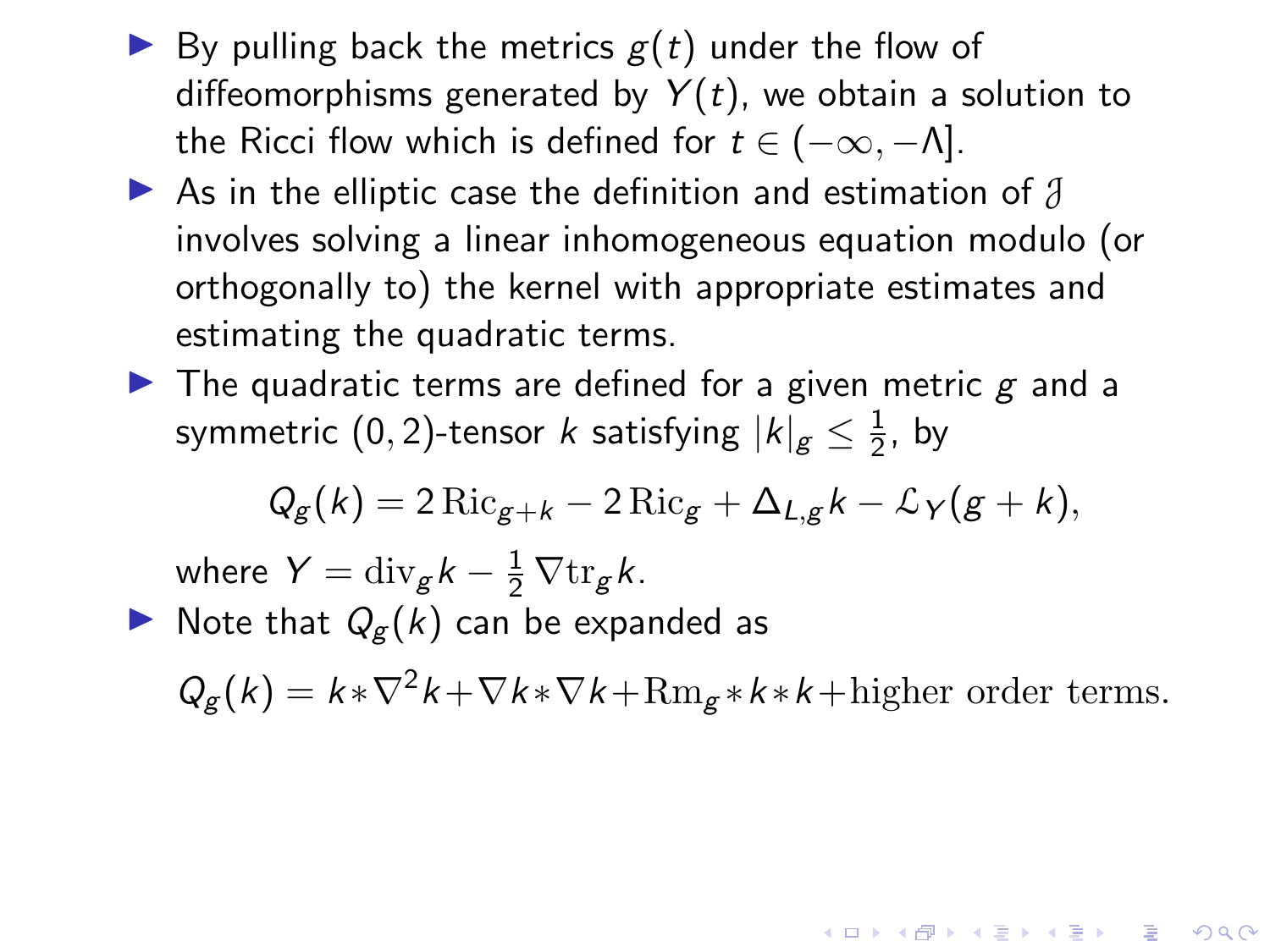- By pulling back the metrics $g(t)$ under the flow of diffeomorphisms generated by $Y(t)$, we obtain a solution to the Ricci flow which is defined for $t \in (-\infty, -\Lambda]$.
- As in the elliptic case the definition and estimation of $\mathcal{J}$ involves solving a linear inhomogeneous equation modulo (or orthogonally to) the kernel with appropriate estimates and estimating the quadratic terms.
- The quadratic terms are defined for a given metric $g$ and a symmetric $(0,2)$-tensor $k$ satisfying $|k|_g \leq \frac{1}{2}$, by

$$Q_g(k) = 2\,\mathrm{Ric}_{g+k} - 2\,\mathrm{Ric}_g + \Delta_{L,g} k - \mathcal{L}_Y(g+k),$$

  where $Y = \mathrm{div}_g k - \frac{1}{2}\nabla \mathrm{tr}_g k$.
- Note that $Q_g(k)$ can be expanded as

$$Q_g(k) = k * \nabla^2 k + \nabla k * \nabla k + \mathrm{Rm}_g * k * k + \text{higher order terms}.$$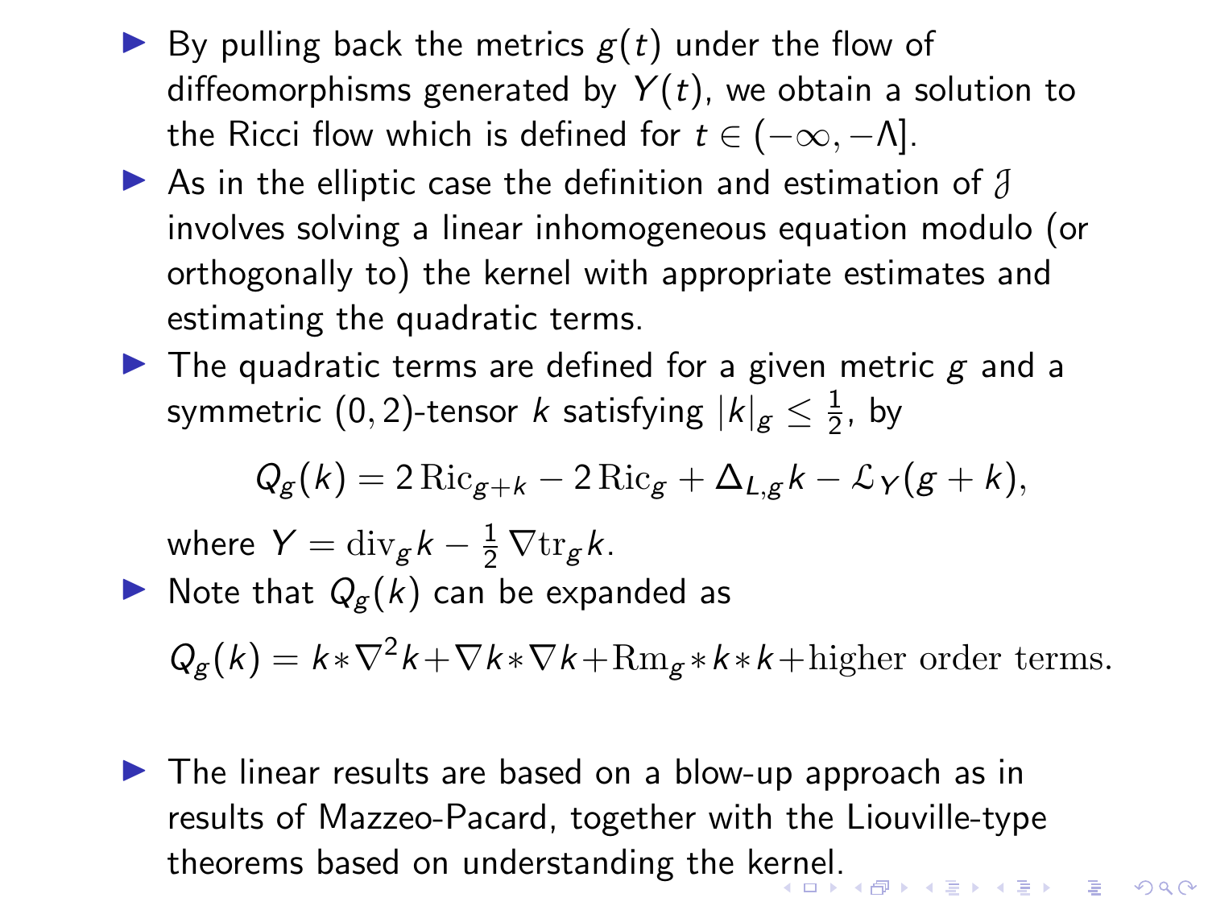- By pulling back the metrics $g(t)$ under the flow of diffeomorphisms generated by $Y(t)$, we obtain a solution to the Ricci flow which is defined for $t \in (-\infty, -\Lambda]$.
- As in the elliptic case the definition and estimation of $\mathcal{J}$ involves solving a linear inhomogeneous equation modulo (or orthogonally to) the kernel with appropriate estimates and estimating the quadratic terms.
- The quadratic terms are defined for a given metric $g$ and a symmetric $(0,2)$-tensor $k$ satisfying $|k|_g \leq \frac{1}{2}$, by

  $$Q_g(k) = 2\,\mathrm{Ric}_{g+k} - 2\,\mathrm{Ric}_g + \Delta_{L,g} k - \mathcal{L}_Y(g+k),$$

  where $Y = \mathrm{div}_g k - \frac{1}{2}\nabla \mathrm{tr}_g k$.
- Note that $Q_g(k)$ can be expanded as

  $$Q_g(k) = k * \nabla^2 k + \nabla k * \nabla k + \mathrm{Rm}_g * k * k + \text{higher order terms}.$$

- The linear results are based on a blow-up approach as in results of Mazzeo-Pacard, together with the Liouville-type theorems based on understanding the kernel.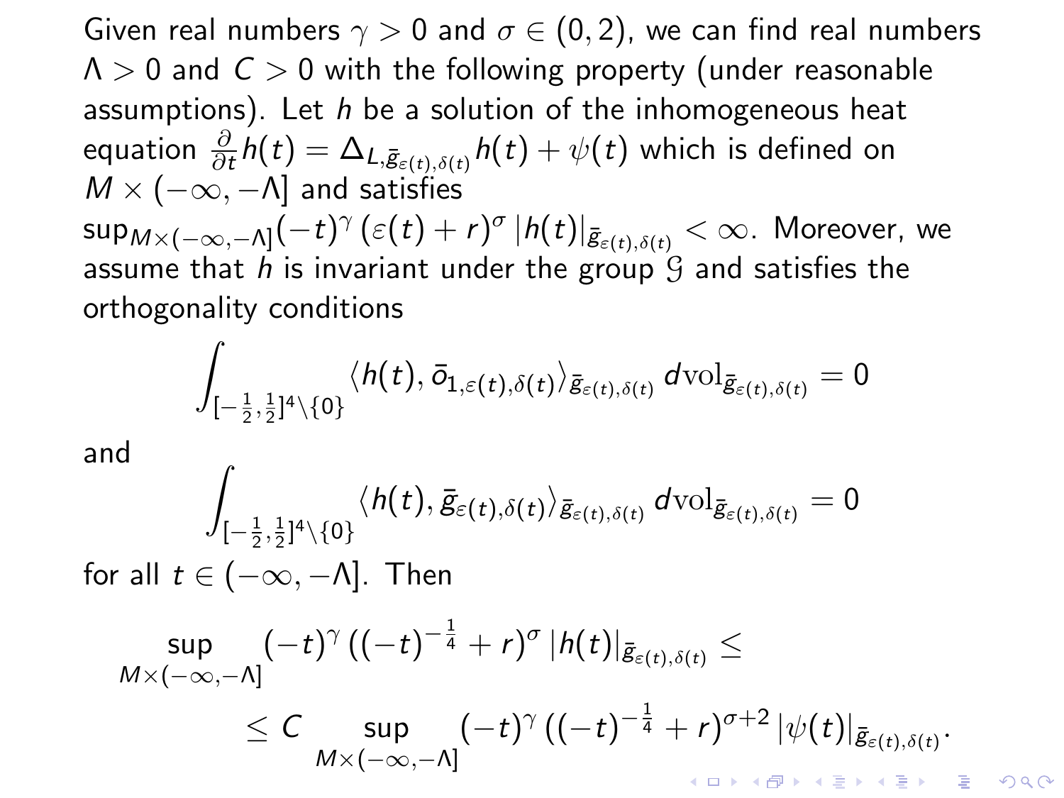Given real numbers $\gamma > 0$ and $\sigma \in (0, 2)$, we can find real numbers $\Lambda > 0$ and $C > 0$ with the following property (under reasonable assumptions). Let $h$ be a solution of the inhomogeneous heat equation $\frac{\partial}{\partial t} h(t) = \Delta_{L, \bar{g}_{\varepsilon(t), \delta(t)}} h(t) + \psi(t)$ which is defined on $M \times (-\infty, -\Lambda]$ and satisfies $\sup_{M \times (-\infty, -\Lambda]} (-t)^{\gamma} \, (\varepsilon(t) + r)^{\sigma} \, |h(t)|_{\bar{g}_{\varepsilon(t), \delta(t)}} < \infty$. Moreover, we assume that $h$ is invariant under the group $\mathcal{G}$ and satisfies the orthogonality conditions

$$\int_{[-\frac{1}{2}, \frac{1}{2}]^4 \setminus \{0\}} \langle h(t), \bar{o}_{1, \varepsilon(t), \delta(t)} \rangle_{\bar{g}_{\varepsilon(t), \delta(t)}} \, d\mathrm{vol}_{\bar{g}_{\varepsilon(t), \delta(t)}} = 0$$

and

$$\int_{[-\frac{1}{2}, \frac{1}{2}]^4 \setminus \{0\}} \langle h(t), \bar{g}_{\varepsilon(t), \delta(t)} \rangle_{\bar{g}_{\varepsilon(t), \delta(t)}} \, d\mathrm{vol}_{\bar{g}_{\varepsilon(t), \delta(t)}} = 0$$

for all $t \in (-\infty, -\Lambda]$. Then

$$\sup_{M \times (-\infty, -\Lambda]} (-t)^{\gamma} \, ((-t)^{-\frac{1}{4}} + r)^{\sigma} \, |h(t)|_{\bar{g}_{\varepsilon(t), \delta(t)}} \leq$$

$$\leq C \sup_{M \times (-\infty, -\Lambda]} (-t)^{\gamma} \, ((-t)^{-\frac{1}{4}} + r)^{\sigma + 2} \, |\psi(t)|_{\bar{g}_{\varepsilon(t), \delta(t)}}.$$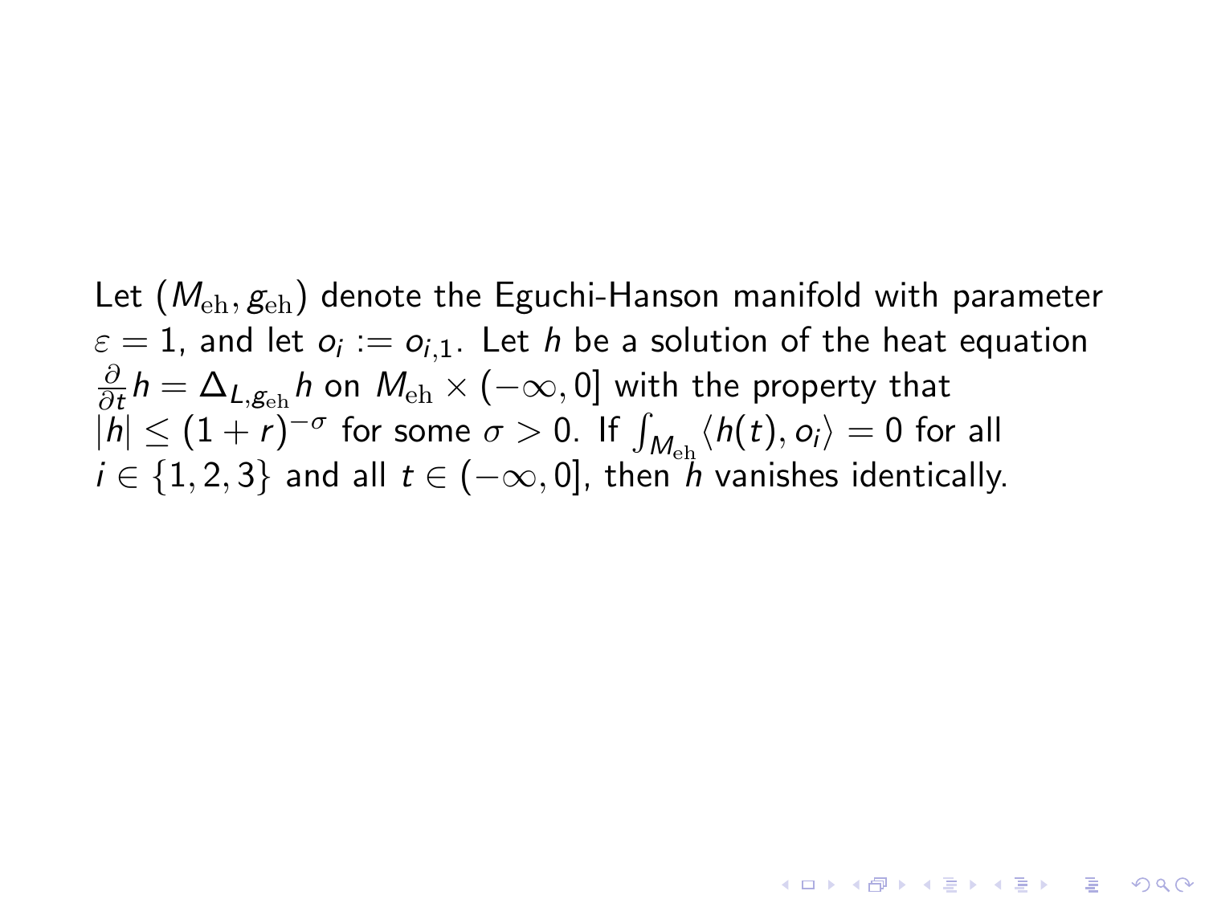Let $(M_{\mathrm{eh}}, g_{\mathrm{eh}})$ denote the Eguchi-Hanson manifold with parameter $\varepsilon = 1$, and let $o_i := o_{i,1}$. Let $h$ be a solution of the heat equation $\frac{\partial}{\partial t} h = \Delta_{L, g_{\mathrm{eh}}} h$ on $M_{\mathrm{eh}} \times (-\infty, 0]$ with the property that $|h| \leq (1 + r)^{-\sigma}$ for some $\sigma > 0$. If $\int_{M_{\mathrm{eh}}} \langle h(t), o_i \rangle = 0$ for all $i \in \{1, 2, 3\}$ and all $t \in (-\infty, 0]$, then $h$ vanishes identically.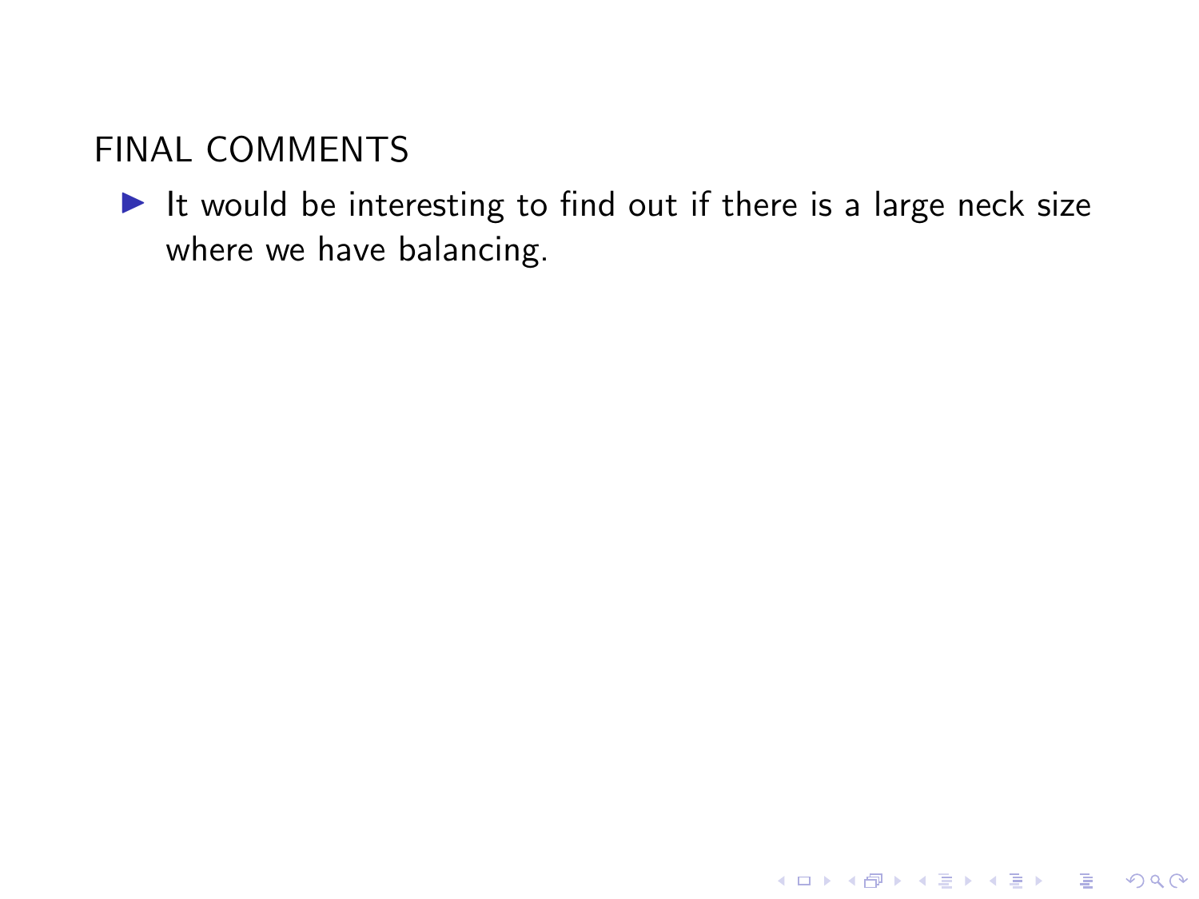## FINAL COMMENTS

- It would be interesting to find out if there is a large neck size where we have balancing.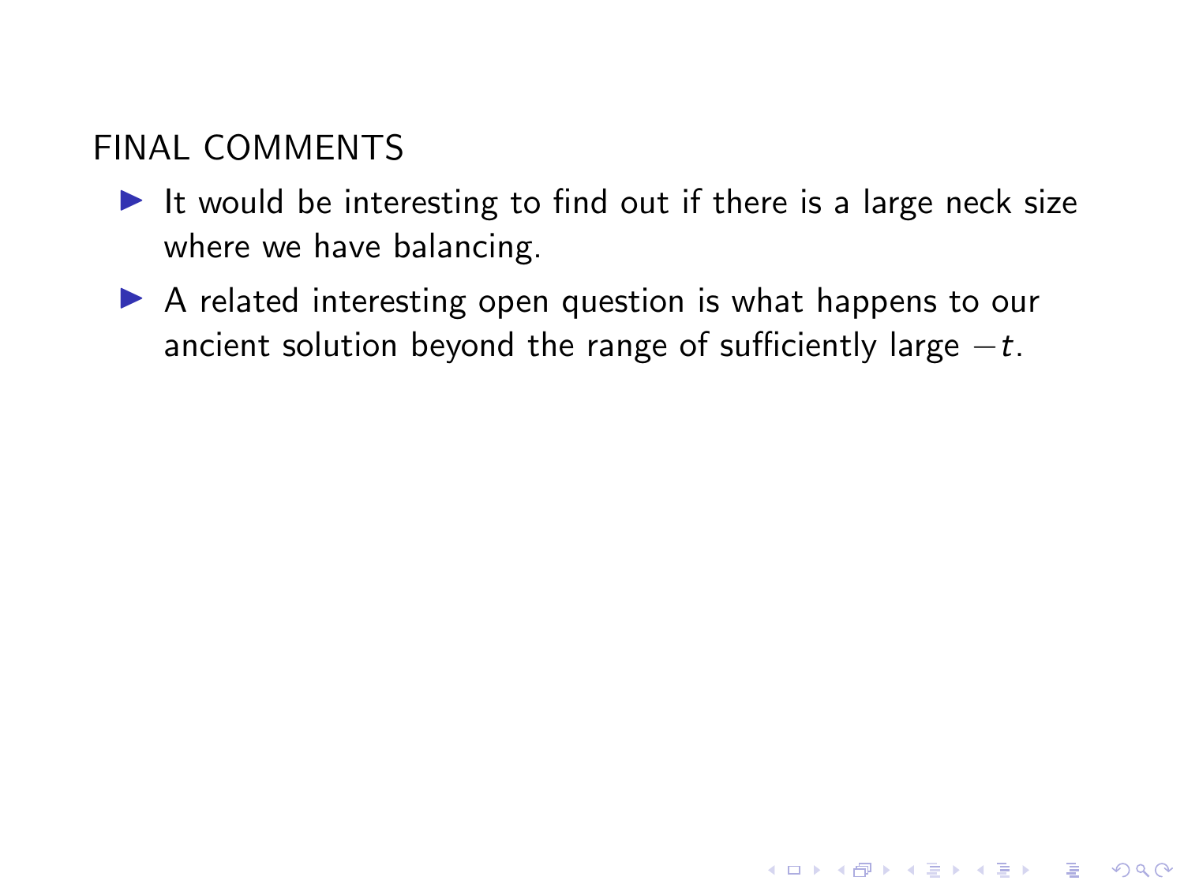## FINAL COMMENTS

- It would be interesting to find out if there is a large neck size where we have balancing.
- A related interesting open question is what happens to our ancient solution beyond the range of sufficiently large $-t$.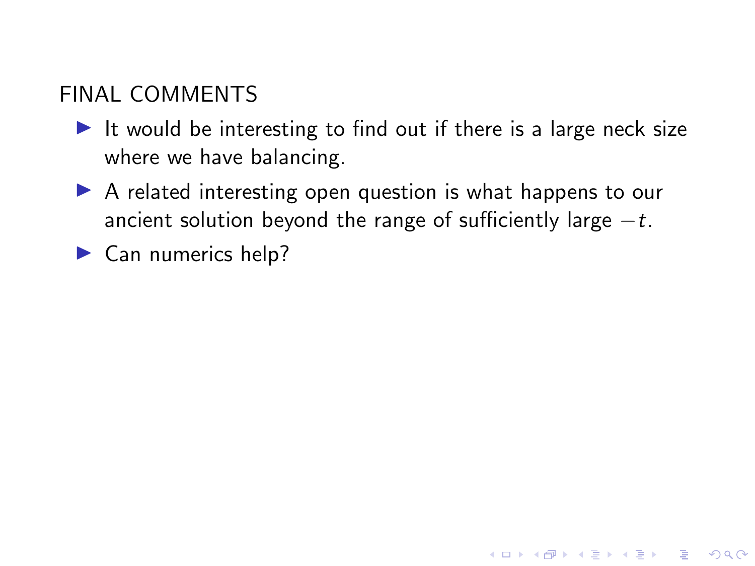## FINAL COMMENTS

- It would be interesting to find out if there is a large neck size where we have balancing.
- A related interesting open question is what happens to our ancient solution beyond the range of sufficiently large $-t$.
- Can numerics help?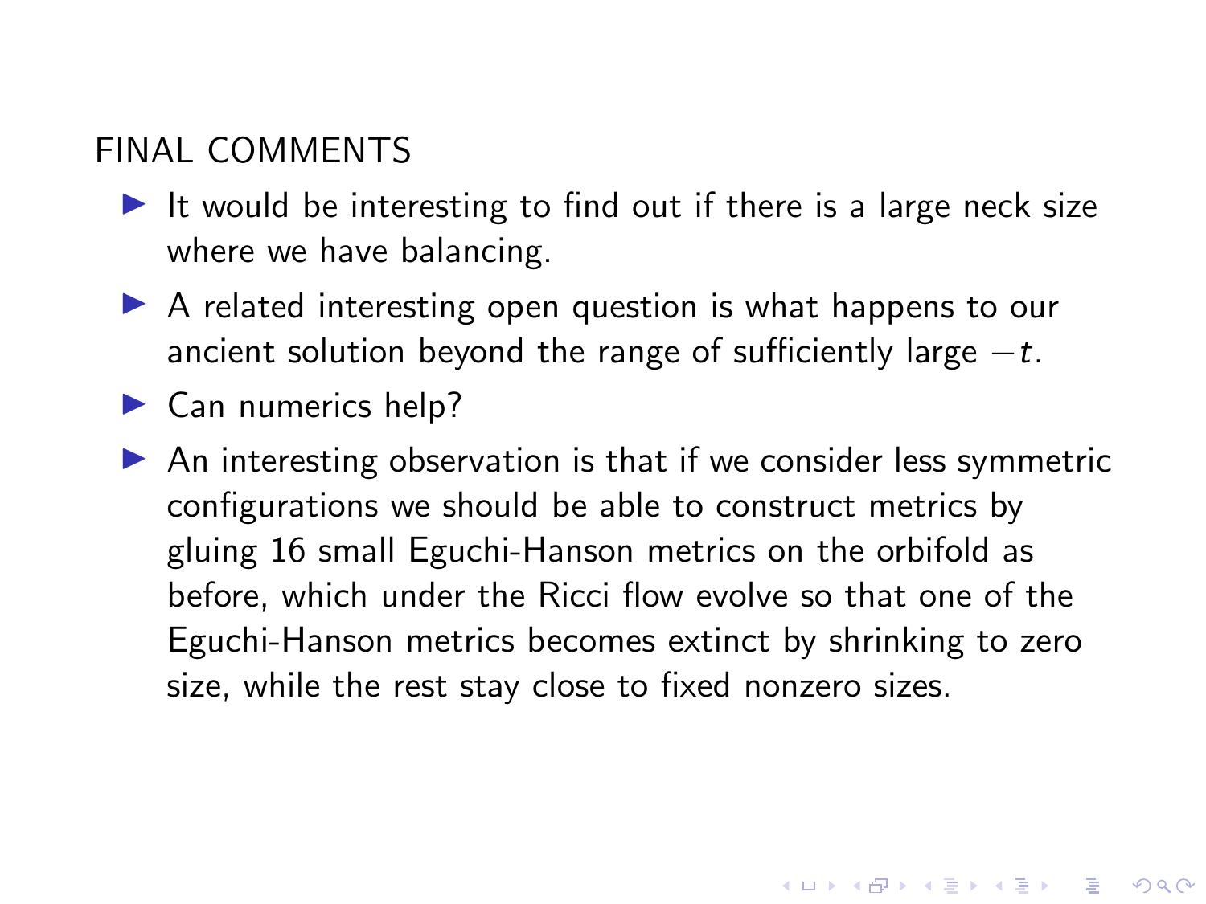## FINAL COMMENTS

- It would be interesting to find out if there is a large neck size where we have balancing.
- A related interesting open question is what happens to our ancient solution beyond the range of sufficiently large $-t$.
- Can numerics help?
- An interesting observation is that if we consider less symmetric configurations we should be able to construct metrics by gluing 16 small Eguchi-Hanson metrics on the orbifold as before, which under the Ricci flow evolve so that one of the Eguchi-Hanson metrics becomes extinct by shrinking to zero size, while the rest stay close to fixed nonzero sizes.